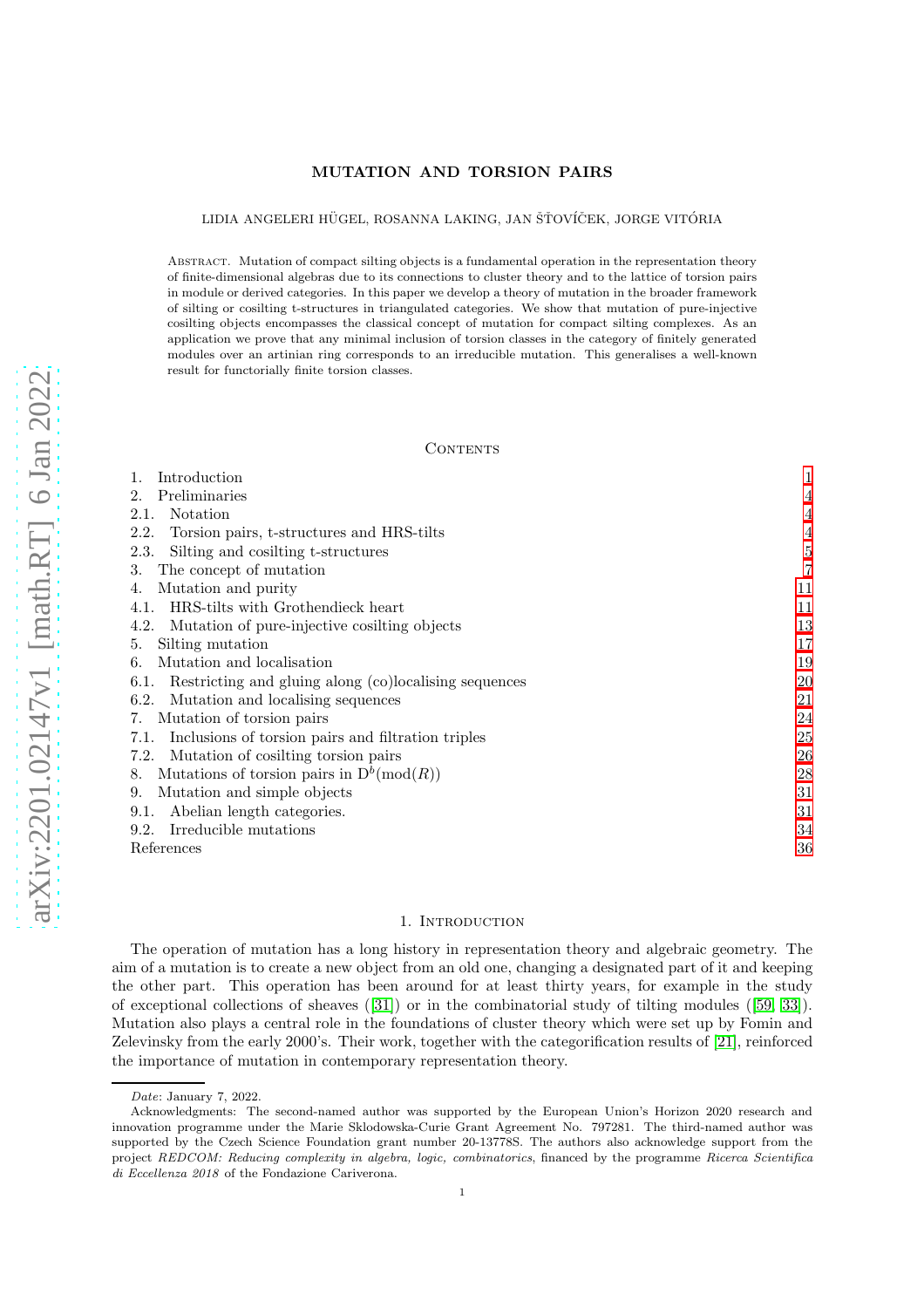# MUTATION AND TORSION PAIRS

LIDIA ANGELERI HÜGEL, ROSANNA LAKING, JAN ŠŤOVÍČEK, JORGE VITÓRIA

Abstract. Mutation of compact silting objects is a fundamental operation in the representation theory of finite-dimensional algebras due to its connections to cluster theory and to the lattice of torsion pairs in module or derived categories. In this paper we develop a theory of mutation in the broader framework of silting or cosilting t-structures in triangulated categories. We show that mutation of pure-injective cosilting objects encompasses the classical concept of mutation for compact silting complexes. As an application we prove that any minimal inclusion of torsion classes in the category of finitely generated modules over an artinian ring corresponds to an irreducible mutation. This generalises a well-known result for functorially finite torsion classes.

## Contents

1. Introduction 1
2. Preliminaries 4
   - 2.1. Notation 4
   - 2.2. Torsion pairs, t-structures and HRS-tilts 4
   - 2.3. Silting and cosilting t-structures 5
3. The concept of mutation 7
4. Mutation and purity 11
   - 4.1. HRS-tilts with Grothendieck heart 11
   - 4.2. Mutation of pure-injective cosilting objects 13
5. Silting mutation 17
6. Mutation and localisation 19
   - 6.1. Restricting and gluing along (co)localising sequences 20
   - 6.2. Mutation and localising sequences 21
7. Mutation of torsion pairs 24
   - 7.1. Inclusions of torsion pairs and filtration triples 25
   - 7.2. Mutation of cosilting torsion pairs 26
8. Mutations of torsion pairs in $\mathrm{D}^b(\mathrm{mod}(R))$ 28
9. Mutation and simple objects 31
   - 9.1. Abelian length categories. 31
   - 9.2. Irreducible mutations 34

References 36

## 1. Introduction

The operation of mutation has a long history in representation theory and algebraic geometry. The aim of a mutation is to create a new object from an old one, changing a designated part of it and keeping the other part. This operation has been around for at least thirty years, for example in the study of exceptional collections of sheaves ([31]) or in the combinatorial study of tilting modules ([59, 33]). Mutation also plays a central role in the foundations of cluster theory which were set up by Fomin and Zelevinsky from the early 2000's. Their work, together with the categorification results of [21], reinforced the importance of mutation in contemporary representation theory.

---

*Date*: January 7, 2022.

Acknowledgments: The second-named author was supported by the European Union's Horizon 2020 research and innovation programme under the Marie Sklodowska-Curie Grant Agreement No. 797281. The third-named author was supported by the Czech Science Foundation grant number 20-13778S. The authors also acknowledge support from the project *REDCOM: Reducing complexity in algebra, logic, combinatorics*, financed by the programme *Ricerca Scientifica di Eccellenza 2018* of the Fondazione Cariverona.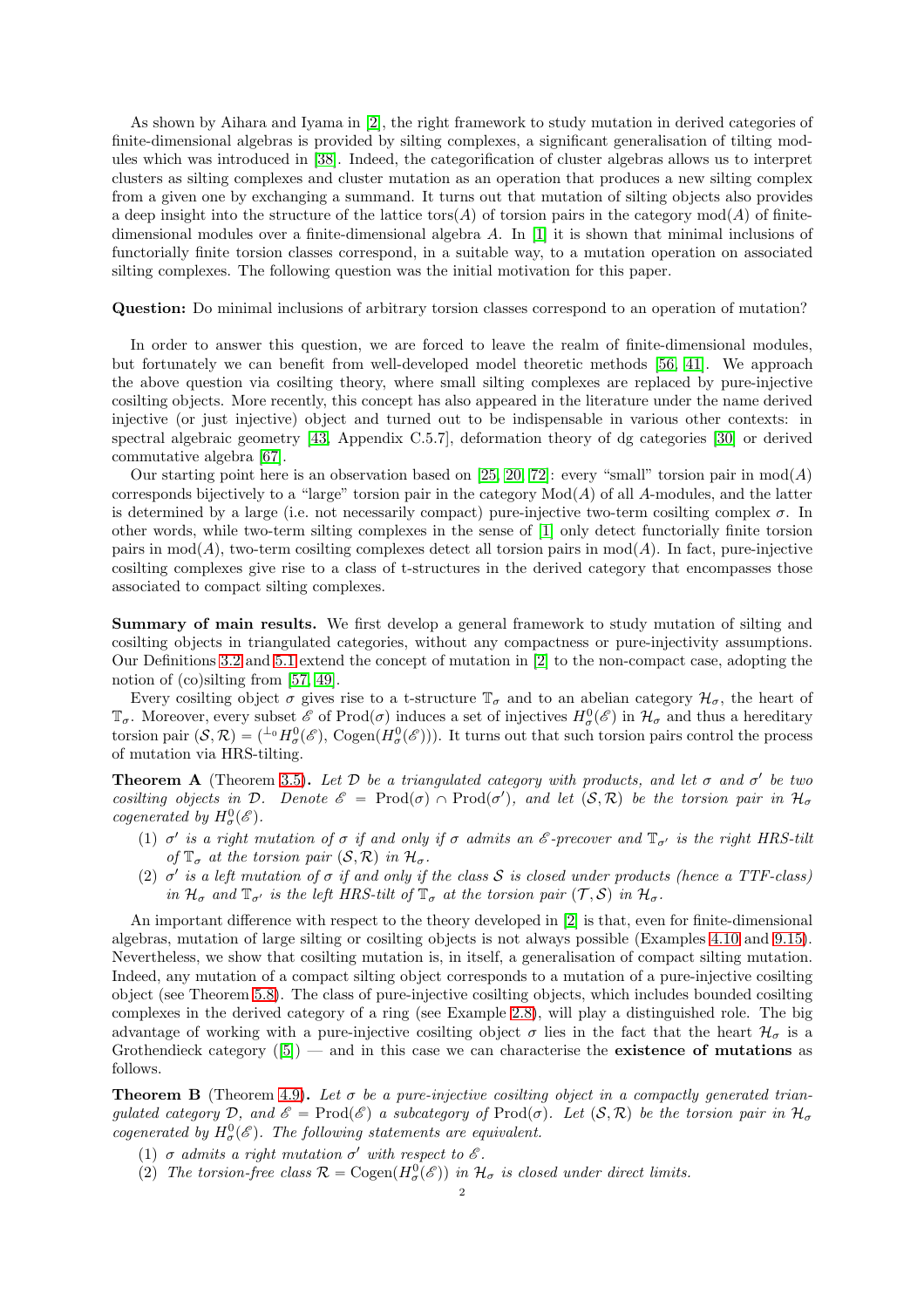As shown by Aihara and Iyama in [2], the right framework to study mutation in derived categories of finite-dimensional algebras is provided by silting complexes, a significant generalisation of tilting modules which was introduced in [38]. Indeed, the categorification of cluster algebras allows us to interpret clusters as silting complexes and cluster mutation as an operation that produces a new silting complex from a given one by exchanging a summand. It turns out that mutation of silting objects also provides a deep insight into the structure of the lattice tors$(A)$ of torsion pairs in the category mod$(A)$ of finite-dimensional modules over a finite-dimensional algebra $A$. In [1] it is shown that minimal inclusions of functorially finite torsion classes correspond, in a suitable way, to a mutation operation on associated silting complexes. The following question was the initial motivation for this paper.

**Question:** Do minimal inclusions of arbitrary torsion classes correspond to an operation of mutation?

In order to answer this question, we are forced to leave the realm of finite-dimensional modules, but fortunately we can benefit from well-developed model theoretic methods [56, 41]. We approach the above question via cosilting theory, where small silting complexes are replaced by pure-injective cosilting objects. More recently, this concept has also appeared in the literature under the name derived injective (or just injective) object and turned out to be indispensable in various other contexts: in spectral algebraic geometry [43, Appendix C.5.7], deformation theory of dg categories [30] or derived commutative algebra [67].

Our starting point here is an observation based on [25, 20, 72]: every "small" torsion pair in mod$(A)$ corresponds bijectively to a "large" torsion pair in the category Mod$(A)$ of all $A$-modules, and the latter is determined by a large (i.e. not necessarily compact) pure-injective two-term cosilting complex $\sigma$. In other words, while two-term silting complexes in the sense of [1] only detect functorially finite torsion pairs in mod$(A)$, two-term cosilting complexes detect all torsion pairs in mod$(A)$. In fact, pure-injective cosilting complexes give rise to a class of t-structures in the derived category that encompasses those associated to compact silting complexes.

**Summary of main results.** We first develop a general framework to study mutation of silting and cosilting objects in triangulated categories, without any compactness or pure-injectivity assumptions. Our Definitions 3.2 and 5.1 extend the concept of mutation in [2] to the non-compact case, adopting the notion of (co)silting from [57, 49].

Every cosilting object $\sigma$ gives rise to a t-structure $\mathbb{T}_\sigma$ and to an abelian category $\mathcal{H}_\sigma$, the heart of $\mathbb{T}_\sigma$. Moreover, every subset $\mathscr{E}$ of $\mathrm{Prod}(\sigma)$ induces a set of injectives $H^0_\sigma(\mathscr{E})$ in $\mathcal{H}_\sigma$ and thus a hereditary torsion pair $(\mathcal{S},\mathcal{R}) = ({}^{\perp_0}H^0_\sigma(\mathscr{E}), \mathrm{Cogen}(H^0_\sigma(\mathscr{E})))$. It turns out that such torsion pairs control the process of mutation via HRS-tilting.

**Theorem A** (Theorem 3.5). *Let $\mathcal{D}$ be a triangulated category with products, and let $\sigma$ and $\sigma'$ be two cosilting objects in $\mathcal{D}$. Denote $\mathscr{E} = \mathrm{Prod}(\sigma) \cap \mathrm{Prod}(\sigma')$, and let $(\mathcal{S},\mathcal{R})$ be the torsion pair in $\mathcal{H}_\sigma$ cogenerated by $H^0_\sigma(\mathscr{E})$.*

1. *$\sigma'$ is a right mutation of $\sigma$ if and only if $\sigma$ admits an $\mathscr{E}$-precover and $\mathbb{T}_{\sigma'}$ is the right HRS-tilt of $\mathbb{T}_\sigma$ at the torsion pair $(\mathcal{S},\mathcal{R})$ in $\mathcal{H}_\sigma$.*
2. *$\sigma'$ is a left mutation of $\sigma$ if and only if the class $\mathcal{S}$ is closed under products (hence a TTF-class) in $\mathcal{H}_\sigma$ and $\mathbb{T}_{\sigma'}$ is the left HRS-tilt of $\mathbb{T}_\sigma$ at the torsion pair $(\mathcal{T},\mathcal{S})$ in $\mathcal{H}_\sigma$.*

An important difference with respect to the theory developed in [2] is that, even for finite-dimensional algebras, mutation of large silting or cosilting objects is not always possible (Examples 4.10 and 9.15). Nevertheless, we show that cosilting mutation is, in itself, a generalisation of compact silting mutation. Indeed, any mutation of a compact silting object corresponds to a mutation of a pure-injective cosilting object (see Theorem 5.8). The class of pure-injective cosilting objects, which includes bounded cosilting complexes in the derived category of a ring (see Example 2.8), will play a distinguished role. The big advantage of working with a pure-injective cosilting object $\sigma$ lies in the fact that the heart $\mathcal{H}_\sigma$ is a Grothendieck category ([5]) — and in this case we can characterise the **existence of mutations** as follows.

**Theorem B** (Theorem 4.9). *Let $\sigma$ be a pure-injective cosilting object in a compactly generated triangulated category $\mathcal{D}$, and $\mathscr{E} = \mathrm{Prod}(\mathscr{E})$ a subcategory of $\mathrm{Prod}(\sigma)$. Let $(\mathcal{S},\mathcal{R})$ be the torsion pair in $\mathcal{H}_\sigma$ cogenerated by $H^0_\sigma(\mathscr{E})$. The following statements are equivalent.*

1. *$\sigma$ admits a right mutation $\sigma'$ with respect to $\mathscr{E}$.*
2. *The torsion-free class $\mathcal{R} = \mathrm{Cogen}(H^0_\sigma(\mathscr{E}))$ in $\mathcal{H}_\sigma$ is closed under direct limits.*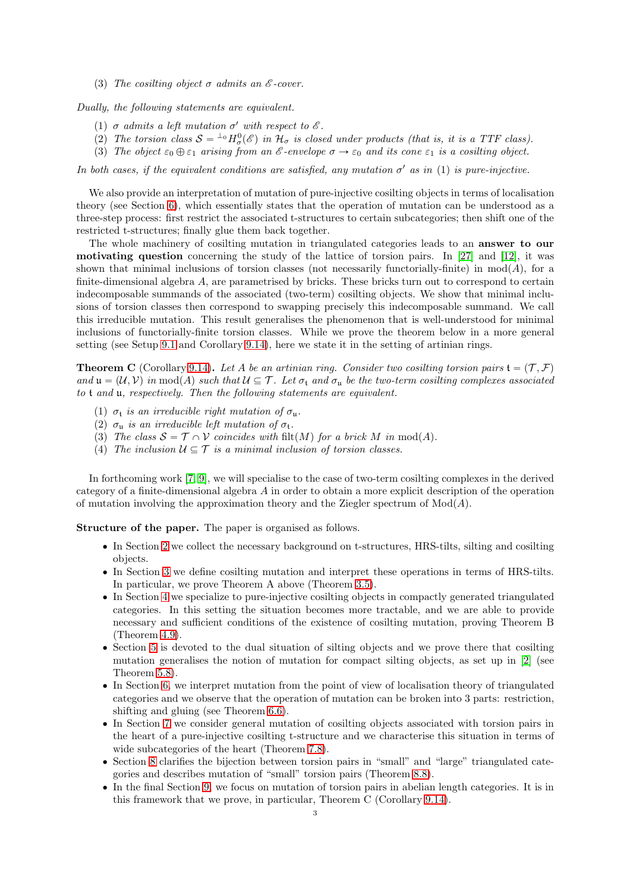(3) *The cosilting object $\sigma$ admits an $\mathscr{E}$-cover.*

*Dually, the following statements are equivalent.*

(1) *$\sigma$ admits a left mutation $\sigma'$ with respect to $\mathscr{E}$.*
(2) *The torsion class $\mathcal{S} = {}^{\perp_0}H^0_\sigma(\mathscr{E})$ in $\mathcal{H}_\sigma$ is closed under products (that is, it is a TTF class).*
(3) *The object $\varepsilon_0 \oplus \varepsilon_1$ arising from an $\mathscr{E}$-envelope $\sigma \to \varepsilon_0$ and its cone $\varepsilon_1$ is a cosilting object.*

*In both cases, if the equivalent conditions are satisfied, any mutation $\sigma'$ as in (1) is pure-injective.*

We also provide an interpretation of mutation of pure-injective cosilting objects in terms of localisation theory (see Section 6), which essentially states that the operation of mutation can be understood as a three-step process: first restrict the associated t-structures to certain subcategories; then shift one of the restricted t-structures; finally glue them back together.

The whole machinery of cosilting mutation in triangulated categories leads to an **answer to our motivating question** concerning the study of the lattice of torsion pairs. In [27] and [12], it was shown that minimal inclusions of torsion classes (not necessarily functorially-finite) in $\mathrm{mod}(A)$, for a finite-dimensional algebra $A$, are parametrised by bricks. These bricks turn out to correspond to certain indecomposable summands of the associated (two-term) cosilting objects. We show that minimal inclusions of torsion classes then correspond to swapping precisely this indecomposable summand. We call this irreducible mutation. This result generalises the phenomenon that is well-understood for minimal inclusions of functorially-finite torsion classes. While we prove the theorem below in a more general setting (see Setup 9.1 and Corollary 9.14), here we state it in the setting of artinian rings.

**Theorem C** (Corollary 9.14)**.** *Let $A$ be an artinian ring. Consider two cosilting torsion pairs $\mathfrak{t} = (\mathcal{T}, \mathcal{F})$ and $\mathfrak{u} = (\mathcal{U}, \mathcal{V})$ in $\mathrm{mod}(A)$ such that $\mathcal{U} \subseteq \mathcal{T}$. Let $\sigma_\mathfrak{t}$ and $\sigma_\mathfrak{u}$ be the two-term cosilting complexes associated to $\mathfrak{t}$ and $\mathfrak{u}$, respectively. Then the following statements are equivalent.*

(1) *$\sigma_\mathfrak{t}$ is an irreducible right mutation of $\sigma_\mathfrak{u}$.*
(2) *$\sigma_\mathfrak{u}$ is an irreducible left mutation of $\sigma_\mathfrak{t}$.*
(3) *The class $\mathcal{S} = \mathcal{T} \cap \mathcal{V}$ coincides with $\mathrm{filt}(M)$ for a brick $M$ in $\mathrm{mod}(A)$.*
(4) *The inclusion $\mathcal{U} \subseteq \mathcal{T}$ is a minimal inclusion of torsion classes.*

In forthcoming work [7, 9], we will specialise to the case of two-term cosilting complexes in the derived category of a finite-dimensional algebra $A$ in order to obtain a more explicit description of the operation of mutation involving the approximation theory and the Ziegler spectrum of $\mathrm{Mod}(A)$.

**Structure of the paper.** The paper is organised as follows.

- In Section 2 we collect the necessary background on t-structures, HRS-tilts, silting and cosilting objects.
- In Section 3 we define cosilting mutation and interpret these operations in terms of HRS-tilts. In particular, we prove Theorem A above (Theorem 3.5).
- In Section 4 we specialize to pure-injective cosilting objects in compactly generated triangulated categories. In this setting the situation becomes more tractable, and we are able to provide necessary and sufficient conditions of the existence of cosilting mutation, proving Theorem B (Theorem 4.9).
- Section 5 is devoted to the dual situation of silting objects and we prove there that cosilting mutation generalises the notion of mutation for compact silting objects, as set up in [2] (see Theorem 5.8).
- In Section 6, we interpret mutation from the point of view of localisation theory of triangulated categories and we observe that the operation of mutation can be broken into 3 parts: restriction, shifting and gluing (see Theorem 6.6).
- In Section 7 we consider general mutation of cosilting objects associated with torsion pairs in the heart of a pure-injective cosilting t-structure and we characterise this situation in terms of wide subcategories of the heart (Theorem 7.8).
- Section 8 clarifies the bijection between torsion pairs in "small" and "large" triangulated categories and describes mutation of "small" torsion pairs (Theorem 8.8).
- In the final Section 9, we focus on mutation of torsion pairs in abelian length categories. It is in this framework that we prove, in particular, Theorem C (Corollary 9.14).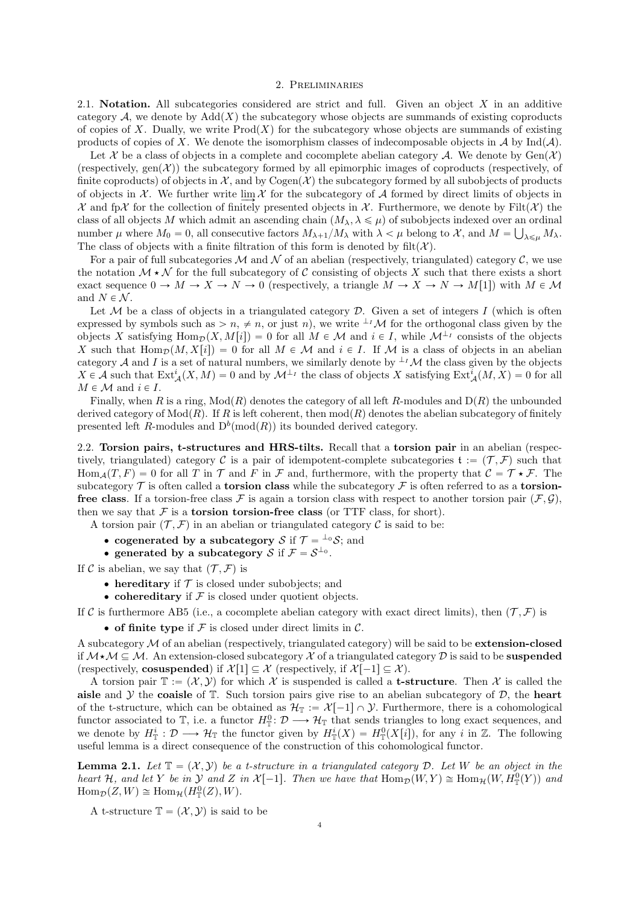## 2. Preliminaries

2.1. **Notation.** All subcategories considered are strict and full. Given an object $X$ in an additive category $\mathcal{A}$, we denote by $\mathrm{Add}(X)$ the subcategory whose objects are summands of existing coproducts of copies of $X$. Dually, we write $\mathrm{Prod}(X)$ for the subcategory whose objects are summands of existing products of copies of $X$. We denote the isomorphism classes of indecomposable objects in $\mathcal{A}$ by $\mathrm{Ind}(\mathcal{A})$.

Let $\mathcal{X}$ be a class of objects in a complete and cocomplete abelian category $\mathcal{A}$. We denote by $\mathrm{Gen}(\mathcal{X})$ (respectively, $\mathrm{gen}(\mathcal{X})$) the subcategory formed by all epimorphic images of coproducts (respectively, of finite coproducts) of objects in $\mathcal{X}$, and by $\mathrm{Cogen}(\mathcal{X})$ the subcategory formed by all subobjects of products of objects in $\mathcal{X}$. We further write $\varinjlim \mathcal{X}$ for the subcategory of $\mathcal{A}$ formed by direct limits of objects in $\mathcal{X}$ and $\mathrm{fp}\mathcal{X}$ for the collection of finitely presented objects in $\mathcal{X}$. Furthermore, we denote by $\mathrm{Filt}(\mathcal{X})$ the class of all objects $M$ which admit an ascending chain $(M_\lambda, \lambda \leqslant \mu)$ of subobjects indexed over an ordinal number $\mu$ where $M_0 = 0$, all consecutive factors $M_{\lambda+1}/M_\lambda$ with $\lambda < \mu$ belong to $\mathcal{X}$, and $M = \bigcup_{\lambda \leqslant \mu} M_\lambda$. The class of objects with a finite filtration of this form is denoted by $\mathrm{filt}(\mathcal{X})$.

For a pair of full subcategories $\mathcal{M}$ and $\mathcal{N}$ of an abelian (respectively, triangulated) category $\mathcal{C}$, we use the notation $\mathcal{M} \star \mathcal{N}$ for the full subcategory of $\mathcal{C}$ consisting of objects $X$ such that there exists a short exact sequence $0 \to M \to X \to N \to 0$ (respectively, a triangle $M \to X \to N \to M[1]$) with $M \in \mathcal{M}$ and $N \in \mathcal{N}$.

Let $\mathcal{M}$ be a class of objects in a triangulated category $\mathcal{D}$. Given a set of integers $I$ (which is often expressed by symbols such as $> n$, $\neq n$, or just $n$), we write ${}^{\perp_I}\mathcal{M}$ for the orthogonal class given by the objects $X$ satisfying $\mathrm{Hom}_{\mathcal{D}}(X, M[i]) = 0$ for all $M \in \mathcal{M}$ and $i \in I$, while $\mathcal{M}^{\perp_I}$ consists of the objects $X$ such that $\mathrm{Hom}_{\mathcal{D}}(M, X[i]) = 0$ for all $M \in \mathcal{M}$ and $i \in I$. If $\mathcal{M}$ is a class of objects in an abelian category $\mathcal{A}$ and $I$ is a set of natural numbers, we similarly denote by ${}^{\perp_I}\mathcal{M}$ the class given by the objects $X \in \mathcal{A}$ such that $\mathrm{Ext}^i_{\mathcal{A}}(X, M) = 0$ and by $\mathcal{M}^{\perp_I}$ the class of objects $X$ satisfying $\mathrm{Ext}^i_{\mathcal{A}}(M, X) = 0$ for all $M \in \mathcal{M}$ and $i \in I$.

Finally, when $R$ is a ring, $\mathrm{Mod}(R)$ denotes the category of all left $R$-modules and $\mathrm{D}(R)$ the unbounded derived category of $\mathrm{Mod}(R)$. If $R$ is left coherent, then $\mathrm{mod}(R)$ denotes the abelian subcategory of finitely presented left $R$-modules and $\mathrm{D}^b(\mathrm{mod}(R))$ its bounded derived category.

2.2. **Torsion pairs, t-structures and HRS-tilts.** Recall that a **torsion pair** in an abelian (respectively, triangulated) category $\mathcal{C}$ is a pair of idempotent-complete subcategories $\mathfrak{t} := (\mathcal{T}, \mathcal{F})$ such that $\mathrm{Hom}_{\mathcal{A}}(T, F) = 0$ for all $T$ in $\mathcal{T}$ and $F$ in $\mathcal{F}$ and, furthermore, with the property that $\mathcal{C} = \mathcal{T} \star \mathcal{F}$. The subcategory $\mathcal{T}$ is often called a **torsion class** while the subcategory $\mathcal{F}$ is often referred to as a **torsion-free class**. If a torsion-free class $\mathcal{F}$ is again a torsion class with respect to another torsion pair $(\mathcal{F}, \mathcal{G})$, then we say that $\mathcal{F}$ is a **torsion torsion-free class** (or TTF class, for short).

A torsion pair $(\mathcal{T}, \mathcal{F})$ in an abelian or triangulated category $\mathcal{C}$ is said to be:

- **cogenerated by a subcategory** $\mathcal{S}$ if $\mathcal{T} = {}^{\perp_0}\mathcal{S}$; and
- **generated by a subcategory** $\mathcal{S}$ if $\mathcal{F} = \mathcal{S}^{\perp_0}$.

If $\mathcal{C}$ is abelian, we say that $(\mathcal{T}, \mathcal{F})$ is

- **hereditary** if $\mathcal{T}$ is closed under subobjects; and
- **cohereditary** if $\mathcal{F}$ is closed under quotient objects.

If $\mathcal{C}$ is furthermore AB5 (i.e., a cocomplete abelian category with exact direct limits), then $(\mathcal{T}, \mathcal{F})$ is

- **of finite type** if $\mathcal{F}$ is closed under direct limits in $\mathcal{C}$.

A subcategory $\mathcal{M}$ of an abelian (respectively, triangulated category) will be said to be **extension-closed** if $\mathcal{M} \star \mathcal{M} \subseteq \mathcal{M}$. An extension-closed subcategory $\mathcal{X}$ of a triangulated category $\mathcal{D}$ is said to be **suspended** (respectively, **cosuspended**) if $\mathcal{X}[1] \subseteq \mathcal{X}$ (respectively, if $\mathcal{X}[-1] \subseteq \mathcal{X}$).

A torsion pair $\mathbb{T} := (\mathcal{X}, \mathcal{Y})$ for which $\mathcal{X}$ is suspended is called a **t-structure**. Then $\mathcal{X}$ is called the **aisle** and $\mathcal{Y}$ the **coaisle** of $\mathbb{T}$. Such torsion pairs give rise to an abelian subcategory of $\mathcal{D}$, the **heart** of the t-structure, which can be obtained as $\mathcal{H}_{\mathbb{T}} := \mathcal{X}[-1] \cap \mathcal{Y}$. Furthermore, there is a cohomological functor associated to $\mathbb{T}$, i.e. a functor $H^0_{\mathbb{T}} \colon \mathcal{D} \longrightarrow \mathcal{H}_{\mathbb{T}}$ that sends triangles to long exact sequences, and we denote by $H^i_{\mathbb{T}} : \mathcal{D} \longrightarrow \mathcal{H}_{\mathbb{T}}$ the functor given by $H^i_{\mathbb{T}}(X) = H^0_{\mathbb{T}}(X[i])$, for any $i$ in $\mathbb{Z}$. The following useful lemma is a direct consequence of the construction of this cohomological functor.

**Lemma 2.1.** *Let $\mathbb{T} = (\mathcal{X}, \mathcal{Y})$ be a t-structure in a triangulated category $\mathcal{D}$. Let $W$ be an object in the heart $\mathcal{H}$, and let $Y$ be in $\mathcal{Y}$ and $Z$ in $\mathcal{X}[-1]$. Then we have that $\mathrm{Hom}_{\mathcal{D}}(W, Y) \cong \mathrm{Hom}_{\mathcal{H}}(W, H^0_{\mathbb{T}}(Y))$ and $\mathrm{Hom}_{\mathcal{D}}(Z, W) \cong \mathrm{Hom}_{\mathcal{H}}(H^0_{\mathbb{T}}(Z), W)$.*

A t-structure $\mathbb{T} = (\mathcal{X}, \mathcal{Y})$ is said to be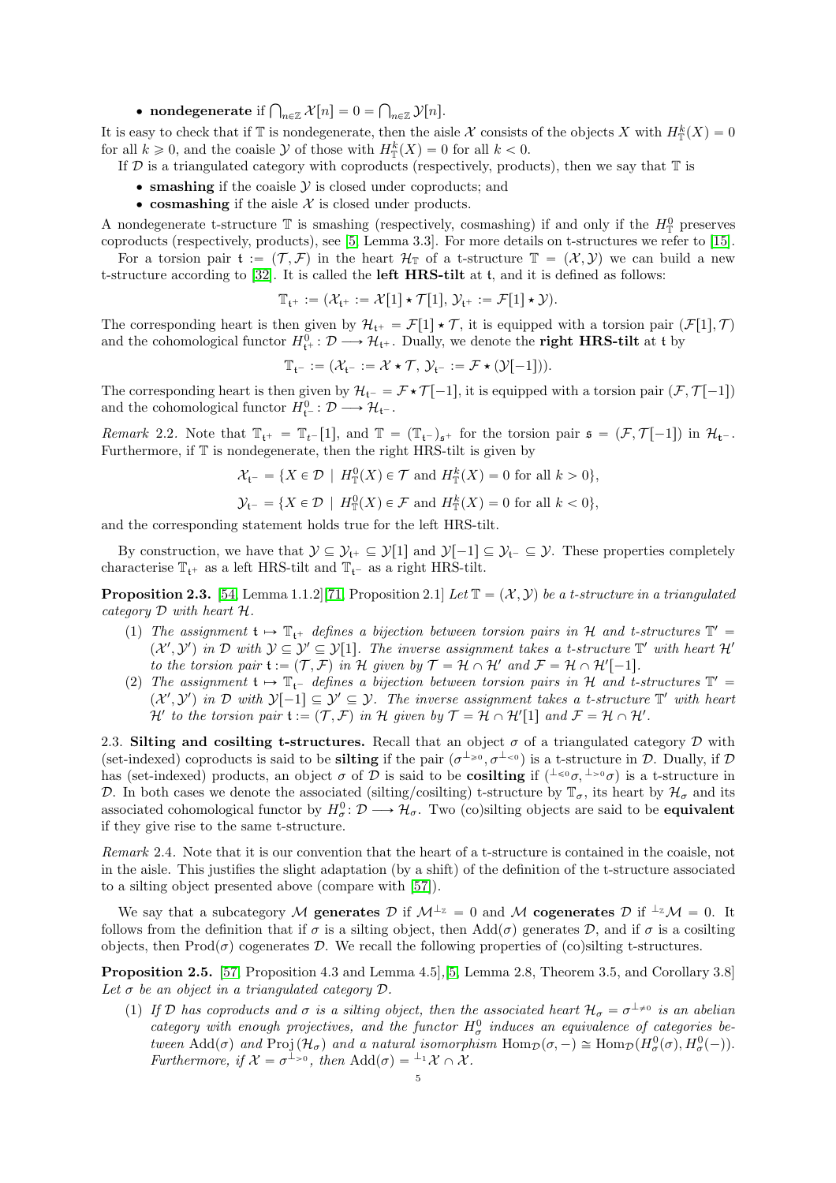- **nondegenerate** if $\bigcap_{n\in\mathbb{Z}} \mathcal{X}[n] = 0 = \bigcap_{n\in\mathbb{Z}} \mathcal{Y}[n]$.

It is easy to check that if $\mathbb{T}$ is nondegenerate, then the aisle $\mathcal{X}$ consists of the objects $X$ with $H^k_{\mathbb{T}}(X) = 0$ for all $k \geqslant 0$, and the coaisle $\mathcal{Y}$ of those with $H^k_{\mathbb{T}}(X) = 0$ for all $k < 0$.

If $\mathcal{D}$ is a triangulated category with coproducts (respectively, products), then we say that $\mathbb{T}$ is

- **smashing** if the coaisle $\mathcal{Y}$ is closed under coproducts; and
- **cosmashing** if the aisle $\mathcal{X}$ is closed under products.

A nondegenerate t-structure $\mathbb{T}$ is smashing (respectively, cosmashing) if and only if the $H^0_{\mathbb{T}}$ preserves coproducts (respectively, products), see [5, Lemma 3.3]. For more details on t-structures we refer to [15].

For a torsion pair $\mathfrak{t} := (\mathcal{T}, \mathcal{F})$ in the heart $\mathcal{H}_{\mathbb{T}}$ of a t-structure $\mathbb{T} = (\mathcal{X}, \mathcal{Y})$ we can build a new t-structure according to [32]. It is called the **left HRS-tilt** at $\mathfrak{t}$, and it is defined as follows:

$$\mathbb{T}_{\mathfrak{t}^+} := (\mathcal{X}_{\mathfrak{t}^+} := \mathcal{X}[1] \star \mathcal{T}[1],\ \mathcal{Y}_{\mathfrak{t}^+} := \mathcal{F}[1] \star \mathcal{Y}).$$

The corresponding heart is then given by $\mathcal{H}_{\mathfrak{t}^+} = \mathcal{F}[1] \star \mathcal{T}$, it is equipped with a torsion pair $(\mathcal{F}[1], \mathcal{T})$ and the cohomological functor $H^0_{\mathfrak{t}^+} : \mathcal{D} \longrightarrow \mathcal{H}_{\mathfrak{t}^+}$. Dually, we denote the **right HRS-tilt** at $\mathfrak{t}$ by

$$\mathbb{T}_{\mathfrak{t}^-} := (\mathcal{X}_{\mathfrak{t}^-} := \mathcal{X} \star \mathcal{T},\ \mathcal{Y}_{\mathfrak{t}^-} := \mathcal{F} \star (\mathcal{Y}[-1])).$$

The corresponding heart is then given by $\mathcal{H}_{\mathfrak{t}^-} = \mathcal{F} \star \mathcal{T}[-1]$, it is equipped with a torsion pair $(\mathcal{F}, \mathcal{T}[-1])$ and the cohomological functor $H^0_{\mathfrak{t}^-} : \mathcal{D} \longrightarrow \mathcal{H}_{\mathfrak{t}^-}$.

*Remark* 2.2. Note that $\mathbb{T}_{\mathfrak{t}^+} = \mathbb{T}_{\mathfrak{t}^-}[1]$, and $\mathbb{T} = (\mathbb{T}_{\mathfrak{t}^-})_{\mathfrak{s}^+}$ for the torsion pair $\mathfrak{s} = (\mathcal{F}, \mathcal{T}[-1])$ in $\mathcal{H}_{\mathfrak{t}^-}$. Furthermore, if $\mathbb{T}$ is nondegenerate, then the right HRS-tilt is given by

$$\mathcal{X}_{\mathfrak{t}^-} = \{X \in \mathcal{D} \mid H^0_{\mathbb{T}}(X) \in \mathcal{T} \text{ and } H^k_{\mathbb{T}}(X) = 0 \text{ for all } k > 0\},$$

$$\mathcal{Y}_{\mathfrak{t}^-} = \{X \in \mathcal{D} \mid H^0_{\mathbb{T}}(X) \in \mathcal{F} \text{ and } H^k_{\mathbb{T}}(X) = 0 \text{ for all } k < 0\},$$

and the corresponding statement holds true for the left HRS-tilt.

By construction, we have that $\mathcal{Y} \subseteq \mathcal{Y}_{\mathfrak{t}^+} \subseteq \mathcal{Y}[1]$ and $\mathcal{Y}[-1] \subseteq \mathcal{Y}_{\mathfrak{t}^-} \subseteq \mathcal{Y}$. These properties completely characterise $\mathbb{T}_{\mathfrak{t}^+}$ as a left HRS-tilt and $\mathbb{T}_{\mathfrak{t}^-}$ as a right HRS-tilt.

**Proposition 2.3.** [54, Lemma 1.1.2][71, Proposition 2.1] *Let $\mathbb{T} = (\mathcal{X}, \mathcal{Y})$ be a t-structure in a triangulated category $\mathcal{D}$ with heart $\mathcal{H}$.*

1. *The assignment $\mathfrak{t} \mapsto \mathbb{T}_{\mathfrak{t}^+}$ defines a bijection between torsion pairs in $\mathcal{H}$ and t-structures $\mathbb{T}' = (\mathcal{X}', \mathcal{Y}')$ in $\mathcal{D}$ with $\mathcal{Y} \subseteq \mathcal{Y}' \subseteq \mathcal{Y}[1]$. The inverse assignment takes a t-structure $\mathbb{T}'$ with heart $\mathcal{H}'$ to the torsion pair $\mathfrak{t} := (\mathcal{T}, \mathcal{F})$ in $\mathcal{H}$ given by $\mathcal{T} = \mathcal{H} \cap \mathcal{H}'$ and $\mathcal{F} = \mathcal{H} \cap \mathcal{H}'[-1]$.*
2. *The assignment $\mathfrak{t} \mapsto \mathbb{T}_{\mathfrak{t}^-}$ defines a bijection between torsion pairs in $\mathcal{H}$ and t-structures $\mathbb{T}' = (\mathcal{X}', \mathcal{Y}')$ in $\mathcal{D}$ with $\mathcal{Y}[-1] \subseteq \mathcal{Y}' \subseteq \mathcal{Y}$. The inverse assignment takes a t-structure $\mathbb{T}'$ with heart $\mathcal{H}'$ to the torsion pair $\mathfrak{t} := (\mathcal{T}, \mathcal{F})$ in $\mathcal{H}$ given by $\mathcal{T} = \mathcal{H} \cap \mathcal{H}'[1]$ and $\mathcal{F} = \mathcal{H} \cap \mathcal{H}'$.*

2.3. **Silting and cosilting t-structures.** Recall that an object $\sigma$ of a triangulated category $\mathcal{D}$ with (set-indexed) coproducts is said to be **silting** if the pair $(\sigma^{\perp_{\geqslant 0}}, \sigma^{\perp_{<0}})$ is a t-structure in $\mathcal{D}$. Dually, if $\mathcal{D}$ has (set-indexed) products, an object $\sigma$ of $\mathcal{D}$ is said to be **cosilting** if $({}^{\perp_{\leqslant 0}}\sigma, {}^{\perp_{>0}}\sigma)$ is a t-structure in $\mathcal{D}$. In both cases we denote the associated (silting/cosilting) t-structure by $\mathbb{T}_\sigma$, its heart by $\mathcal{H}_\sigma$ and its associated cohomological functor by $H^0_\sigma : \mathcal{D} \longrightarrow \mathcal{H}_\sigma$. Two (co)silting objects are said to be **equivalent** if they give rise to the same t-structure.

*Remark* 2.4. Note that it is our convention that the heart of a t-structure is contained in the coaisle, not in the aisle. This justifies the slight adaptation (by a shift) of the definition of the t-structure associated to a silting object presented above (compare with [57]).

We say that a subcategory $\mathcal{M}$ **generates** $\mathcal{D}$ if $\mathcal{M}^{\perp_{\mathbb{Z}}} = 0$ and $\mathcal{M}$ **cogenerates** $\mathcal{D}$ if ${}^{\perp_{\mathbb{Z}}}\mathcal{M} = 0$. It follows from the definition that if $\sigma$ is a silting object, then $\mathrm{Add}(\sigma)$ generates $\mathcal{D}$, and if $\sigma$ is a cosilting objects, then $\mathrm{Prod}(\sigma)$ cogenerates $\mathcal{D}$. We recall the following properties of (co)silting t-structures.

**Proposition 2.5.** [57, Proposition 4.3 and Lemma 4.5],[5, Lemma 2.8, Theorem 3.5, and Corollary 3.8] *Let $\sigma$ be an object in a triangulated category $\mathcal{D}$.*

1. *If $\mathcal{D}$ has coproducts and $\sigma$ is a silting object, then the associated heart $\mathcal{H}_\sigma = \sigma^{\perp_{\neq 0}}$ is an abelian category with enough projectives, and the functor $H^0_\sigma$ induces an equivalence of categories between $\mathrm{Add}(\sigma)$ and $\mathrm{Proj}(\mathcal{H}_\sigma)$ and a natural isomorphism $\mathrm{Hom}_{\mathcal{D}}(\sigma, -) \cong \mathrm{Hom}_{\mathcal{D}}(H^0_\sigma(\sigma), H^0_\sigma(-))$. Furthermore, if $\mathcal{X} = \sigma^{\perp_{>0}}$, then $\mathrm{Add}(\sigma) = {}^{\perp_1}\mathcal{X} \cap \mathcal{X}$.*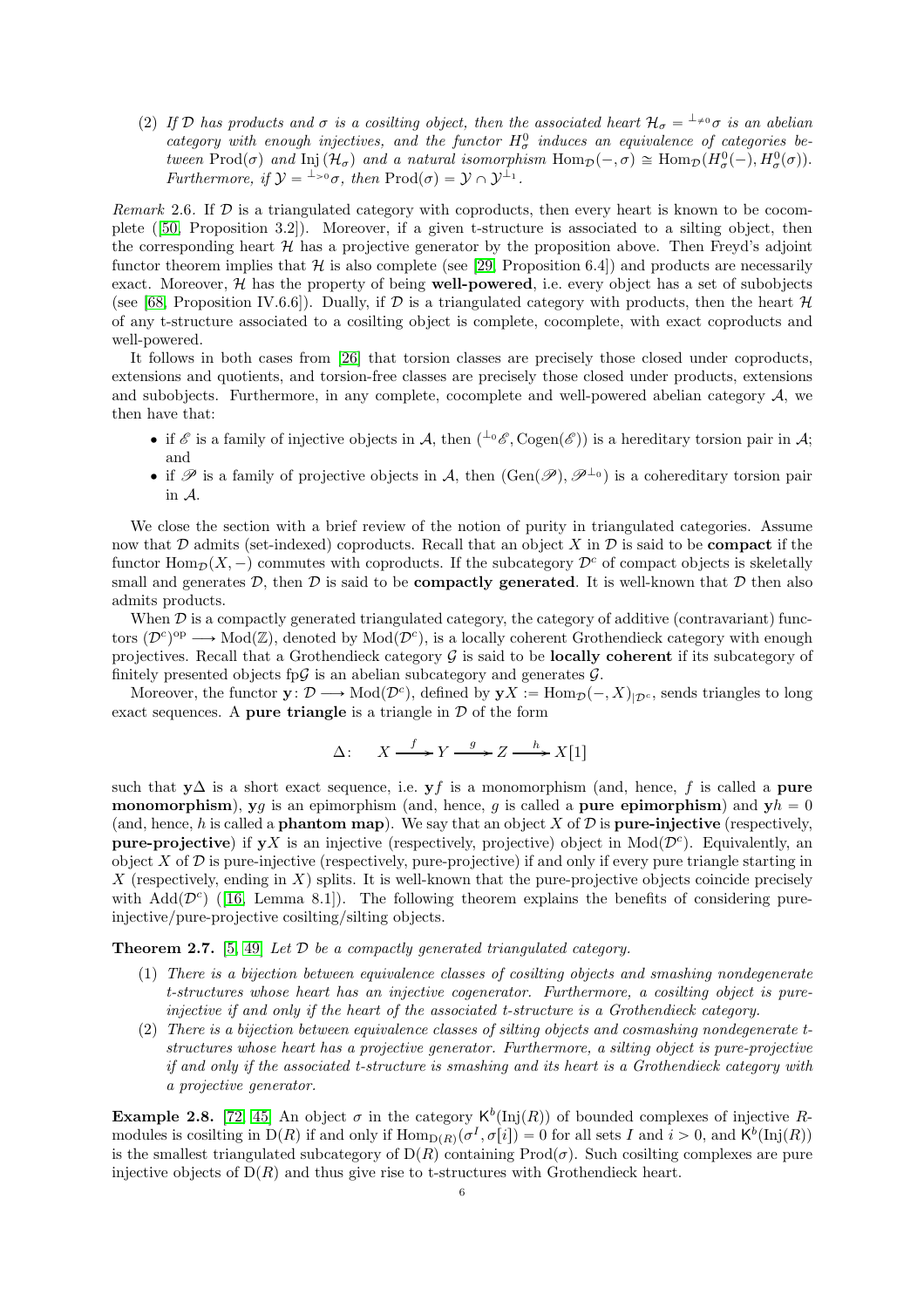(2) *If $\mathcal{D}$ has products and $\sigma$ is a cosilting object, then the associated heart $\mathcal{H}_\sigma = {}^{\perp_{\neq 0}}\sigma$ is an abelian category with enough injectives, and the functor $H^0_\sigma$ induces an equivalence of categories between $\mathrm{Prod}(\sigma)$ and $\mathrm{Inj}(\mathcal{H}_\sigma)$ and a natural isomorphism $\mathrm{Hom}_\mathcal{D}(-,\sigma) \cong \mathrm{Hom}_\mathcal{D}(H^0_\sigma(-), H^0_\sigma(\sigma))$. Furthermore, if $\mathcal{Y} = {}^{\perp_{>0}}\sigma$, then $\mathrm{Prod}(\sigma) = \mathcal{Y} \cap \mathcal{Y}^{\perp_1}$.*

*Remark* 2.6. If $\mathcal{D}$ is a triangulated category with coproducts, then every heart is known to be cocomplete ([50, Proposition 3.2]). Moreover, if a given t-structure is associated to a silting object, then the corresponding heart $\mathcal{H}$ has a projective generator by the proposition above. Then Freyd's adjoint functor theorem implies that $\mathcal{H}$ is also complete (see [29, Proposition 6.4]) and products are necessarily exact. Moreover, $\mathcal{H}$ has the property of being **well-powered**, i.e. every object has a set of subobjects (see [68, Proposition IV.6.6]). Dually, if $\mathcal{D}$ is a triangulated category with products, then the heart $\mathcal{H}$ of any t-structure associated to a cosilting object is complete, cocomplete, with exact coproducts and well-powered.

It follows in both cases from [26] that torsion classes are precisely those closed under coproducts, extensions and quotients, and torsion-free classes are precisely those closed under products, extensions and subobjects. Furthermore, in any complete, cocomplete and well-powered abelian category $\mathcal{A}$, we then have that:

- if $\mathscr{E}$ is a family of injective objects in $\mathcal{A}$, then $({}^{\perp_0}\mathscr{E}, \mathrm{Cogen}(\mathscr{E}))$ is a hereditary torsion pair in $\mathcal{A}$; and
- if $\mathscr{P}$ is a family of projective objects in $\mathcal{A}$, then $(\mathrm{Gen}(\mathscr{P}), \mathscr{P}^{\perp_0})$ is a cohereditary torsion pair in $\mathcal{A}$.

We close the section with a brief review of the notion of purity in triangulated categories. Assume now that $\mathcal{D}$ admits (set-indexed) coproducts. Recall that an object $X$ in $\mathcal{D}$ is said to be **compact** if the functor $\mathrm{Hom}_\mathcal{D}(X,-)$ commutes with coproducts. If the subcategory $\mathcal{D}^c$ of compact objects is skeletally small and generates $\mathcal{D}$, then $\mathcal{D}$ is said to be **compactly generated**. It is well-known that $\mathcal{D}$ then also admits products.

When $\mathcal{D}$ is a compactly generated triangulated category, the category of additive (contravariant) functors $(\mathcal{D}^c)^{\mathrm{op}} \longrightarrow \mathrm{Mod}(\mathbb{Z})$, denoted by $\mathrm{Mod}(\mathcal{D}^c)$, is a locally coherent Grothendieck category with enough projectives. Recall that a Grothendieck category $\mathcal{G}$ is said to be **locally coherent** if its subcategory of finitely presented objects $\mathrm{fp}\mathcal{G}$ is an abelian subcategory and generates $\mathcal{G}$.

Moreover, the functor $\mathbf{y}\colon \mathcal{D} \longrightarrow \mathrm{Mod}(\mathcal{D}^c)$, defined by $\mathbf{y}X := \mathrm{Hom}_\mathcal{D}(-,X)_{|\mathcal{D}^c}$, sends triangles to long exact sequences. A **pure triangle** is a triangle in $\mathcal{D}$ of the form

$$\Delta\colon \quad X \xrightarrow{f} Y \xrightarrow{g} Z \xrightarrow{h} X[1]$$

such that $\mathbf{y}\Delta$ is a short exact sequence, i.e. $\mathbf{y}f$ is a monomorphism (and, hence, $f$ is called a **pure monomorphism**), $\mathbf{y}g$ is an epimorphism (and, hence, $g$ is called a **pure epimorphism**) and $\mathbf{y}h = 0$ (and, hence, $h$ is called a **phantom map**). We say that an object $X$ of $\mathcal{D}$ is **pure-injective** (respectively, **pure-projective**) if $\mathbf{y}X$ is an injective (respectively, projective) object in $\mathrm{Mod}(\mathcal{D}^c)$. Equivalently, an object $X$ of $\mathcal{D}$ is pure-injective (respectively, pure-projective) if and only if every pure triangle starting in $X$ (respectively, ending in $X$) splits. It is well-known that the pure-projective objects coincide precisely with $\mathrm{Add}(\mathcal{D}^c)$ ([16, Lemma 8.1]). The following theorem explains the benefits of considering pure-injective/pure-projective cosilting/silting objects.

**Theorem 2.7.** [5, 49] *Let $\mathcal{D}$ be a compactly generated triangulated category.*

(1) *There is a bijection between equivalence classes of cosilting objects and smashing nondegenerate t-structures whose heart has an injective cogenerator. Furthermore, a cosilting object is pure-injective if and only if the heart of the associated t-structure is a Grothendieck category.*
(2) *There is a bijection between equivalence classes of silting objects and cosmashing nondegenerate t-structures whose heart has a projective generator. Furthermore, a silting object is pure-projective if and only if the associated t-structure is smashing and its heart is a Grothendieck category with a projective generator.*

**Example 2.8.** [72, 45] An object $\sigma$ in the category $\mathsf{K}^b(\mathrm{Inj}(R))$ of bounded complexes of injective $R$-modules is cosilting in $\mathrm{D}(R)$ if and only if $\mathrm{Hom}_{\mathrm{D}(R)}(\sigma^I, \sigma[i]) = 0$ for all sets $I$ and $i > 0$, and $\mathsf{K}^b(\mathrm{Inj}(R))$ is the smallest triangulated subcategory of $\mathrm{D}(R)$ containing $\mathrm{Prod}(\sigma)$. Such cosilting complexes are pure injective objects of $\mathrm{D}(R)$ and thus give rise to t-structures with Grothendieck heart.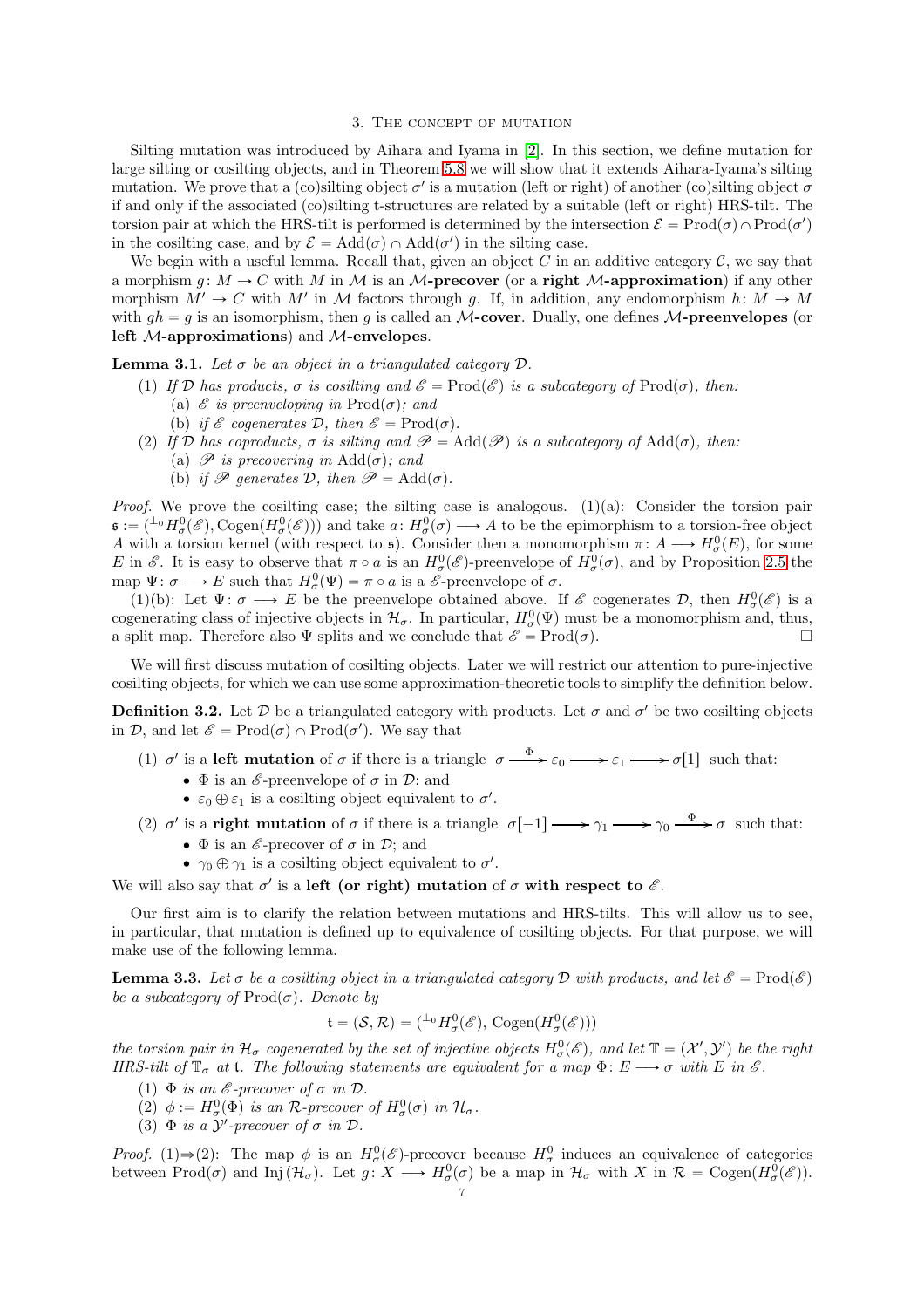## 3. The concept of mutation

Silting mutation was introduced by Aihara and Iyama in [2]. In this section, we define mutation for large silting or cosilting objects, and in Theorem 5.8 we will show that it extends Aihara-Iyama's silting mutation. We prove that a (co)silting object $\sigma'$ is a mutation (left or right) of another (co)silting object $\sigma$ if and only if the associated (co)silting t-structures are related by a suitable (left or right) HRS-tilt. The torsion pair at which the HRS-tilt is performed is determined by the intersection $\mathcal{E} = \mathrm{Prod}(\sigma) \cap \mathrm{Prod}(\sigma')$ in the cosilting case, and by $\mathcal{E} = \mathrm{Add}(\sigma) \cap \mathrm{Add}(\sigma')$ in the silting case.

We begin with a useful lemma. Recall that, given an object $C$ in an additive category $\mathcal{C}$, we say that a morphism $g\colon M \to C$ with $M$ in $\mathcal{M}$ is an **$\mathcal{M}$-precover** (or a **right $\mathcal{M}$-approximation**) if any other morphism $M' \to C$ with $M'$ in $\mathcal{M}$ factors through $g$. If, in addition, any endomorphism $h\colon M \to M$ with $gh = g$ is an isomorphism, then $g$ is called an **$\mathcal{M}$-cover**. Dually, one defines **$\mathcal{M}$-preenvelopes** (or **left $\mathcal{M}$-approximations**) and **$\mathcal{M}$-envelopes**.

**Lemma 3.1.** *Let $\sigma$ be an object in a triangulated category $\mathcal{D}$.*

1. *If $\mathcal{D}$ has products, $\sigma$ is cosilting and $\mathscr{E} = \mathrm{Prod}(\mathscr{E})$ is a subcategory of $\mathrm{Prod}(\sigma)$, then:*
   - (a) *$\mathscr{E}$ is preenveloping in $\mathrm{Prod}(\sigma)$; and*
   - (b) *if $\mathscr{E}$ cogenerates $\mathcal{D}$, then $\mathscr{E} = \mathrm{Prod}(\sigma)$.*
2. *If $\mathcal{D}$ has coproducts, $\sigma$ is silting and $\mathscr{P} = \mathrm{Add}(\mathscr{P})$ is a subcategory of $\mathrm{Add}(\sigma)$, then:*
   - (a) *$\mathscr{P}$ is precovering in $\mathrm{Add}(\sigma)$; and*
   - (b) *if $\mathscr{P}$ generates $\mathcal{D}$, then $\mathscr{P} = \mathrm{Add}(\sigma)$.*

*Proof.* We prove the cosilting case; the silting case is analogous. (1)(a): Consider the torsion pair $\mathfrak{s} := ({}^{\perp_0}H^0_\sigma(\mathscr{E}), \mathrm{Cogen}(H^0_\sigma(\mathscr{E})))$ and take $a\colon H^0_\sigma(\sigma) \longrightarrow A$ to be the epimorphism to a torsion-free object $A$ with a torsion kernel (with respect to $\mathfrak{s}$). Consider then a monomorphism $\pi\colon A \longrightarrow H^0_\sigma(E)$, for some $E$ in $\mathscr{E}$. It is easy to observe that $\pi \circ a$ is an $H^0_\sigma(\mathscr{E})$-preenvelope of $H^0_\sigma(\sigma)$, and by Proposition 2.5 the map $\Psi\colon \sigma \longrightarrow E$ such that $H^0_\sigma(\Psi) = \pi \circ a$ is a $\mathscr{E}$-preenvelope of $\sigma$.

(1)(b): Let $\Psi\colon \sigma \longrightarrow E$ be the preenvelope obtained above. If $\mathscr{E}$ cogenerates $\mathcal{D}$, then $H^0_\sigma(\mathscr{E})$ is a cogenerating class of injective objects in $\mathcal{H}_\sigma$. In particular, $H^0_\sigma(\Psi)$ must be a monomorphism and, thus, a split map. Therefore also $\Psi$ splits and we conclude that $\mathscr{E} = \mathrm{Prod}(\sigma)$. □

We will first discuss mutation of cosilting objects. Later we will restrict our attention to pure-injective cosilting objects, for which we can use some approximation-theoretic tools to simplify the definition below.

**Definition 3.2.** Let $\mathcal{D}$ be a triangulated category with products. Let $\sigma$ and $\sigma'$ be two cosilting objects in $\mathcal{D}$, and let $\mathscr{E} = \mathrm{Prod}(\sigma) \cap \mathrm{Prod}(\sigma')$. We say that

1. $\sigma'$ is a **left mutation** of $\sigma$ if there is a triangle $\sigma \xrightarrow{\ \Phi\ } \varepsilon_0 \longrightarrow \varepsilon_1 \longrightarrow \sigma[1]$ such that:
   - $\Phi$ is an $\mathscr{E}$-preenvelope of $\sigma$ in $\mathcal{D}$; and
   - $\varepsilon_0 \oplus \varepsilon_1$ is a cosilting object equivalent to $\sigma'$.
2. $\sigma'$ is a **right mutation** of $\sigma$ if there is a triangle $\sigma[-1] \longrightarrow \gamma_1 \longrightarrow \gamma_0 \xrightarrow{\ \Phi\ } \sigma$ such that:
   - $\Phi$ is an $\mathscr{E}$-precover of $\sigma$ in $\mathcal{D}$; and
   - $\gamma_0 \oplus \gamma_1$ is a cosilting object equivalent to $\sigma'$.

We will also say that $\sigma'$ is a **left (or right) mutation** of $\sigma$ **with respect to** $\mathscr{E}$.

Our first aim is to clarify the relation between mutations and HRS-tilts. This will allow us to see, in particular, that mutation is defined up to equivalence of cosilting objects. For that purpose, we will make use of the following lemma.

**Lemma 3.3.** *Let $\sigma$ be a cosilting object in a triangulated category $\mathcal{D}$ with products, and let $\mathscr{E} = \mathrm{Prod}(\mathscr{E})$ be a subcategory of $\mathrm{Prod}(\sigma)$. Denote by*

$$\mathfrak{t} = (\mathcal{S}, \mathcal{R}) = ({}^{\perp_0}H^0_\sigma(\mathscr{E}),\ \mathrm{Cogen}(H^0_\sigma(\mathscr{E})))$$

*the torsion pair in $\mathcal{H}_\sigma$ cogenerated by the set of injective objects $H^0_\sigma(\mathscr{E})$, and let $\mathbb{T} = (\mathcal{X}', \mathcal{Y}')$ be the right HRS-tilt of $\mathbb{T}_\sigma$ at $\mathfrak{t}$. The following statements are equivalent for a map $\Phi\colon E \longrightarrow \sigma$ with $E$ in $\mathscr{E}$.*

1. *$\Phi$ is an $\mathscr{E}$-precover of $\sigma$ in $\mathcal{D}$.*
2. *$\phi := H^0_\sigma(\Phi)$ is an $\mathcal{R}$-precover of $H^0_\sigma(\sigma)$ in $\mathcal{H}_\sigma$.*
3. *$\Phi$ is a $\mathcal{Y}'$-precover of $\sigma$ in $\mathcal{D}$.*

*Proof.* (1)⇒(2): The map $\phi$ is an $H^0_\sigma(\mathscr{E})$-precover because $H^0_\sigma$ induces an equivalence of categories between $\mathrm{Prod}(\sigma)$ and $\mathrm{Inj}(\mathcal{H}_\sigma)$. Let $g\colon X \longrightarrow H^0_\sigma(\sigma)$ be a map in $\mathcal{H}_\sigma$ with $X$ in $\mathcal{R} = \mathrm{Cogen}(H^0_\sigma(\mathscr{E}))$.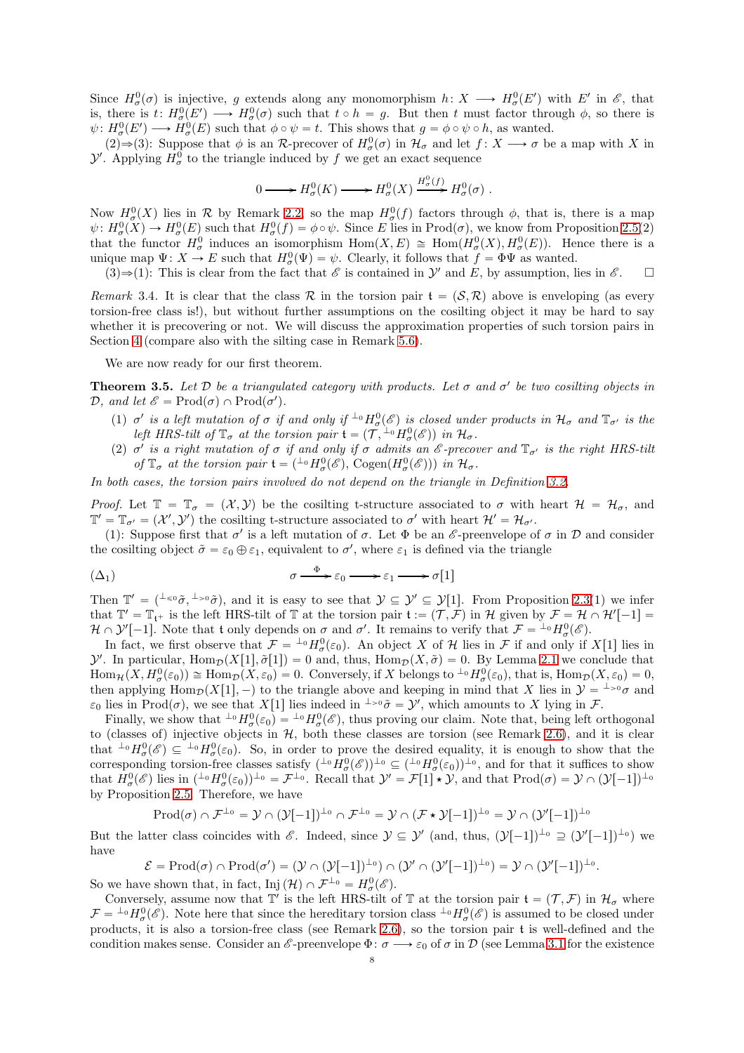Since $H^0_\sigma(\sigma)$ is injective, $g$ extends along any monomorphism $h\colon X \longrightarrow H^0_\sigma(E')$ with $E'$ in $\mathscr{E}$, that is, there is $t\colon H^0_\sigma(E') \longrightarrow H^0_\sigma(\sigma)$ such that $t \circ h = g$. But then $t$ must factor through $\phi$, so there is $\psi\colon H^0_\sigma(E') \longrightarrow H^0_\sigma(E)$ such that $\phi \circ \psi = t$. This shows that $g = \phi \circ \psi \circ h$, as wanted.

(2)⇒(3): Suppose that $\phi$ is an $\mathcal{R}$-precover of $H^0_\sigma(\sigma)$ in $\mathcal{H}_\sigma$ and let $f\colon X \longrightarrow \sigma$ be a map with $X$ in $\mathcal{Y}'$. Applying $H^0_\sigma$ to the triangle induced by $f$ we get an exact sequence

$$0 \longrightarrow H^0_\sigma(K) \longrightarrow H^0_\sigma(X) \xrightarrow{H^0_\sigma(f)} H^0_\sigma(\sigma)\ .$$

Now $H^0_\sigma(X)$ lies in $\mathcal{R}$ by Remark 2.2, so the map $H^0_\sigma(f)$ factors through $\phi$, that is, there is a map $\psi\colon H^0_\sigma(X) \to H^0_\sigma(E)$ such that $H^0_\sigma(f) = \phi \circ \psi$. Since $E$ lies in $\mathrm{Prod}(\sigma)$, we know from Proposition 2.5(2) that the functor $H^0_\sigma$ induces an isomorphism $\mathrm{Hom}(X, E) \cong \mathrm{Hom}(H^0_\sigma(X), H^0_\sigma(E))$. Hence there is a unique map $\Psi\colon X \to E$ such that $H^0_\sigma(\Psi) = \psi$. Clearly, it follows that $f = \Phi\Psi$ as wanted.

(3)⇒(1): This is clear from the fact that $\mathscr{E}$ is contained in $\mathcal{Y}'$ and $E$, by assumption, lies in $\mathscr{E}$. $\square$

*Remark* 3.4. It is clear that the class $\mathcal{R}$ in the torsion pair $\mathfrak{t} = (\mathcal{S}, \mathcal{R})$ above is enveloping (as every torsion-free class is!), but without further assumptions on the cosilting object it may be hard to say whether it is precovering or not. We will discuss the approximation properties of such torsion pairs in Section 4 (compare also with the silting case in Remark 5.6).

We are now ready for our first theorem.

**Theorem 3.5.** *Let $\mathcal{D}$ be a triangulated category with products. Let $\sigma$ and $\sigma'$ be two cosilting objects in $\mathcal{D}$, and let $\mathscr{E} = \mathrm{Prod}(\sigma) \cap \mathrm{Prod}(\sigma')$.*

1. *$\sigma'$ is a left mutation of $\sigma$ if and only if ${}^{\perp_0}H^0_\sigma(\mathscr{E})$ is closed under products in $\mathcal{H}_\sigma$ and $\mathbb{T}_{\sigma'}$ is the left HRS-tilt of $\mathbb{T}_\sigma$ at the torsion pair $\mathfrak{t} = (\mathcal{T}, {}^{\perp_0}H^0_\sigma(\mathscr{E}))$ in $\mathcal{H}_\sigma$.*
2. *$\sigma'$ is a right mutation of $\sigma$ if and only if $\sigma$ admits an $\mathscr{E}$-precover and $\mathbb{T}_{\sigma'}$ is the right HRS-tilt of $\mathbb{T}_\sigma$ at the torsion pair $\mathfrak{t} = ({}^{\perp_0}H^0_\sigma(\mathscr{E}), \mathrm{Cogen}(H^0_\sigma(\mathscr{E})))$ in $\mathcal{H}_\sigma$.*

*In both cases, the torsion pairs involved do not depend on the triangle in Definition 3.2.*

*Proof.* Let $\mathbb{T} = \mathbb{T}_\sigma = (\mathcal{X}, \mathcal{Y})$ be the cosilting t-structure associated to $\sigma$ with heart $\mathcal{H} = \mathcal{H}_\sigma$, and $\mathbb{T}' = \mathbb{T}_{\sigma'} = (\mathcal{X}', \mathcal{Y}')$ the cosilting t-structure associated to $\sigma'$ with heart $\mathcal{H}' = \mathcal{H}_{\sigma'}$.

(1): Suppose first that $\sigma'$ is a left mutation of $\sigma$. Let $\Phi$ be an $\mathscr{E}$-preenvelope of $\sigma$ in $\mathcal{D}$ and consider the cosilting object $\tilde{\sigma} = \varepsilon_0 \oplus \varepsilon_1$, equivalent to $\sigma'$, where $\varepsilon_1$ is defined via the triangle

$$(\Delta_1) \qquad\qquad \sigma \xrightarrow{\ \Phi\ } \varepsilon_0 \longrightarrow \varepsilon_1 \longrightarrow \sigma[1]$$

Then $\mathbb{T}' = ({}^{\perp_{\leq 0}}\tilde{\sigma}, {}^{\perp_{>0}}\tilde{\sigma})$, and it is easy to see that $\mathcal{Y} \subseteq \mathcal{Y}' \subseteq \mathcal{Y}[1]$. From Proposition 2.3(1) we infer that $\mathbb{T}' = \mathbb{T}_{\mathfrak{t}^+}$ is the left HRS-tilt of $\mathbb{T}$ at the torsion pair $\mathfrak{t} := (\mathcal{T}, \mathcal{F})$ in $\mathcal{H}$ given by $\mathcal{F} = \mathcal{H} \cap \mathcal{H}'[-1] = \mathcal{H} \cap \mathcal{Y}'[-1]$. Note that $\mathfrak{t}$ only depends on $\sigma$ and $\sigma'$. It remains to verify that $\mathcal{F} = {}^{\perp_0}H^0_\sigma(\mathscr{E})$.

In fact, we first observe that $\mathcal{F} = {}^{\perp_0}H^0_\sigma(\varepsilon_0)$. An object $X$ of $\mathcal{H}$ lies in $\mathcal{F}$ if and only if $X[1]$ lies in $\mathcal{Y}'$. In particular, $\mathrm{Hom}_\mathcal{D}(X[1], \tilde{\sigma}[1]) = 0$ and, thus, $\mathrm{Hom}_\mathcal{D}(X, \tilde{\sigma}) = 0$. By Lemma 2.1 we conclude that $\mathrm{Hom}_\mathcal{H}(X, H^0_\sigma(\varepsilon_0)) \cong \mathrm{Hom}_\mathcal{D}(X, \varepsilon_0) = 0$. Conversely, if $X$ belongs to ${}^{\perp_0}H^0_\sigma(\varepsilon_0)$, that is, $\mathrm{Hom}_\mathcal{D}(X, \varepsilon_0) = 0$, then applying $\mathrm{Hom}_\mathcal{D}(X[1], -)$ to the triangle above and keeping in mind that $X$ lies in $\mathcal{Y} = {}^{\perp_{>0}}\sigma$ and $\varepsilon_0$ lies in $\mathrm{Prod}(\sigma)$, we see that $X[1]$ lies indeed in ${}^{\perp_{>0}}\tilde{\sigma} = \mathcal{Y}'$, which amounts to $X$ lying in $\mathcal{F}$.

Finally, we show that ${}^{\perp_0}H^0_\sigma(\varepsilon_0) = {}^{\perp_0}H^0_\sigma(\mathscr{E})$, thus proving our claim. Note that, being left orthogonal to (classes of) injective objects in $\mathcal{H}$, both these classes are torsion (see Remark 2.6), and it is clear that ${}^{\perp_0}H^0_\sigma(\mathscr{E}) \subseteq {}^{\perp_0}H^0_\sigma(\varepsilon_0)$. So, in order to prove the desired equality, it is enough to show that the corresponding torsion-free classes satisfy $({}^{\perp_0}H^0_\sigma(\mathscr{E}))^{\perp_0} \subseteq ({}^{\perp_0}H^0_\sigma(\varepsilon_0))^{\perp_0}$, and for that it suffices to show that $H^0_\sigma(\mathscr{E})$ lies in $({}^{\perp_0}H^0_\sigma(\varepsilon_0))^{\perp_0} = \mathcal{F}^{\perp_0}$. Recall that $\mathcal{Y}' = \mathcal{F}[1] \star \mathcal{Y}$, and that $\mathrm{Prod}(\sigma) = \mathcal{Y} \cap (\mathcal{Y}[-1])^{\perp_0}$ by Proposition 2.5. Therefore, we have

$$\mathrm{Prod}(\sigma) \cap \mathcal{F}^{\perp_0} = \mathcal{Y} \cap (\mathcal{Y}[-1])^{\perp_0} \cap \mathcal{F}^{\perp_0} = \mathcal{Y} \cap (\mathcal{F} \star \mathcal{Y}[-1])^{\perp_0} = \mathcal{Y} \cap (\mathcal{Y}'[-1])^{\perp_0}$$

But the latter class coincides with $\mathscr{E}$. Indeed, since $\mathcal{Y} \subseteq \mathcal{Y}'$ (and, thus, $(\mathcal{Y}[-1])^{\perp_0} \supseteq (\mathcal{Y}'[-1])^{\perp_0}$) we have

$$\mathcal{E} = \mathrm{Prod}(\sigma) \cap \mathrm{Prod}(\sigma') = (\mathcal{Y} \cap (\mathcal{Y}[-1])^{\perp_0}) \cap (\mathcal{Y}' \cap (\mathcal{Y}'[-1])^{\perp_0}) = \mathcal{Y} \cap (\mathcal{Y}'[-1])^{\perp_0}.$$

So we have shown that, in fact, $\mathrm{Inj}\,(\mathcal{H}) \cap \mathcal{F}^{\perp_0} = H^0_\sigma(\mathscr{E})$.

Conversely, assume now that $\mathbb{T}'$ is the left HRS-tilt of $\mathbb{T}$ at the torsion pair $\mathfrak{t} = (\mathcal{T}, \mathcal{F})$ in $\mathcal{H}_\sigma$ where $\mathcal{F} = {}^{\perp_0}H^0_\sigma(\mathscr{E})$. Note here that since the hereditary torsion class ${}^{\perp_0}H^0_\sigma(\mathscr{E})$ is assumed to be closed under products, it is also a torsion-free class (see Remark 2.6), so the torsion pair $\mathfrak{t}$ is well-defined and the condition makes sense. Consider an $\mathscr{E}$-preenvelope $\Phi\colon \sigma \longrightarrow \varepsilon_0$ of $\sigma$ in $\mathcal{D}$ (see Lemma 3.1 for the existence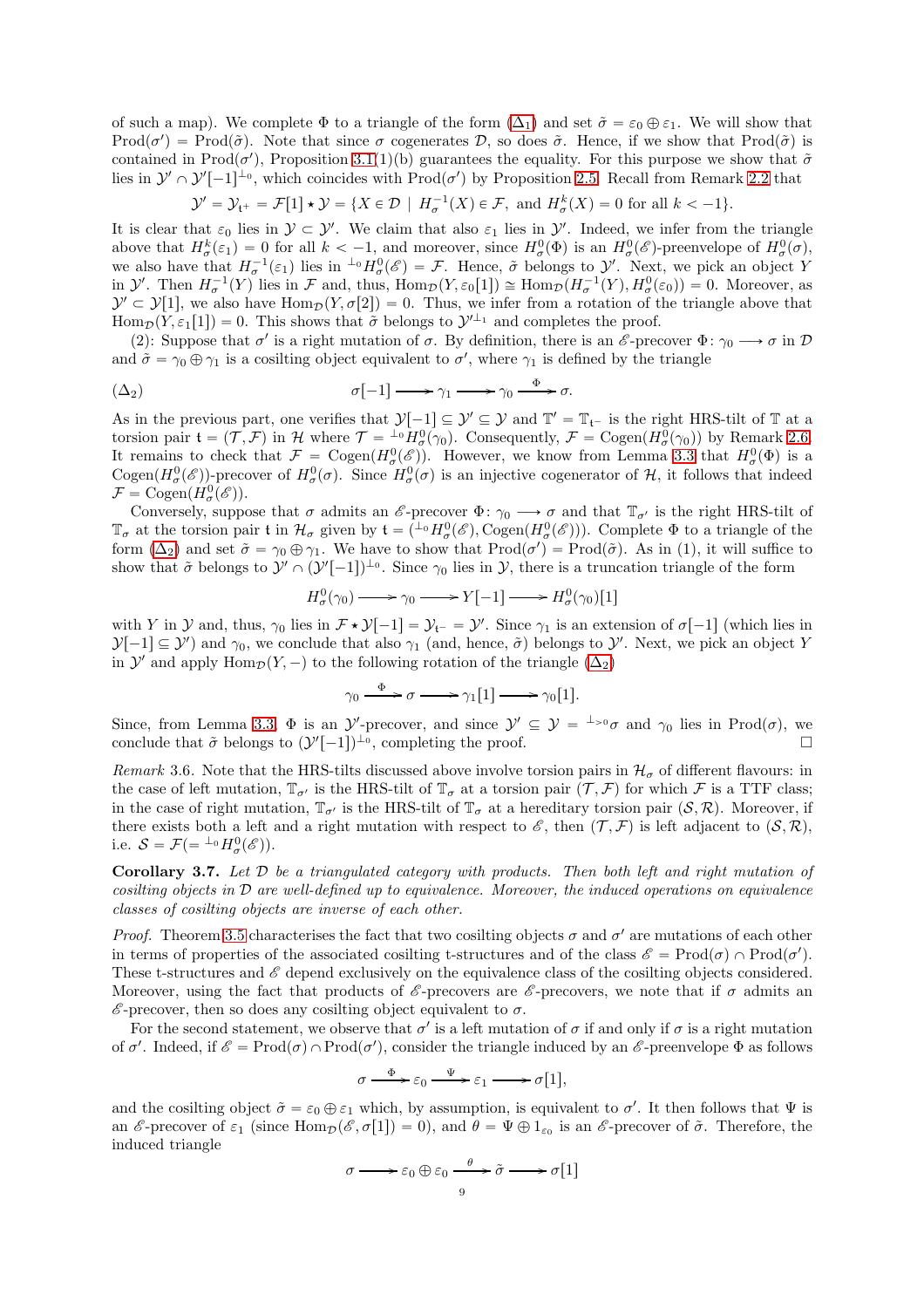of such a map). We complete $\Phi$ to a triangle of the form ($\Delta_1$) and set $\tilde{\sigma} = \varepsilon_0 \oplus \varepsilon_1$. We will show that $\mathrm{Prod}(\sigma') = \mathrm{Prod}(\tilde{\sigma})$. Note that since $\sigma$ cogenerates $\mathcal{D}$, so does $\tilde{\sigma}$. Hence, if we show that $\mathrm{Prod}(\tilde{\sigma})$ is contained in $\mathrm{Prod}(\sigma')$, Proposition 3.1(1)(b) guarantees the equality. For this purpose we show that $\tilde{\sigma}$ lies in $\mathcal{Y}' \cap \mathcal{Y}'[-1]^{\perp_0}$, which coincides with $\mathrm{Prod}(\sigma')$ by Proposition 2.5. Recall from Remark 2.2 that

$$\mathcal{Y}' = \mathcal{Y}_{\mathfrak{t}^+} = \mathcal{F}[1] \star \mathcal{Y} = \{X \in \mathcal{D} \mid H^{-1}_\sigma(X) \in \mathcal{F}, \text{ and } H^k_\sigma(X) = 0 \text{ for all } k < -1\}.$$

It is clear that $\varepsilon_0$ lies in $\mathcal{Y} \subset \mathcal{Y}'$. We claim that also $\varepsilon_1$ lies in $\mathcal{Y}'$. Indeed, we infer from the triangle above that $H^k_\sigma(\varepsilon_1) = 0$ for all $k < -1$, and moreover, since $H^0_\sigma(\Phi)$ is an $H^0_\sigma(\mathscr{E})$-preenvelope of $H^0_\sigma(\sigma)$, we also have that $H^{-1}_\sigma(\varepsilon_1)$ lies in ${}^{\perp_0}H^0_\sigma(\mathscr{E}) = \mathcal{F}$. Hence, $\tilde{\sigma}$ belongs to $\mathcal{Y}'$. Next, we pick an object $Y$ in $\mathcal{Y}'$. Then $H^{-1}_\sigma(Y)$ lies in $\mathcal{F}$ and, thus, $\mathrm{Hom}_\mathcal{D}(Y, \varepsilon_0[1]) \cong \mathrm{Hom}_\mathcal{D}(H^{-1}_\sigma(Y), H^0_\sigma(\varepsilon_0)) = 0$. Moreover, as $\mathcal{Y}' \subset \mathcal{Y}[1]$, we also have $\mathrm{Hom}_\mathcal{D}(Y, \sigma[2]) = 0$. Thus, we infer from a rotation of the triangle above that $\mathrm{Hom}_\mathcal{D}(Y, \varepsilon_1[1]) = 0$. This shows that $\tilde{\sigma}$ belongs to $\mathcal{Y}'^{\perp_1}$ and completes the proof.

(2): Suppose that $\sigma'$ is a right mutation of $\sigma$. By definition, there is an $\mathscr{E}$-precover $\Phi\colon \gamma_0 \longrightarrow \sigma$ in $\mathcal{D}$ and $\tilde{\sigma} = \gamma_0 \oplus \gamma_1$ is a cosilting object equivalent to $\sigma'$, where $\gamma_1$ is defined by the triangle

$$(\Delta_2) \qquad\qquad \sigma[-1] \longrightarrow \gamma_1 \longrightarrow \gamma_0 \xrightarrow{\ \Phi\ } \sigma.$$

As in the previous part, one verifies that $\mathcal{Y}[-1] \subseteq \mathcal{Y}' \subseteq \mathcal{Y}$ and $\mathbb{T}' = \mathbb{T}_{\mathfrak{t}^-}$ is the right HRS-tilt of $\mathbb{T}$ at a torsion pair $\mathfrak{t} = (\mathcal{T}, \mathcal{F})$ in $\mathcal{H}$ where $\mathcal{T} = {}^{\perp_0}H^0_\sigma(\gamma_0)$. Consequently, $\mathcal{F} = \mathrm{Cogen}(H^0_\sigma(\gamma_0))$ by Remark 2.6. It remains to check that $\mathcal{F} = \mathrm{Cogen}(H^0_\sigma(\mathscr{E}))$. However, we know from Lemma 3.3 that $H^0_\sigma(\Phi)$ is a $\mathrm{Cogen}(H^0_\sigma(\mathscr{E}))$-precover of $H^0_\sigma(\sigma)$. Since $H^0_\sigma(\sigma)$ is an injective cogenerator of $\mathcal{H}$, it follows that indeed $\mathcal{F} = \mathrm{Cogen}(H^0_\sigma(\mathscr{E}))$.

Conversely, suppose that $\sigma$ admits an $\mathscr{E}$-precover $\Phi\colon \gamma_0 \longrightarrow \sigma$ and that $\mathbb{T}_{\sigma'}$ is the right HRS-tilt of $\mathbb{T}_\sigma$ at the torsion pair $\mathfrak{t}$ in $\mathcal{H}_\sigma$ given by $\mathfrak{t} = ({}^{\perp_0}H^0_\sigma(\mathscr{E}), \mathrm{Cogen}(H^0_\sigma(\mathscr{E})))$. Complete $\Phi$ to a triangle of the form ($\Delta_2$) and set $\tilde{\sigma} = \gamma_0 \oplus \gamma_1$. We have to show that $\mathrm{Prod}(\sigma') = \mathrm{Prod}(\tilde{\sigma})$. As in (1), it will suffice to show that $\tilde{\sigma}$ belongs to $\mathcal{Y}' \cap (\mathcal{Y}'[-1])^{\perp_0}$. Since $\gamma_0$ lies in $\mathcal{Y}$, there is a truncation triangle of the form

$$H^0_\sigma(\gamma_0) \longrightarrow \gamma_0 \longrightarrow Y[-1] \longrightarrow H^0_\sigma(\gamma_0)[1]$$

with $Y$ in $\mathcal{Y}$ and, thus, $\gamma_0$ lies in $\mathcal{F} \star \mathcal{Y}[-1] = \mathcal{Y}_{\mathfrak{t}^-} = \mathcal{Y}'$. Since $\gamma_1$ is an extension of $\sigma[-1]$ (which lies in $\mathcal{Y}[-1] \subseteq \mathcal{Y}'$) and $\gamma_0$, we conclude that also $\gamma_1$ (and, hence, $\tilde{\sigma}$) belongs to $\mathcal{Y}'$. Next, we pick an object $Y$ in $\mathcal{Y}'$ and apply $\mathrm{Hom}_\mathcal{D}(Y, -)$ to the following rotation of the triangle ($\Delta_2$)

$$\gamma_0 \xrightarrow{\ \Phi\ } \sigma \longrightarrow \gamma_1[1] \longrightarrow \gamma_0[1].$$

Since, from Lemma 3.3, $\Phi$ is an $\mathcal{Y}'$-precover, and since $\mathcal{Y}' \subseteq \mathcal{Y} = {}^{\perp_{>0}}\sigma$ and $\gamma_0$ lies in $\mathrm{Prod}(\sigma)$, we conclude that $\tilde{\sigma}$ belongs to $(\mathcal{Y}'[-1])^{\perp_0}$, completing the proof. $\square$

*Remark* 3.6. Note that the HRS-tilts discussed above involve torsion pairs in $\mathcal{H}_\sigma$ of different flavours: in the case of left mutation, $\mathbb{T}_{\sigma'}$ is the HRS-tilt of $\mathbb{T}_\sigma$ at a torsion pair $(\mathcal{T}, \mathcal{F})$ for which $\mathcal{F}$ is a TTF class; in the case of right mutation, $\mathbb{T}_{\sigma'}$ is the HRS-tilt of $\mathbb{T}_\sigma$ at a hereditary torsion pair $(\mathcal{S}, \mathcal{R})$. Moreover, if there exists both a left and a right mutation with respect to $\mathscr{E}$, then $(\mathcal{T}, \mathcal{F})$ is left adjacent to $(\mathcal{S}, \mathcal{R})$, i.e. $\mathcal{S} = \mathcal{F} (= {}^{\perp_0}H^0_\sigma(\mathscr{E}))$.

**Corollary 3.7.** *Let $\mathcal{D}$ be a triangulated category with products. Then both left and right mutation of cosilting objects in $\mathcal{D}$ are well-defined up to equivalence. Moreover, the induced operations on equivalence classes of cosilting objects are inverse of each other.*

*Proof.* Theorem 3.5 characterises the fact that two cosilting objects $\sigma$ and $\sigma'$ are mutations of each other in terms of properties of the associated cosilting t-structures and of the class $\mathscr{E} = \mathrm{Prod}(\sigma) \cap \mathrm{Prod}(\sigma')$. These t-structures and $\mathscr{E}$ depend exclusively on the equivalence class of the cosilting objects considered. Moreover, using the fact that products of $\mathscr{E}$-precovers are $\mathscr{E}$-precovers, we note that if $\sigma$ admits an $\mathscr{E}$-precover, then so does any cosilting object equivalent to $\sigma$.

For the second statement, we observe that $\sigma'$ is a left mutation of $\sigma$ if and only if $\sigma$ is a right mutation of $\sigma'$. Indeed, if $\mathscr{E} = \mathrm{Prod}(\sigma) \cap \mathrm{Prod}(\sigma')$, consider the triangle induced by an $\mathscr{E}$-preenvelope $\Phi$ as follows

$$\sigma \xrightarrow{\ \Phi\ } \varepsilon_0 \xrightarrow{\ \Psi\ } \varepsilon_1 \longrightarrow \sigma[1],$$

and the cosilting object $\tilde{\sigma} = \varepsilon_0 \oplus \varepsilon_1$ which, by assumption, is equivalent to $\sigma'$. It then follows that $\Psi$ is an $\mathscr{E}$-precover of $\varepsilon_1$ (since $\mathrm{Hom}_\mathcal{D}(\mathscr{E}, \sigma[1]) = 0$), and $\theta = \Psi \oplus 1_{\varepsilon_0}$ is an $\mathscr{E}$-precover of $\tilde{\sigma}$. Therefore, the induced triangle

$$\sigma \longrightarrow \varepsilon_0 \oplus \varepsilon_0 \xrightarrow{\ \theta\ } \tilde{\sigma} \longrightarrow \sigma[1]$$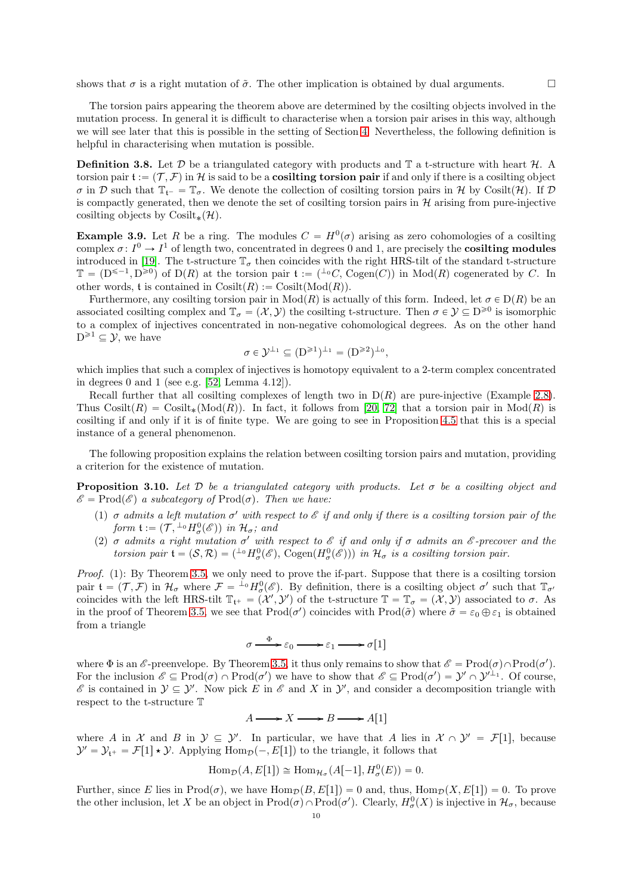shows that $\sigma$ is a right mutation of $\tilde{\sigma}$. The other implication is obtained by dual arguments. $\square$

The torsion pairs appearing the theorem above are determined by the cosilting objects involved in the mutation process. In general it is difficult to characterise when a torsion pair arises in this way, although we will see later that this is possible in the setting of Section 4. Nevertheless, the following definition is helpful in characterising when mutation is possible.

**Definition 3.8.** Let $\mathcal{D}$ be a triangulated category with products and $\mathbb{T}$ a t-structure with heart $\mathcal{H}$. A torsion pair $\mathfrak{t} := (\mathcal{T}, \mathcal{F})$ in $\mathcal{H}$ is said to be a **cosilting torsion pair** if and only if there is a cosilting object $\sigma$ in $\mathcal{D}$ such that $\mathbb{T}_{\mathfrak{t}^-} = \mathbb{T}_\sigma$. We denote the collection of cosilting torsion pairs in $\mathcal{H}$ by $\mathrm{Cosilt}(\mathcal{H})$. If $\mathcal{D}$ is compactly generated, then we denote the set of cosilting torsion pairs in $\mathcal{H}$ arising from pure-injective cosilting objects by $\mathrm{Cosilt}_*(\mathcal{H})$.

**Example 3.9.** Let $R$ be a ring. The modules $C = H^0(\sigma)$ arising as zero cohomologies of a cosilting complex $\sigma\colon I^0 \to I^1$ of length two, concentrated in degrees 0 and 1, are precisely the **cosilting modules** introduced in [19]. The t-structure $\mathbb{T}_\sigma$ then coincides with the right HRS-tilt of the standard t-structure $\mathbb{T} = (\mathrm{D}^{\leqslant -1}, \mathrm{D}^{\geqslant 0})$ of $\mathrm{D}(R)$ at the torsion pair $\mathfrak{t} := ({}^{\perp_0}C, \mathrm{Cogen}(C))$ in $\mathrm{Mod}(R)$ cogenerated by $C$. In other words, $\mathfrak{t}$ is contained in $\mathrm{Cosilt}(R) := \mathrm{Cosilt}(\mathrm{Mod}(R))$.

Furthermore, any cosilting torsion pair in $\mathrm{Mod}(R)$ is actually of this form. Indeed, let $\sigma \in \mathrm{D}(R)$ be an associated cosilting complex and $\mathbb{T}_\sigma = (\mathcal{X}, \mathcal{Y})$ the cosilting t-structure. Then $\sigma \in \mathcal{Y} \subseteq \mathrm{D}^{\geqslant 0}$ is isomorphic to a complex of injectives concentrated in non-negative cohomological degrees. As on the other hand $\mathrm{D}^{\geqslant 1} \subseteq \mathcal{Y}$, we have

$$\sigma \in \mathcal{Y}^{\perp_1} \subseteq (\mathrm{D}^{\geqslant 1})^{\perp_1} = (\mathrm{D}^{\geqslant 2})^{\perp_0},$$

which implies that such a complex of injectives is homotopy equivalent to a 2-term complex concentrated in degrees 0 and 1 (see e.g. [52, Lemma 4.12]).

Recall further that all cosilting complexes of length two in $\mathrm{D}(R)$ are pure-injective (Example 2.8). Thus $\mathrm{Cosilt}(R) = \mathrm{Cosilt}_*(\mathrm{Mod}(R))$. In fact, it follows from [20, 72] that a torsion pair in $\mathrm{Mod}(R)$ is cosilting if and only if it is of finite type. We are going to see in Proposition 4.5 that this is a special instance of a general phenomenon.

The following proposition explains the relation between cosilting torsion pairs and mutation, providing a criterion for the existence of mutation.

**Proposition 3.10.** *Let $\mathcal{D}$ be a triangulated category with products. Let $\sigma$ be a cosilting object and $\mathscr{E} = \mathrm{Prod}(\mathscr{E})$ a subcategory of $\mathrm{Prod}(\sigma)$. Then we have:*

1. *$\sigma$ admits a left mutation $\sigma'$ with respect to $\mathscr{E}$ if and only if there is a cosilting torsion pair of the form $\mathfrak{t} := (\mathcal{T}, {}^{\perp_0}H^0_\sigma(\mathscr{E}))$ in $\mathcal{H}_\sigma$; and*
2. *$\sigma$ admits a right mutation $\sigma'$ with respect to $\mathscr{E}$ if and only if $\sigma$ admits an $\mathscr{E}$-precover and the torsion pair $\mathfrak{t} = (\mathcal{S}, \mathcal{R}) = ({}^{\perp_0}H^0_\sigma(\mathscr{E}), \mathrm{Cogen}(H^0_\sigma(\mathscr{E})))$ in $\mathcal{H}_\sigma$ is a cosilting torsion pair.*

*Proof.* (1): By Theorem 3.5, we only need to prove the if-part. Suppose that there is a cosilting torsion pair $\mathfrak{t} = (\mathcal{T}, \mathcal{F})$ in $\mathcal{H}_\sigma$ where $\mathcal{F} = {}^{\perp_0}H^0_\sigma(\mathscr{E})$. By definition, there is a cosilting object $\sigma'$ such that $\mathbb{T}_{\sigma'}$ coincides with the left HRS-tilt $\mathbb{T}_{\mathfrak{t}^+} = (\mathcal{X}', \mathcal{Y}')$ of the t-structure $\mathbb{T} = \mathbb{T}_\sigma = (\mathcal{X}, \mathcal{Y})$ associated to $\sigma$. As in the proof of Theorem 3.5, we see that $\mathrm{Prod}(\sigma')$ coincides with $\mathrm{Prod}(\tilde{\sigma})$ where $\tilde{\sigma} = \varepsilon_0 \oplus \varepsilon_1$ is obtained from a triangle

$$\sigma \xrightarrow{\ \Phi\ } \varepsilon_0 \longrightarrow \varepsilon_1 \longrightarrow \sigma[1]$$

where $\Phi$ is an $\mathscr{E}$-preenvelope. By Theorem 3.5, it thus only remains to show that $\mathscr{E} = \mathrm{Prod}(\sigma) \cap \mathrm{Prod}(\sigma')$. For the inclusion $\mathscr{E} \subseteq \mathrm{Prod}(\sigma) \cap \mathrm{Prod}(\sigma')$ we have to show that $\mathscr{E} \subseteq \mathrm{Prod}(\sigma') = \mathcal{Y}' \cap \mathcal{Y}'^{\perp_1}$. Of course, $\mathscr{E}$ is contained in $\mathcal{Y} \subseteq \mathcal{Y}'$. Now pick $E$ in $\mathscr{E}$ and $X$ in $\mathcal{Y}'$, and consider a decomposition triangle with respect to the t-structure $\mathbb{T}$

$$A \longrightarrow X \longrightarrow B \longrightarrow A[1]$$

where $A$ in $\mathcal{X}$ and $B$ in $\mathcal{Y} \subseteq \mathcal{Y}'$. In particular, we have that $A$ lies in $\mathcal{X} \cap \mathcal{Y}' = \mathcal{F}[1]$, because $\mathcal{Y}' = \mathcal{Y}_{\mathfrak{t}^+} = \mathcal{F}[1] \star \mathcal{Y}$. Applying $\mathrm{Hom}_{\mathcal{D}}(-, E[1])$ to the triangle, it follows that

$$\mathrm{Hom}_{\mathcal{D}}(A, E[1]) \cong \mathrm{Hom}_{\mathcal{H}_\sigma}(A[-1], H^0_\sigma(E)) = 0.$$

Further, since $E$ lies in $\mathrm{Prod}(\sigma)$, we have $\mathrm{Hom}_{\mathcal{D}}(B, E[1]) = 0$ and, thus, $\mathrm{Hom}_{\mathcal{D}}(X, E[1]) = 0$. To prove the other inclusion, let $X$ be an object in $\mathrm{Prod}(\sigma) \cap \mathrm{Prod}(\sigma')$. Clearly, $H^0_\sigma(X)$ is injective in $\mathcal{H}_\sigma$, because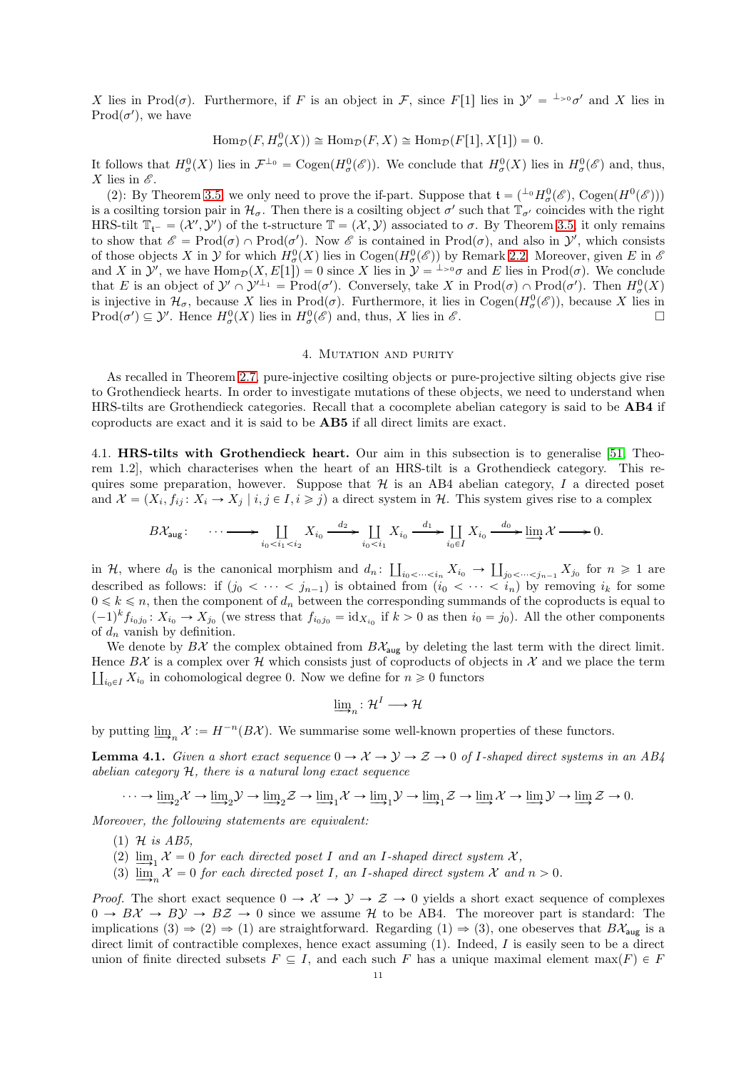$X$ lies in $\mathrm{Prod}(\sigma)$. Furthermore, if $F$ is an object in $\mathcal{F}$, since $F[1]$ lies in $\mathcal{Y}' = {}^{\perp_{>0}}\sigma'$ and $X$ lies in $\mathrm{Prod}(\sigma')$, we have

$$\mathrm{Hom}_{\mathcal{D}}(F, H^0_\sigma(X)) \cong \mathrm{Hom}_{\mathcal{D}}(F, X) \cong \mathrm{Hom}_{\mathcal{D}}(F[1], X[1]) = 0.$$

It follows that $H^0_\sigma(X)$ lies in $\mathcal{F}^{\perp_0} = \mathrm{Cogen}(H^0_\sigma(\mathscr{E}))$. We conclude that $H^0_\sigma(X)$ lies in $H^0_\sigma(\mathscr{E})$ and, thus, $X$ lies in $\mathscr{E}$.

(2): By Theorem 3.5, we only need to prove the if-part. Suppose that $\mathfrak{t} = ({}^{\perp_0}H^0_\sigma(\mathscr{E}), \mathrm{Cogen}(H^0(\mathscr{E})))$ is a cosilting torsion pair in $\mathcal{H}_\sigma$. Then there is a cosilting object $\sigma'$ such that $\mathbb{T}_{\sigma'}$ coincides with the right HRS-tilt $\mathbb{T}_{\mathfrak{t}^-} = (\mathcal{X}', \mathcal{Y}')$ of the t-structure $\mathbb{T} = (\mathcal{X}, \mathcal{Y})$ associated to $\sigma$. By Theorem 3.5, it only remains to show that $\mathscr{E} = \mathrm{Prod}(\sigma) \cap \mathrm{Prod}(\sigma')$. Now $\mathscr{E}$ is contained in $\mathrm{Prod}(\sigma)$, and also in $\mathcal{Y}'$, which consists of those objects $X$ in $\mathcal{Y}$ for which $H^0_\sigma(X)$ lies in $\mathrm{Cogen}(H^0_\sigma(\mathscr{E}))$ by Remark 2.2. Moreover, given $E$ in $\mathscr{E}$ and $X$ in $\mathcal{Y}'$, we have $\mathrm{Hom}_{\mathcal{D}}(X, E[1]) = 0$ since $X$ lies in $\mathcal{Y} = {}^{\perp_{>0}}\sigma$ and $E$ lies in $\mathrm{Prod}(\sigma)$. We conclude that $E$ is an object of $\mathcal{Y}' \cap \mathcal{Y}'^{\perp_1} = \mathrm{Prod}(\sigma')$. Conversely, take $X$ in $\mathrm{Prod}(\sigma) \cap \mathrm{Prod}(\sigma')$. Then $H^0_\sigma(X)$ is injective in $\mathcal{H}_\sigma$, because $X$ lies in $\mathrm{Prod}(\sigma)$. Furthermore, it lies in $\mathrm{Cogen}(H^0_\sigma(\mathscr{E}))$, because $X$ lies in $\mathrm{Prod}(\sigma') \subseteq \mathcal{Y}'$. Hence $H^0_\sigma(X)$ lies in $H^0_\sigma(\mathscr{E})$ and, thus, $X$ lies in $\mathscr{E}$. $\square$

## 4. Mutation and purity

As recalled in Theorem 2.7, pure-injective cosilting objects or pure-projective silting objects give rise to Grothendieck hearts. In order to investigate mutations of these objects, we need to understand when HRS-tilts are Grothendieck categories. Recall that a cocomplete abelian category is said to be **AB4** if coproducts are exact and it is said to be **AB5** if all direct limits are exact.

### 4.1. HRS-tilts with Grothendieck heart.

Our aim in this subsection is to generalise [51, Theorem 1.2], which characterises when the heart of an HRS-tilt is a Grothendieck category. This requires some preparation, however. Suppose that $\mathcal{H}$ is an AB4 abelian category, $I$ a directed poset and $\mathcal{X} = (X_i, f_{ij} \colon X_i \to X_j \mid i, j \in I, i \geqslant j)$ a direct system in $\mathcal{H}$. This system gives rise to a complex

$$B\mathcal{X}_{\mathsf{aug}}\colon \quad \cdots \longrightarrow \coprod_{i_0<i_1<i_2} X_{i_0} \xrightarrow{d_2} \coprod_{i_0<i_1} X_{i_0} \xrightarrow{d_1} \coprod_{i_0 \in I} X_{i_0} \xrightarrow{d_0} \varinjlim \mathcal{X} \longrightarrow 0.$$

in $\mathcal{H}$, where $d_0$ is the canonical morphism and $d_n\colon \coprod_{i_0<\cdots<i_n} X_{i_0} \to \coprod_{j_0<\cdots<j_{n-1}} X_{j_0}$ for $n \geqslant 1$ are described as follows: if $(j_0 < \cdots < j_{n-1})$ is obtained from $(i_0 < \cdots < i_n)$ by removing $i_k$ for some $0 \leqslant k \leqslant n$, then the component of $d_n$ between the corresponding summands of the coproducts is equal to $(-1)^k f_{i_0 j_0}\colon X_{i_0} \to X_{j_0}$ (we stress that $f_{i_0 j_0} = \mathrm{id}_{X_{i_0}}$ if $k > 0$ as then $i_0 = j_0$). All the other components of $d_n$ vanish by definition.

We denote by $B\mathcal{X}$ the complex obtained from $B\mathcal{X}_{\mathsf{aug}}$ by deleting the last term with the direct limit. Hence $B\mathcal{X}$ is a complex over $\mathcal{H}$ which consists just of coproducts of objects in $\mathcal{X}$ and we place the term $\coprod_{i_0 \in I} X_{i_0}$ in cohomological degree 0. Now we define for $n \geqslant 0$ functors

$$\varinjlim\nolimits_n \colon \mathcal{H}^I \longrightarrow \mathcal{H}$$

by putting $\varinjlim_n \mathcal{X} := H^{-n}(B\mathcal{X})$. We summarise some well-known properties of these functors.

**Lemma 4.1.** *Given a short exact sequence $0 \to \mathcal{X} \to \mathcal{Y} \to \mathcal{Z} \to 0$ of $I$-shaped direct systems in an AB4 abelian category $\mathcal{H}$, there is a natural long exact sequence*

$$\cdots \to \varinjlim\nolimits_2 \mathcal{X} \to \varinjlim\nolimits_2 \mathcal{Y} \to \varinjlim\nolimits_2 \mathcal{Z} \to \varinjlim\nolimits_1 \mathcal{X} \to \varinjlim\nolimits_1 \mathcal{Y} \to \varinjlim\nolimits_1 \mathcal{Z} \to \varinjlim \mathcal{X} \to \varinjlim \mathcal{Y} \to \varinjlim \mathcal{Z} \to 0.$$

*Moreover, the following statements are equivalent:*

1. *$\mathcal{H}$ is AB5,*
2. *$\varinjlim_1 \mathcal{X} = 0$ for each directed poset $I$ and an $I$-shaped direct system $\mathcal{X}$,*
3. *$\varinjlim_n \mathcal{X} = 0$ for each directed poset $I$, an $I$-shaped direct system $\mathcal{X}$ and $n > 0$.*

*Proof.* The short exact sequence $0 \to \mathcal{X} \to \mathcal{Y} \to \mathcal{Z} \to 0$ yields a short exact sequence of complexes $0 \to B\mathcal{X} \to B\mathcal{Y} \to B\mathcal{Z} \to 0$ since we assume $\mathcal{H}$ to be AB4. The moreover part is standard: The implications (3) $\Rightarrow$ (2) $\Rightarrow$ (1) are straightforward. Regarding (1) $\Rightarrow$ (3), one obeserves that $B\mathcal{X}_{\mathsf{aug}}$ is a direct limit of contractible complexes, hence exact assuming (1). Indeed, $I$ is easily seen to be a direct union of finite directed subsets $F \subseteq I$, and each such $F$ has a unique maximal element $\max(F) \in F$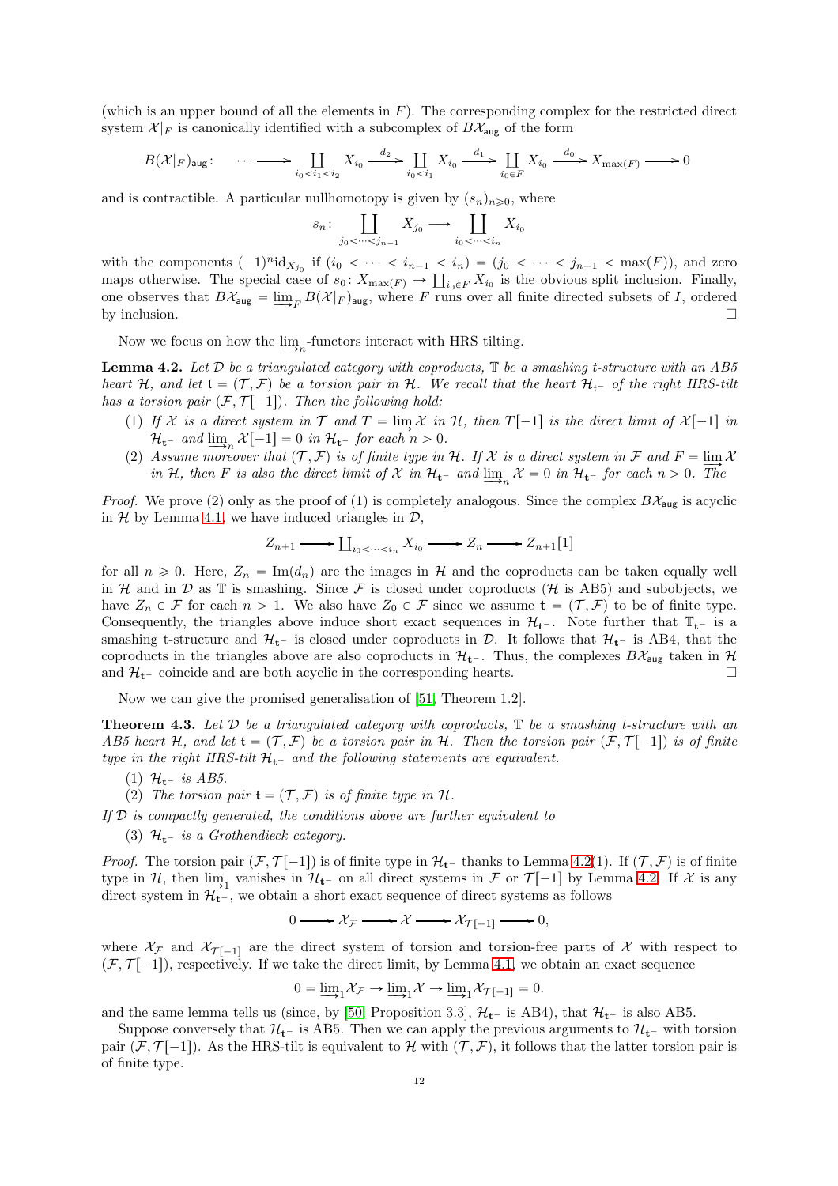(which is an upper bound of all the elements in $F$). The corresponding complex for the restricted direct system $\mathcal{X}|_F$ is canonically identified with a subcomplex of $B\mathcal{X}_{\mathsf{aug}}$ of the form

$$B(\mathcal{X}|_F)_{\mathsf{aug}}\colon \quad \cdots \longrightarrow \coprod_{i_0<i_1<i_2} X_{i_0} \xrightarrow{d_2} \coprod_{i_0<i_1} X_{i_0} \xrightarrow{d_1} \coprod_{i_0\in F} X_{i_0} \xrightarrow{d_0} X_{\max(F)} \longrightarrow 0$$

and is contractible. A particular nullhomotopy is given by $(s_n)_{n\geqslant 0}$, where

$$s_n\colon \coprod_{j_0<\cdots<j_{n-1}} X_{j_0} \longrightarrow \coprod_{i_0<\cdots<i_n} X_{i_0}$$

with the components $(-1)^n \mathrm{id}_{X_{j_0}}$ if $(i_0 < \cdots < i_{n-1} < i_n) = (j_0 < \cdots < j_{n-1} < \max(F))$, and zero maps otherwise. The special case of $s_0\colon X_{\max(F)} \to \coprod_{i_0\in F} X_{i_0}$ is the obvious split inclusion. Finally, one observes that $B\mathcal{X}_{\mathsf{aug}} = \varinjlim_F B(\mathcal{X}|_F)_{\mathsf{aug}}$, where $F$ runs over all finite directed subsets of $I$, ordered by inclusion. $\square$

Now we focus on how the $\varinjlim_n$-functors interact with HRS tilting.

**Lemma 4.2.** *Let $\mathcal{D}$ be a triangulated category with coproducts, $\mathbb{T}$ be a smashing t-structure with an AB5 heart $\mathcal{H}$, and let $\mathbf{t} = (\mathcal{T}, \mathcal{F})$ be a torsion pair in $\mathcal{H}$. We recall that the heart $\mathcal{H}_{\mathbf{t}^-}$ of the right HRS-tilt has a torsion pair $(\mathcal{F}, \mathcal{T}[-1])$. Then the following hold:*

1. *If $\mathcal{X}$ is a direct system in $\mathcal{T}$ and $T = \varinjlim \mathcal{X}$ in $\mathcal{H}$, then $T[-1]$ is the direct limit of $\mathcal{X}[-1]$ in $\mathcal{H}_{\mathbf{t}^-}$ and $\varinjlim_n \mathcal{X}[-1] = 0$ in $\mathcal{H}_{\mathbf{t}^-}$ for each $n > 0$.*
2. *Assume moreover that $(\mathcal{T}, \mathcal{F})$ is of finite type in $\mathcal{H}$. If $\mathcal{X}$ is a direct system in $\mathcal{F}$ and $F = \varinjlim \mathcal{X}$ in $\mathcal{H}$, then $F$ is also the direct limit of $\mathcal{X}$ in $\mathcal{H}_{\mathbf{t}^-}$ and $\varinjlim_n \mathcal{X} = 0$ in $\mathcal{H}_{\mathbf{t}^-}$ for each $n > 0$. The*

*Proof.* We prove (2) only as the proof of (1) is completely analogous. Since the complex $B\mathcal{X}_{\mathsf{aug}}$ is acyclic in $\mathcal{H}$ by Lemma 4.1, we have induced triangles in $\mathcal{D}$,

$$Z_{n+1} \longrightarrow \textstyle\coprod_{i_0<\cdots<i_n} X_{i_0} \longrightarrow Z_n \longrightarrow Z_{n+1}[1]$$

for all $n \geqslant 0$. Here, $Z_n = \mathrm{Im}(d_n)$ are the images in $\mathcal{H}$ and the coproducts can be taken equally well in $\mathcal{H}$ and in $\mathcal{D}$ as $\mathbb{T}$ is smashing. Since $\mathcal{F}$ is closed under coproducts ($\mathcal{H}$ is AB5) and subobjects, we have $Z_n \in \mathcal{F}$ for each $n > 1$. We also have $Z_0 \in \mathcal{F}$ since we assume $\mathbf{t} = (\mathcal{T}, \mathcal{F})$ to be of finite type. Consequently, the triangles above induce short exact sequences in $\mathcal{H}_{\mathbf{t}^-}$. Note further that $\mathbb{T}_{\mathbf{t}^-}$ is a smashing t-structure and $\mathcal{H}_{\mathbf{t}^-}$ is closed under coproducts in $\mathcal{D}$. It follows that $\mathcal{H}_{\mathbf{t}^-}$ is AB4, that the coproducts in the triangles above are also coproducts in $\mathcal{H}_{\mathbf{t}^-}$. Thus, the complexes $B\mathcal{X}_{\mathsf{aug}}$ taken in $\mathcal{H}$ and $\mathcal{H}_{\mathbf{t}^-}$ coincide and are both acyclic in the corresponding hearts. $\square$

Now we can give the promised generalisation of [51, Theorem 1.2].

**Theorem 4.3.** *Let $\mathcal{D}$ be a triangulated category with coproducts, $\mathbb{T}$ be a smashing t-structure with an AB5 heart $\mathcal{H}$, and let $\mathbf{t} = (\mathcal{T}, \mathcal{F})$ be a torsion pair in $\mathcal{H}$. Then the torsion pair $(\mathcal{F}, \mathcal{T}[-1])$ is of finite type in the right HRS-tilt $\mathcal{H}_{\mathbf{t}^-}$ and the following statements are equivalent.*

1. *$\mathcal{H}_{\mathbf{t}^-}$ is AB5.*
2. *The torsion pair $\mathbf{t} = (\mathcal{T}, \mathcal{F})$ is of finite type in $\mathcal{H}$.*

*If $\mathcal{D}$ is compactly generated, the conditions above are further equivalent to*

3. *$\mathcal{H}_{\mathbf{t}^-}$ is a Grothendieck category.*

*Proof.* The torsion pair $(\mathcal{F}, \mathcal{T}[-1])$ is of finite type in $\mathcal{H}_{\mathbf{t}^-}$ thanks to Lemma 4.2(1). If $(\mathcal{T}, \mathcal{F})$ is of finite type in $\mathcal{H}$, then $\varinjlim_1$ vanishes in $\mathcal{H}_{\mathbf{t}^-}$ on all direct systems in $\mathcal{F}$ or $\mathcal{T}[-1]$ by Lemma 4.2. If $\mathcal{X}$ is any direct system in $\mathcal{H}_{\mathbf{t}^-}$, we obtain a short exact sequence of direct systems as follows

$$0 \longrightarrow \mathcal{X}_{\mathcal{F}} \longrightarrow \mathcal{X} \longrightarrow \mathcal{X}_{\mathcal{T}[-1]} \longrightarrow 0,$$

where $\mathcal{X}_{\mathcal{F}}$ and $\mathcal{X}_{\mathcal{T}[-1]}$ are the direct system of torsion and torsion-free parts of $\mathcal{X}$ with respect to $(\mathcal{F}, \mathcal{T}[-1])$, respectively. If we take the direct limit, by Lemma 4.1, we obtain an exact sequence

$$0 = \varinjlim{}_1 \mathcal{X}_{\mathcal{F}} \to \varinjlim{}_1 \mathcal{X} \to \varinjlim{}_1 \mathcal{X}_{\mathcal{T}[-1]} = 0.$$

and the same lemma tells us (since, by [50, Proposition 3.3], $\mathcal{H}_{\mathbf{t}^-}$ is AB4), that $\mathcal{H}_{\mathbf{t}^-}$ is also AB5.

Suppose conversely that $\mathcal{H}_{\mathbf{t}^-}$ is AB5. Then we can apply the previous arguments to $\mathcal{H}_{\mathbf{t}^-}$ with torsion pair $(\mathcal{F}, \mathcal{T}[-1])$. As the HRS-tilt is equivalent to $\mathcal{H}$ with $(\mathcal{T}, \mathcal{F})$, it follows that the latter torsion pair is of finite type.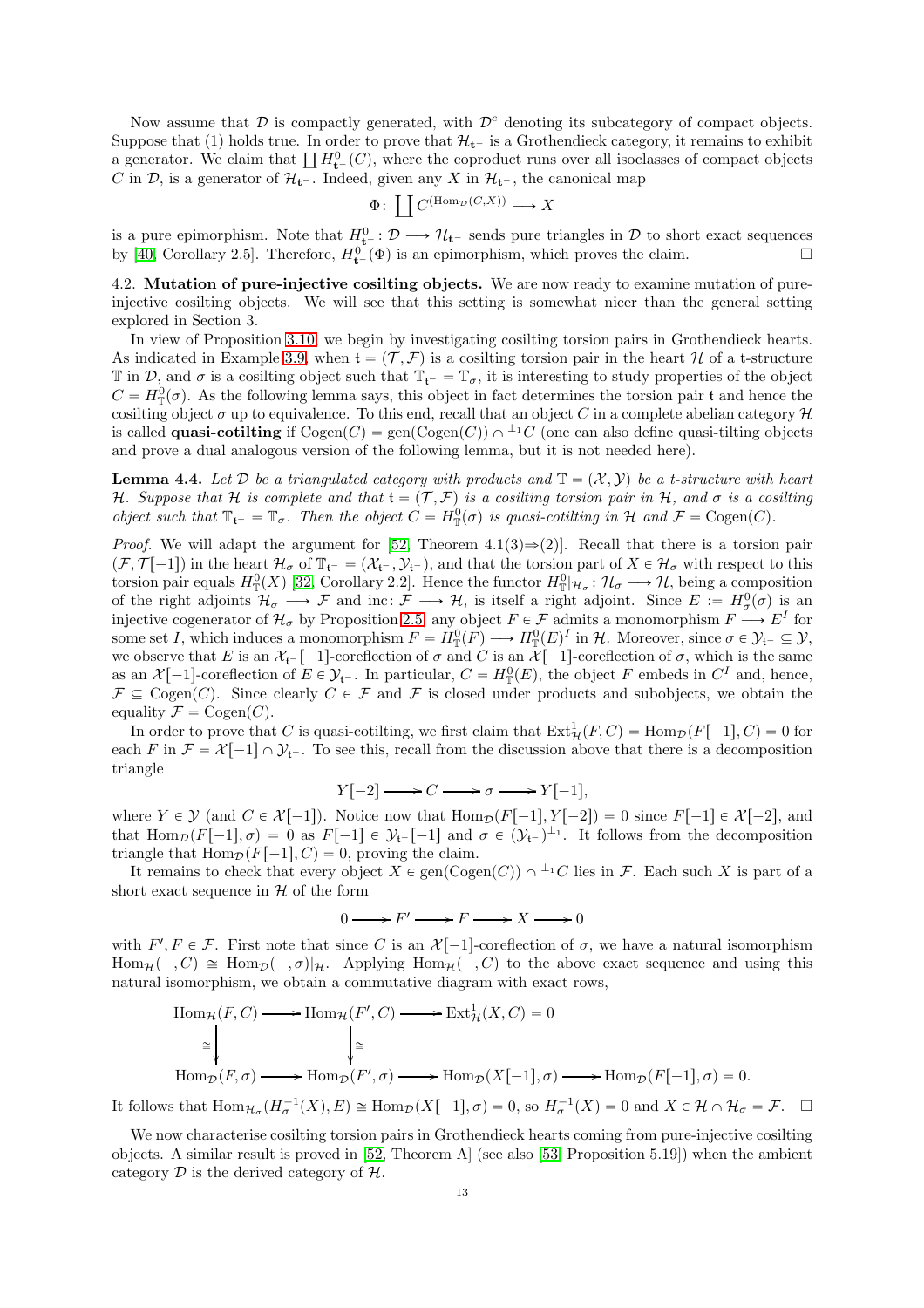Now assume that $\mathcal{D}$ is compactly generated, with $\mathcal{D}^c$ denoting its subcategory of compact objects. Suppose that (1) holds true. In order to prove that $\mathcal{H}_{\mathfrak{t}^-}$ is a Grothendieck category, it remains to exhibit a generator. We claim that $\coprod H^0_{\mathfrak{t}^-}(C)$, where the coproduct runs over all isoclasses of compact objects $C$ in $\mathcal{D}$, is a generator of $\mathcal{H}_{\mathfrak{t}^-}$. Indeed, given any $X$ in $\mathcal{H}_{\mathfrak{t}^-}$, the canonical map

$$\Phi\colon \coprod C^{(\mathrm{Hom}_{\mathcal{D}}(C,X))} \longrightarrow X$$

is a pure epimorphism. Note that $H^0_{\mathfrak{t}^-}\colon \mathcal{D} \longrightarrow \mathcal{H}_{\mathfrak{t}^-}$ sends pure triangles in $\mathcal{D}$ to short exact sequences by [40, Corollary 2.5]. Therefore, $H^0_{\mathfrak{t}^-}(\Phi)$ is an epimorphism, which proves the claim. $\square$

4.2. **Mutation of pure-injective cosilting objects.** We are now ready to examine mutation of pure-injective cosilting objects. We will see that this setting is somewhat nicer than the general setting explored in Section 3.

In view of Proposition 3.10, we begin by investigating cosilting torsion pairs in Grothendieck hearts. As indicated in Example 3.9, when $\mathfrak{t} = (\mathcal{T}, \mathcal{F})$ is a cosilting torsion pair in the heart $\mathcal{H}$ of a t-structure $\mathbb{T}$ in $\mathcal{D}$, and $\sigma$ is a cosilting object such that $\mathbb{T}_{\mathfrak{t}^-} = \mathbb{T}_\sigma$, it is interesting to study properties of the object $C = H^0_{\mathbb{T}}(\sigma)$. As the following lemma says, this object in fact determines the torsion pair $\mathfrak{t}$ and hence the cosilting object $\sigma$ up to equivalence. To this end, recall that an object $C$ in a complete abelian category $\mathcal{H}$ is called **quasi-cotilting** if $\mathrm{Cogen}(C) = \mathrm{gen}(\mathrm{Cogen}(C)) \cap {}^{\perp_1}C$ (one can also define quasi-tilting objects and prove a dual analogous version of the following lemma, but it is not needed here).

**Lemma 4.4.** *Let $\mathcal{D}$ be a triangulated category with products and $\mathbb{T} = (\mathcal{X}, \mathcal{Y})$ be a t-structure with heart $\mathcal{H}$. Suppose that $\mathcal{H}$ is complete and that $\mathfrak{t} = (\mathcal{T}, \mathcal{F})$ is a cosilting torsion pair in $\mathcal{H}$, and $\sigma$ is a cosilting object such that $\mathbb{T}_{\mathfrak{t}^-} = \mathbb{T}_\sigma$. Then the object $C = H^0_{\mathbb{T}}(\sigma)$ is quasi-cotilting in $\mathcal{H}$ and $\mathcal{F} = \mathrm{Cogen}(C)$.*

*Proof.* We will adapt the argument for [52, Theorem 4.1(3)⇒(2)]. Recall that there is a torsion pair $(\mathcal{F}, \mathcal{T}[-1])$ in the heart $\mathcal{H}_\sigma$ of $\mathbb{T}_{\mathfrak{t}^-} = (\mathcal{X}_{\mathfrak{t}^-}, \mathcal{Y}_{\mathfrak{t}^-})$, and that the torsion part of $X \in \mathcal{H}_\sigma$ with respect to this torsion pair equals $H^0_{\mathbb{T}}(X)$ [32, Corollary 2.2]. Hence the functor $H^0_{\mathbb{T}}|_{\mathcal{H}_\sigma}\colon \mathcal{H}_\sigma \longrightarrow \mathcal{H}$, being a composition of the right adjoints $\mathcal{H}_\sigma \longrightarrow \mathcal{F}$ and $\mathrm{inc}\colon \mathcal{F} \longrightarrow \mathcal{H}$, is itself a right adjoint. Since $E := H^0_\sigma(\sigma)$ is an injective cogenerator of $\mathcal{H}_\sigma$ by Proposition 2.5, any object $F \in \mathcal{F}$ admits a monomorphism $F \longrightarrow E^I$ for some set $I$, which induces a monomorphism $F = H^0_{\mathbb{T}}(F) \longrightarrow H^0_{\mathbb{T}}(E)^I$ in $\mathcal{H}$. Moreover, since $\sigma \in \mathcal{Y}_{\mathfrak{t}^-} \subseteq \mathcal{Y}$, we observe that $E$ is an $\mathcal{X}_{\mathfrak{t}^-}[-1]$-coreflection of $\sigma$ and $C$ is an $\mathcal{X}[-1]$-coreflection of $\sigma$, which is the same as an $\mathcal{X}[-1]$-coreflection of $E \in \mathcal{Y}_{\mathfrak{t}^-}$. In particular, $C = H^0_{\mathbb{T}}(E)$, the object $F$ embeds in $C^I$ and, hence, $\mathcal{F} \subseteq \mathrm{Cogen}(C)$. Since clearly $C \in \mathcal{F}$ and $\mathcal{F}$ is closed under products and subobjects, we obtain the equality $\mathcal{F} = \mathrm{Cogen}(C)$.

In order to prove that $C$ is quasi-cotilting, we first claim that $\mathrm{Ext}^1_{\mathcal{H}}(F, C) = \mathrm{Hom}_{\mathcal{D}}(F[-1], C) = 0$ for each $F$ in $\mathcal{F} = \mathcal{X}[-1] \cap \mathcal{Y}_{\mathfrak{t}^-}$. To see this, recall from the discussion above that there is a decomposition triangle

$$Y[-2] \longrightarrow C \longrightarrow \sigma \longrightarrow Y[-1],$$

where $Y \in \mathcal{Y}$ (and $C \in \mathcal{X}[-1]$). Notice now that $\mathrm{Hom}_{\mathcal{D}}(F[-1], Y[-2]) = 0$ since $F[-1] \in \mathcal{X}[-2]$, and that $\mathrm{Hom}_{\mathcal{D}}(F[-1], \sigma) = 0$ as $F[-1] \in \mathcal{Y}_{\mathfrak{t}^-}[-1]$ and $\sigma \in (\mathcal{Y}_{\mathfrak{t}^-})^{\perp_1}$. It follows from the decomposition triangle that $\mathrm{Hom}_{\mathcal{D}}(F[-1], C) = 0$, proving the claim.

It remains to check that every object $X \in \mathrm{gen}(\mathrm{Cogen}(C)) \cap {}^{\perp_1}C$ lies in $\mathcal{F}$. Each such $X$ is part of a short exact sequence in $\mathcal{H}$ of the form

$$0 \longrightarrow F' \longrightarrow F \longrightarrow X \longrightarrow 0$$

with $F', F \in \mathcal{F}$. First note that since $C$ is an $\mathcal{X}[-1]$-coreflection of $\sigma$, we have a natural isomorphism $\mathrm{Hom}_{\mathcal{H}}(-, C) \cong \mathrm{Hom}_{\mathcal{D}}(-, \sigma)|_{\mathcal{H}}$. Applying $\mathrm{Hom}_{\mathcal{H}}(-, C)$ to the above exact sequence and using this natural isomorphism, we obtain a commutative diagram with exact rows,

$$\begin{array}{ccccccc}
\mathrm{Hom}_{\mathcal{H}}(F, C) & \longrightarrow & \mathrm{Hom}_{\mathcal{H}}(F', C) & \longrightarrow & \mathrm{Ext}^1_{\mathcal{H}}(X, C) = 0 & & \\
\downarrow \cong & & \downarrow \cong & & & & \\
\mathrm{Hom}_{\mathcal{D}}(F, \sigma) & \longrightarrow & \mathrm{Hom}_{\mathcal{D}}(F', \sigma) & \longrightarrow & \mathrm{Hom}_{\mathcal{D}}(X[-1], \sigma) & \longrightarrow & \mathrm{Hom}_{\mathcal{D}}(F[-1], \sigma) = 0.
\end{array}$$

It follows that $\mathrm{Hom}_{\mathcal{H}_\sigma}(H^{-1}_\sigma(X), E) \cong \mathrm{Hom}_{\mathcal{D}}(X[-1], \sigma) = 0$, so $H^{-1}_\sigma(X) = 0$ and $X \in \mathcal{H} \cap \mathcal{H}_\sigma = \mathcal{F}$. $\square$

We now characterise cosilting torsion pairs in Grothendieck hearts coming from pure-injective cosilting objects. A similar result is proved in [52, Theorem A] (see also [53, Proposition 5.19]) when the ambient category $\mathcal{D}$ is the derived category of $\mathcal{H}$.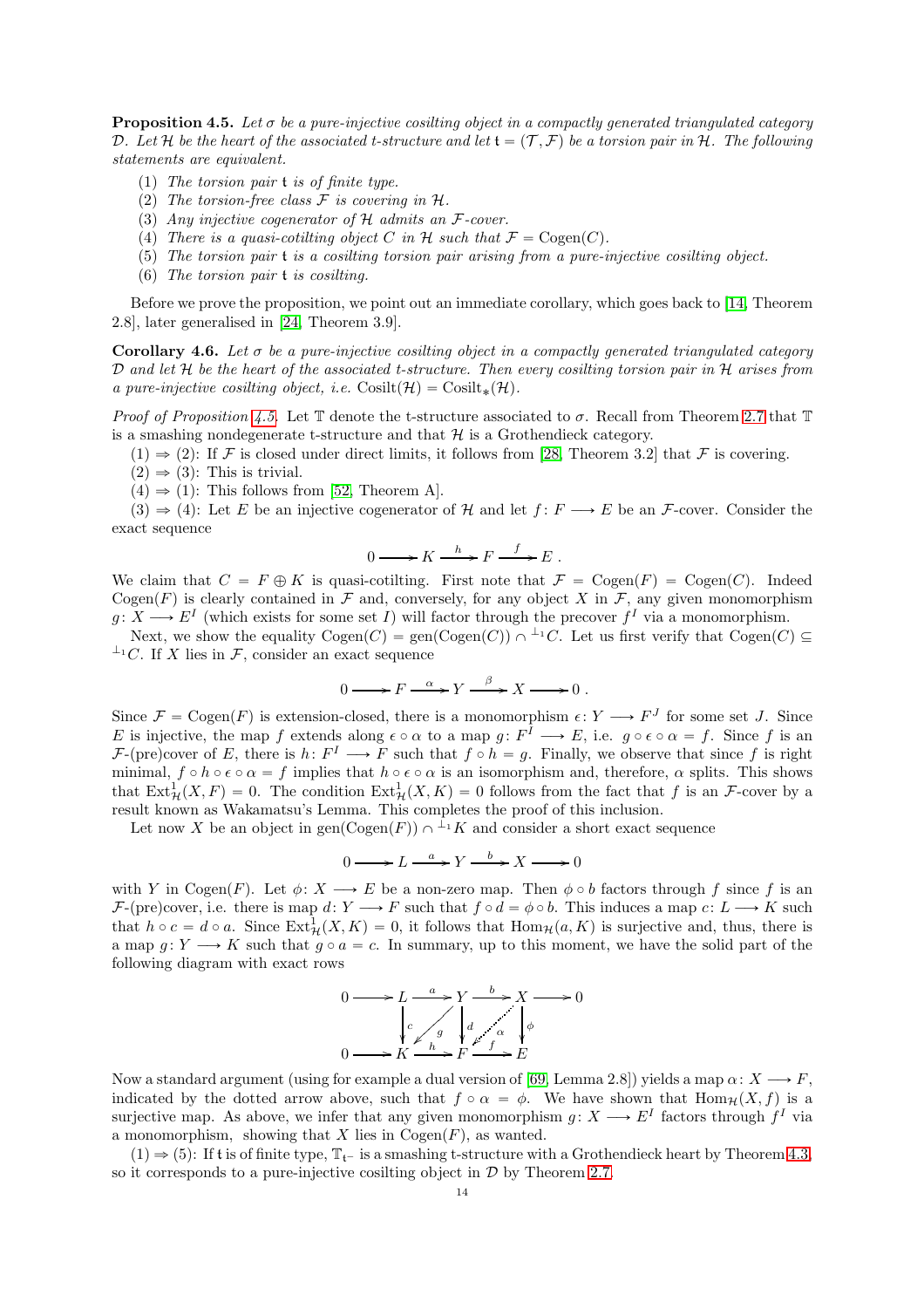**Proposition 4.5.** *Let $\sigma$ be a pure-injective cosilting object in a compactly generated triangulated category $\mathcal{D}$. Let $\mathcal{H}$ be the heart of the associated t-structure and let $\mathfrak{t} = (\mathcal{T}, \mathcal{F})$ be a torsion pair in $\mathcal{H}$. The following statements are equivalent.*

1. *The torsion pair $\mathfrak{t}$ is of finite type.*
2. *The torsion-free class $\mathcal{F}$ is covering in $\mathcal{H}$.*
3. *Any injective cogenerator of $\mathcal{H}$ admits an $\mathcal{F}$-cover.*
4. *There is a quasi-cotilting object $C$ in $\mathcal{H}$ such that $\mathcal{F} = \mathrm{Cogen}(C)$.*
5. *The torsion pair $\mathfrak{t}$ is a cosilting torsion pair arising from a pure-injective cosilting object.*
6. *The torsion pair $\mathfrak{t}$ is cosilting.*

Before we prove the proposition, we point out an immediate corollary, which goes back to [14, Theorem 2.8], later generalised in [24, Theorem 3.9].

**Corollary 4.6.** *Let $\sigma$ be a pure-injective cosilting object in a compactly generated triangulated category $\mathcal{D}$ and let $\mathcal{H}$ be the heart of the associated t-structure. Then every cosilting torsion pair in $\mathcal{H}$ arises from a pure-injective cosilting object, i.e. $\mathrm{Cosilt}(\mathcal{H}) = \mathrm{Cosilt}_*(\mathcal{H})$.*

*Proof of Proposition 4.5.* Let $\mathbb{T}$ denote the t-structure associated to $\sigma$. Recall from Theorem 2.7 that $\mathbb{T}$ is a smashing nondegenerate t-structure and that $\mathcal{H}$ is a Grothendieck category.

(1) $\Rightarrow$ (2): If $\mathcal{F}$ is closed under direct limits, it follows from [28, Theorem 3.2] that $\mathcal{F}$ is covering.

(2) $\Rightarrow$ (3): This is trivial.

(4) $\Rightarrow$ (1): This follows from [52, Theorem A].

(3) $\Rightarrow$ (4): Let $E$ be an injective cogenerator of $\mathcal{H}$ and let $f\colon F \longrightarrow E$ be an $\mathcal{F}$-cover. Consider the exact sequence

$$0 \longrightarrow K \xrightarrow{\ h\ } F \xrightarrow{\ f\ } E\,.$$

We claim that $C = F \oplus K$ is quasi-cotilting. First note that $\mathcal{F} = \mathrm{Cogen}(F) = \mathrm{Cogen}(C)$. Indeed $\mathrm{Cogen}(F)$ is clearly contained in $\mathcal{F}$ and, conversely, for any object $X$ in $\mathcal{F}$, any given monomorphism $g\colon X \longrightarrow E^I$ (which exists for some set $I$) will factor through the precover $f^I$ via a monomorphism.

Next, we show the equality $\mathrm{Cogen}(C) = \mathrm{gen}(\mathrm{Cogen}(C)) \cap {}^{\perp_1}C$. Let us first verify that $\mathrm{Cogen}(C) \subseteq {}^{\perp_1}C$. If $X$ lies in $\mathcal{F}$, consider an exact sequence

$$0 \longrightarrow F \xrightarrow{\ \alpha\ } Y \xrightarrow{\ \beta\ } X \longrightarrow 0\,.$$

Since $\mathcal{F} = \mathrm{Cogen}(F)$ is extension-closed, there is a monomorphism $\epsilon\colon Y \longrightarrow F^J$ for some set $J$. Since $E$ is injective, the map $f$ extends along $\epsilon \circ \alpha$ to a map $g\colon F^I \longrightarrow E$, i.e. $g \circ \epsilon \circ \alpha = f$. Since $f$ is an $\mathcal{F}$-(pre)cover of $E$, there is $h\colon F^I \longrightarrow F$ such that $f \circ h = g$. Finally, we observe that since $f$ is right minimal, $f \circ h \circ \epsilon \circ \alpha = f$ implies that $h \circ \epsilon \circ \alpha$ is an isomorphism and, therefore, $\alpha$ splits. This shows that $\mathrm{Ext}^1_{\mathcal{H}}(X, F) = 0$. The condition $\mathrm{Ext}^1_{\mathcal{H}}(X, K) = 0$ follows from the fact that $f$ is an $\mathcal{F}$-cover by a result known as Wakamatsu's Lemma. This completes the proof of this inclusion.

Let now $X$ be an object in $\mathrm{gen}(\mathrm{Cogen}(F)) \cap {}^{\perp_1}K$ and consider a short exact sequence

$$0 \longrightarrow L \xrightarrow{\ a\ } Y \xrightarrow{\ b\ } X \longrightarrow 0$$

with $Y$ in $\mathrm{Cogen}(F)$. Let $\phi\colon X \longrightarrow E$ be a non-zero map. Then $\phi \circ b$ factors through $f$ since $f$ is an $\mathcal{F}$-(pre)cover, i.e. there is map $d\colon Y \longrightarrow F$ such that $f \circ d = \phi \circ b$. This induces a map $c\colon L \longrightarrow K$ such that $h \circ c = d \circ a$. Since $\mathrm{Ext}^1_{\mathcal{H}}(X, K) = 0$, it follows that $\mathrm{Hom}_{\mathcal{H}}(a, K)$ is surjective and, thus, there is a map $g\colon Y \longrightarrow K$ such that $g \circ a = c$. In summary, up to this moment, we have the solid part of the following diagram with exact rows

$$\begin{array}{ccccccccc}
0 & \longrightarrow & L & \xrightarrow{\ a\ } & Y & \xrightarrow{\ b\ } & X & \longrightarrow & 0\\
 & & \downarrow{\scriptstyle c} & \swarrow{\scriptstyle g} & \downarrow{\scriptstyle d} & \swarrow{\scriptstyle \alpha} & \downarrow{\scriptstyle \phi} & & \\
0 & \longrightarrow & K & \xrightarrow{\ h\ } & F & \xrightarrow{\ f\ } & E & &
\end{array}$$

Now a standard argument (using for example a dual version of [69, Lemma 2.8]) yields a map $\alpha\colon X \longrightarrow F$, indicated by the dotted arrow above, such that $f \circ \alpha = \phi$. We have shown that $\mathrm{Hom}_{\mathcal{H}}(X, f)$ is a surjective map. As above, we infer that any given monomorphism $g\colon X \longrightarrow E^I$ factors through $f^I$ via a monomorphism, showing that $X$ lies in $\mathrm{Cogen}(F)$, as wanted.

(1) $\Rightarrow$ (5): If $\mathfrak{t}$ is of finite type, $\mathbb{T}_{\mathfrak{t}^-}$ is a smashing t-structure with a Grothendieck heart by Theorem 4.3, so it corresponds to a pure-injective cosilting object in $\mathcal{D}$ by Theorem 2.7.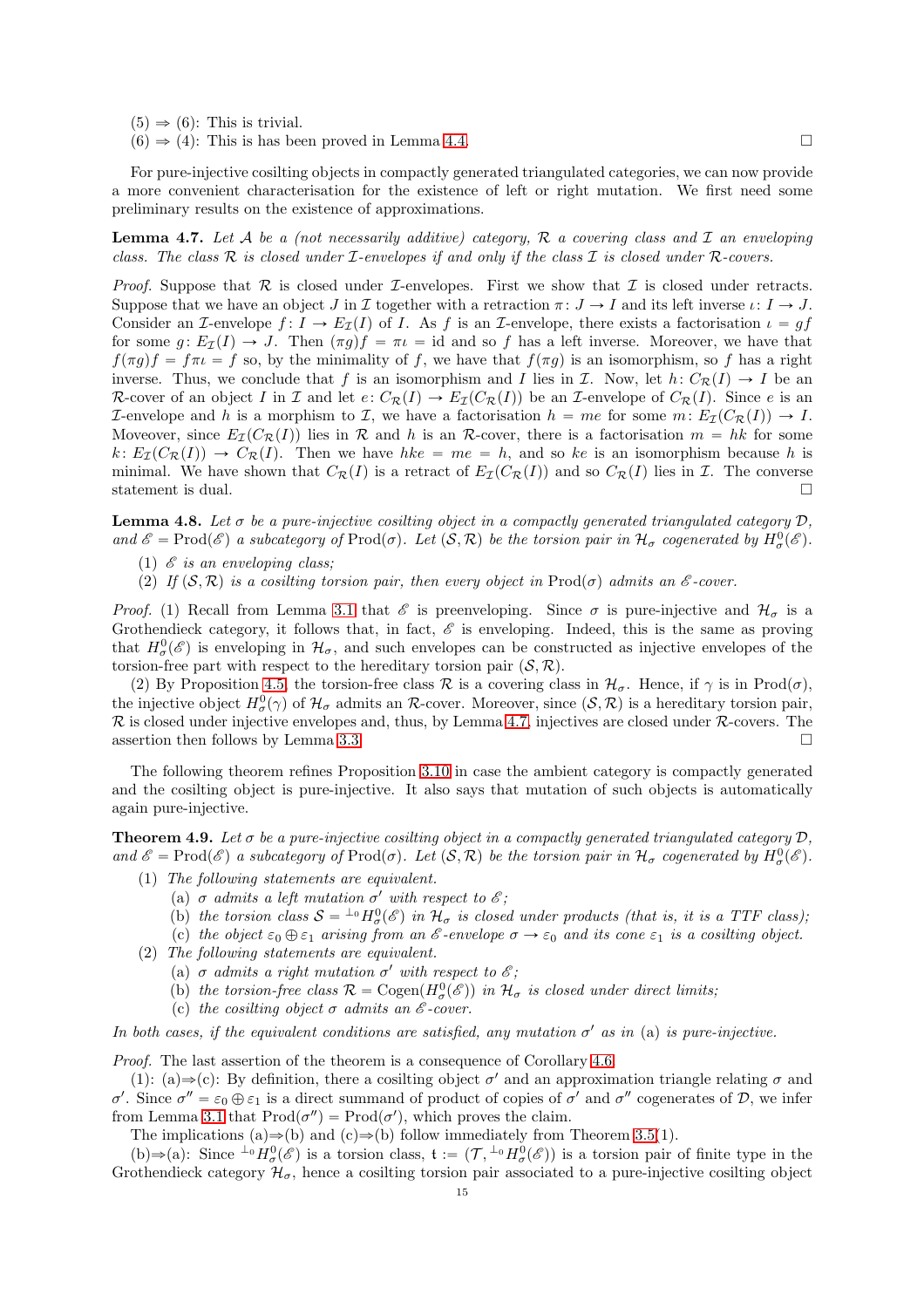(5) $\Rightarrow$ (6): This is trivial.
(6) $\Rightarrow$ (4): This is has been proved in Lemma 4.4. $\square$

For pure-injective cosilting objects in compactly generated triangulated categories, we can now provide a more convenient characterisation for the existence of left or right mutation. We first need some preliminary results on the existence of approximations.

**Lemma 4.7.** *Let $\mathcal{A}$ be a (not necessarily additive) category, $\mathcal{R}$ a covering class and $\mathcal{I}$ an enveloping class. The class $\mathcal{R}$ is closed under $\mathcal{I}$-envelopes if and only if the class $\mathcal{I}$ is closed under $\mathcal{R}$-covers.*

*Proof.* Suppose that $\mathcal{R}$ is closed under $\mathcal{I}$-envelopes. First we show that $\mathcal{I}$ is closed under retracts. Suppose that we have an object $J$ in $\mathcal{I}$ together with a retraction $\pi\colon J \to I$ and its left inverse $\iota\colon I \to J$. Consider an $\mathcal{I}$-envelope $f\colon I \to E_{\mathcal{I}}(I)$ of $I$. As $f$ is an $\mathcal{I}$-envelope, there exists a factorisation $\iota = gf$ for some $g\colon E_{\mathcal{I}}(I) \to J$. Then $(\pi g)f = \pi\iota = \mathrm{id}$ and so $f$ has a left inverse. Moreover, we have that $f(\pi g)f = f\pi\iota = f$ so, by the minimality of $f$, we have that $f(\pi g)$ is an isomorphism, so $f$ has a right inverse. Thus, we conclude that $f$ is an isomorphism and $I$ lies in $\mathcal{I}$. Now, let $h\colon C_{\mathcal{R}}(I) \to I$ be an $\mathcal{R}$-cover of an object $I$ in $\mathcal{I}$ and let $e\colon C_{\mathcal{R}}(I) \to E_{\mathcal{I}}(C_{\mathcal{R}}(I))$ be an $\mathcal{I}$-envelope of $C_{\mathcal{R}}(I)$. Since $e$ is an $\mathcal{I}$-envelope and $h$ is a morphism to $\mathcal{I}$, we have a factorisation $h = me$ for some $m\colon E_{\mathcal{I}}(C_{\mathcal{R}}(I)) \to I$. Moveover, since $E_{\mathcal{I}}(C_{\mathcal{R}}(I))$ lies in $\mathcal{R}$ and $h$ is an $\mathcal{R}$-cover, there is a factorisation $m = hk$ for some $k\colon E_{\mathcal{I}}(C_{\mathcal{R}}(I)) \to C_{\mathcal{R}}(I)$. Then we have $hke = me = h$, and so $ke$ is an isomorphism because $h$ is minimal. We have shown that $C_{\mathcal{R}}(I)$ is a retract of $E_{\mathcal{I}}(C_{\mathcal{R}}(I))$ and so $C_{\mathcal{R}}(I)$ lies in $\mathcal{I}$. The converse statement is dual. $\square$

**Lemma 4.8.** *Let $\sigma$ be a pure-injective cosilting object in a compactly generated triangulated category $\mathcal{D}$, and $\mathscr{E} = \mathrm{Prod}(\mathscr{E})$ a subcategory of $\mathrm{Prod}(\sigma)$. Let $(\mathcal{S}, \mathcal{R})$ be the torsion pair in $\mathcal{H}_\sigma$ cogenerated by $H^0_\sigma(\mathscr{E})$.*

1. *$\mathscr{E}$ is an enveloping class;*
2. *If $(\mathcal{S}, \mathcal{R})$ is a cosilting torsion pair, then every object in $\mathrm{Prod}(\sigma)$ admits an $\mathscr{E}$-cover.*

*Proof.* (1) Recall from Lemma 3.1 that $\mathscr{E}$ is preenveloping. Since $\sigma$ is pure-injective and $\mathcal{H}_\sigma$ is a Grothendieck category, it follows that, in fact, $\mathscr{E}$ is enveloping. Indeed, this is the same as proving that $H^0_\sigma(\mathscr{E})$ is enveloping in $\mathcal{H}_\sigma$, and such envelopes can be constructed as injective envelopes of the torsion-free part with respect to the hereditary torsion pair $(\mathcal{S}, \mathcal{R})$.

(2) By Proposition 4.5, the torsion-free class $\mathcal{R}$ is a covering class in $\mathcal{H}_\sigma$. Hence, if $\gamma$ is in $\mathrm{Prod}(\sigma)$, the injective object $H^0_\sigma(\gamma)$ of $\mathcal{H}_\sigma$ admits an $\mathcal{R}$-cover. Moreover, since $(\mathcal{S}, \mathcal{R})$ is a hereditary torsion pair, $\mathcal{R}$ is closed under injective envelopes and, thus, by Lemma 4.7, injectives are closed under $\mathcal{R}$-covers. The assertion then follows by Lemma 3.3. $\square$

The following theorem refines Proposition 3.10 in case the ambient category is compactly generated and the cosilting object is pure-injective. It also says that mutation of such objects is automatically again pure-injective.

**Theorem 4.9.** *Let $\sigma$ be a pure-injective cosilting object in a compactly generated triangulated category $\mathcal{D}$, and $\mathscr{E} = \mathrm{Prod}(\mathscr{E})$ a subcategory of $\mathrm{Prod}(\sigma)$. Let $(\mathcal{S}, \mathcal{R})$ be the torsion pair in $\mathcal{H}_\sigma$ cogenerated by $H^0_\sigma(\mathscr{E})$.*

1. *The following statements are equivalent.*
   - (a) *$\sigma$ admits a left mutation $\sigma'$ with respect to $\mathscr{E}$;*
   - (b) *the torsion class $\mathcal{S} = {}^{\perp_0}H^0_\sigma(\mathscr{E})$ in $\mathcal{H}_\sigma$ is closed under products (that is, it is a TTF class);*
   - (c) *the object $\varepsilon_0 \oplus \varepsilon_1$ arising from an $\mathscr{E}$-envelope $\sigma \to \varepsilon_0$ and its cone $\varepsilon_1$ is a cosilting object.*
2. *The following statements are equivalent.*
   - (a) *$\sigma$ admits a right mutation $\sigma'$ with respect to $\mathscr{E}$;*
   - (b) *the torsion-free class $\mathcal{R} = \mathrm{Cogen}(H^0_\sigma(\mathscr{E}))$ in $\mathcal{H}_\sigma$ is closed under direct limits;*
   - (c) *the cosilting object $\sigma$ admits an $\mathscr{E}$-cover.*

*In both cases, if the equivalent conditions are satisfied, any mutation $\sigma'$ as in* (a) *is pure-injective.*

*Proof.* The last assertion of the theorem is a consequence of Corollary 4.6.

(1): (a)$\Rightarrow$(c): By definition, there a cosilting object $\sigma'$ and an approximation triangle relating $\sigma$ and $\sigma'$. Since $\sigma'' = \varepsilon_0 \oplus \varepsilon_1$ is a direct summand of product of copies of $\sigma'$ and $\sigma''$ cogenerates of $\mathcal{D}$, we infer from Lemma 3.1 that $\mathrm{Prod}(\sigma'') = \mathrm{Prod}(\sigma')$, which proves the claim.

The implications (a)$\Rightarrow$(b) and (c)$\Rightarrow$(b) follow immediately from Theorem 3.5(1).

(b)$\Rightarrow$(a): Since ${}^{\perp_0}H^0_\sigma(\mathscr{E})$ is a torsion class, $\mathfrak{t} := (\mathcal{T}, {}^{\perp_0}H^0_\sigma(\mathscr{E}))$ is a torsion pair of finite type in the Grothendieck category $\mathcal{H}_\sigma$, hence a cosilting torsion pair associated to a pure-injective cosilting object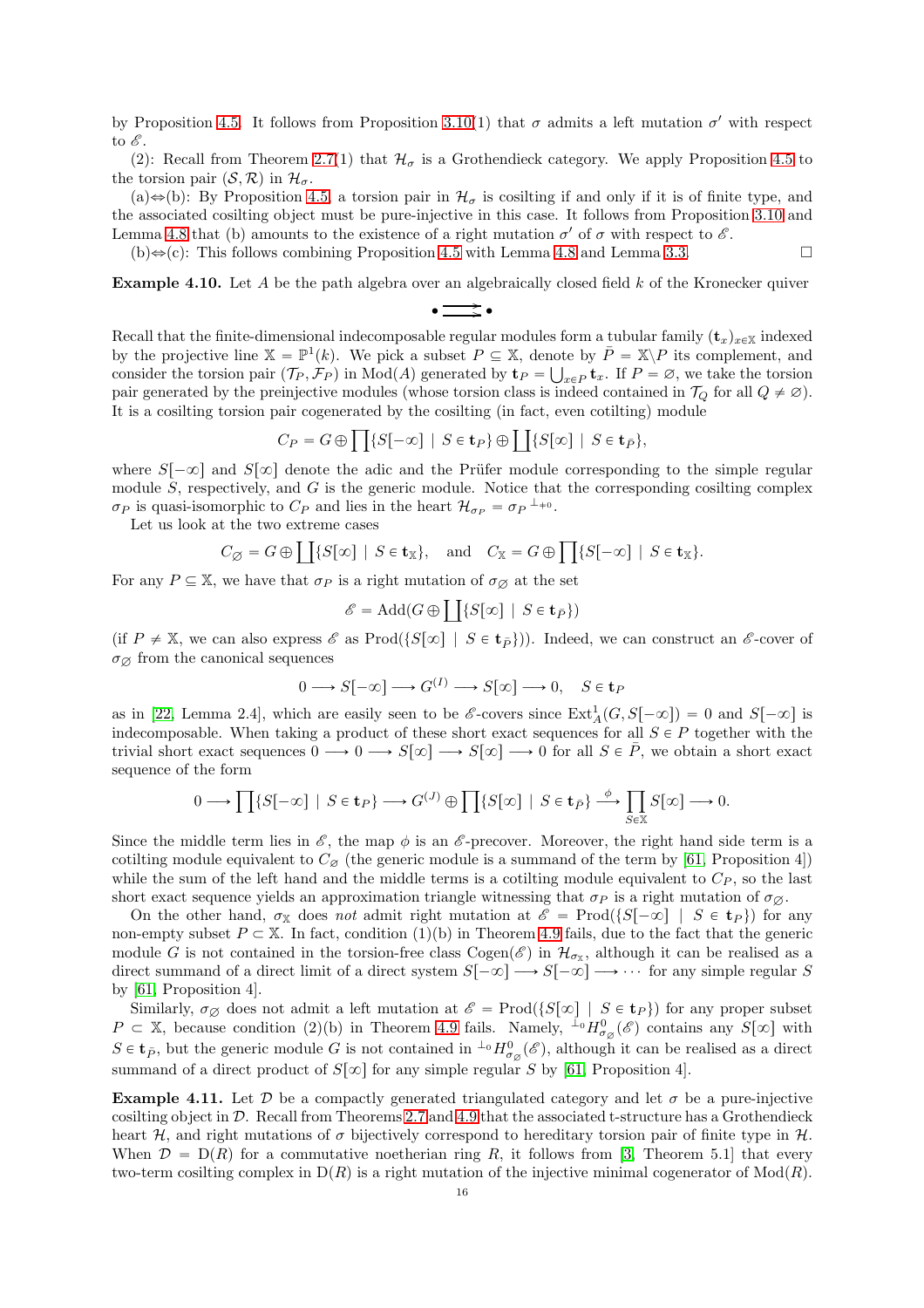by Proposition 4.5. It follows from Proposition 3.10(1) that $\sigma$ admits a left mutation $\sigma'$ with respect to $\mathscr{E}$.

(2): Recall from Theorem 2.7(1) that $\mathcal{H}_\sigma$ is a Grothendieck category. We apply Proposition 4.5 to the torsion pair $(\mathcal{S}, \mathcal{R})$ in $\mathcal{H}_\sigma$.

(a)$\Leftrightarrow$(b): By Proposition 4.5, a torsion pair in $\mathcal{H}_\sigma$ is cosilting if and only if it is of finite type, and the associated cosilting object must be pure-injective in this case. It follows from Proposition 3.10 and Lemma 4.8 that (b) amounts to the existence of a right mutation $\sigma'$ of $\sigma$ with respect to $\mathscr{E}$.

(b)$\Leftrightarrow$(c): This follows combining Proposition 4.5 with Lemma 4.8 and Lemma 3.3. $\square$

**Example 4.10.** Let $A$ be the path algebra over an algebraically closed field $k$ of the Kronecker quiver

$$\bullet \rightrightarrows \bullet$$

Recall that the finite-dimensional indecomposable regular modules form a tubular family $(\mathbf{t}_x)_{x\in\mathbb{X}}$ indexed by the projective line $\mathbb{X} = \mathbb{P}^1(k)$. We pick a subset $P \subseteq \mathbb{X}$, denote by $\bar{P} = \mathbb{X}\backslash P$ its complement, and consider the torsion pair $(\mathcal{T}_P, \mathcal{F}_P)$ in $\mathrm{Mod}(A)$ generated by $\mathbf{t}_P = \bigcup_{x\in P} \mathbf{t}_x$. If $P = \varnothing$, we take the torsion pair generated by the preinjective modules (whose torsion class is indeed contained in $\mathcal{T}_Q$ for all $Q \neq \varnothing$). It is a cosilting torsion pair cogenerated by the cosilting (in fact, even cotilting) module

$$C_P = G \oplus \prod\{S[-\infty] \mid S \in \mathbf{t}_P\} \oplus \coprod\{S[\infty] \mid S \in \mathbf{t}_{\bar{P}}\},$$

where $S[-\infty]$ and $S[\infty]$ denote the adic and the Prüfer module corresponding to the simple regular module $S$, respectively, and $G$ is the generic module. Notice that the corresponding cosilting complex $\sigma_P$ is quasi-isomorphic to $C_P$ and lies in the heart $\mathcal{H}_{\sigma_P} = {\sigma_P}^{\perp_{\neq 0}}$.

Let us look at the two extreme cases

$$C_\varnothing = G \oplus \coprod\{S[\infty] \mid S \in \mathbf{t}_\mathbb{X}\}, \quad \text{and} \quad C_\mathbb{X} = G \oplus \prod\{S[-\infty] \mid S \in \mathbf{t}_\mathbb{X}\}.$$

For any $P \subseteq \mathbb{X}$, we have that $\sigma_P$ is a right mutation of $\sigma_\varnothing$ at the set

$$\mathscr{E} = \mathrm{Add}(G \oplus \coprod\{S[\infty] \mid S \in \mathbf{t}_{\bar{P}}\})$$

(if $P \neq \mathbb{X}$, we can also express $\mathscr{E}$ as $\mathrm{Prod}(\{S[\infty] \mid S \in \mathbf{t}_{\bar{P}}\})$). Indeed, we can construct an $\mathscr{E}$-cover of $\sigma_\varnothing$ from the canonical sequences

$$0 \longrightarrow S[-\infty] \longrightarrow G^{(I)} \longrightarrow S[\infty] \longrightarrow 0, \quad S \in \mathbf{t}_P$$

as in [22, Lemma 2.4], which are easily seen to be $\mathscr{E}$-covers since $\mathrm{Ext}^1_A(G, S[-\infty]) = 0$ and $S[-\infty]$ is indecomposable. When taking a product of these short exact sequences for all $S \in P$ together with the trivial short exact sequences $0 \longrightarrow 0 \longrightarrow S[\infty] \longrightarrow S[\infty] \longrightarrow 0$ for all $S \in \bar{P}$, we obtain a short exact sequence of the form

$$0 \longrightarrow \prod\{S[-\infty] \mid S \in \mathbf{t}_P\} \longrightarrow G^{(J)} \oplus \prod\{S[\infty] \mid S \in \mathbf{t}_{\bar{P}}\} \xrightarrow{\phi} \prod_{S\in\mathbb{X}} S[\infty] \longrightarrow 0.$$

Since the middle term lies in $\mathscr{E}$, the map $\phi$ is an $\mathscr{E}$-precover. Moreover, the right hand side term is a cotilting module equivalent to $C_\varnothing$ (the generic module is a summand of the term by [61, Proposition 4]) while the sum of the left hand and the middle terms is a cotilting module equivalent to $C_P$, so the last short exact sequence yields an approximation triangle witnessing that $\sigma_P$ is a right mutation of $\sigma_\varnothing$.

On the other hand, $\sigma_\mathbb{X}$ does *not* admit right mutation at $\mathscr{E} = \mathrm{Prod}(\{S[-\infty] \mid S \in \mathbf{t}_P\})$ for any non-empty subset $P \subset \mathbb{X}$. In fact, condition (1)(b) in Theorem 4.9 fails, due to the fact that the generic module $G$ is not contained in the torsion-free class $\mathrm{Cogen}(\mathscr{E})$ in $\mathcal{H}_{\sigma_\mathbb{X}}$, although it can be realised as a direct summand of a direct limit of a direct system $S[-\infty] \longrightarrow S[-\infty] \longrightarrow \cdots$ for any simple regular $S$ by [61, Proposition 4].

Similarly, $\sigma_\varnothing$ does not admit a left mutation at $\mathscr{E} = \mathrm{Prod}(\{S[\infty] \mid S \in \mathbf{t}_P\})$ for any proper subset $P \subset \mathbb{X}$, because condition (2)(b) in Theorem 4.9 fails. Namely, ${}^{\perp_0}H^0_{\sigma_\varnothing}(\mathscr{E})$ contains any $S[\infty]$ with $S \in \mathbf{t}_{\bar{P}}$, but the generic module $G$ is not contained in ${}^{\perp_0}H^0_{\sigma_\varnothing}(\mathscr{E})$, although it can be realised as a direct summand of a direct product of $S[\infty]$ for any simple regular $S$ by [61, Proposition 4].

**Example 4.11.** Let $\mathcal{D}$ be a compactly generated triangulated category and let $\sigma$ be a pure-injective cosilting object in $\mathcal{D}$. Recall from Theorems 2.7 and 4.9 that the associated t-structure has a Grothendieck heart $\mathcal{H}$, and right mutations of $\sigma$ bijectively correspond to hereditary torsion pair of finite type in $\mathcal{H}$. When $\mathcal{D} = \mathrm{D}(R)$ for a commutative noetherian ring $R$, it follows from [3, Theorem 5.1] that every two-term cosilting complex in $\mathrm{D}(R)$ is a right mutation of the injective minimal cogenerator of $\mathrm{Mod}(R)$.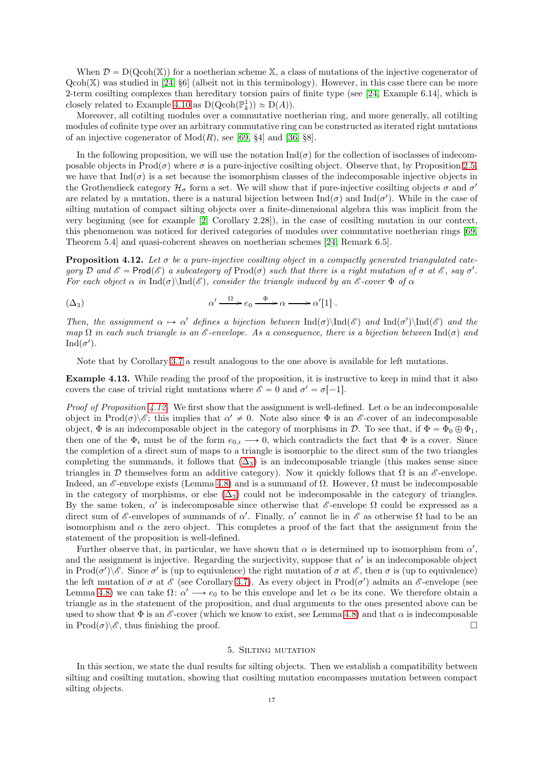When $\mathcal{D} = \mathrm{D}(\mathrm{Qcoh}(\mathbb{X}))$ for a noetherian scheme $\mathbb{X}$, a class of mutations of the injective cogenerator of $\mathrm{Qcoh}(\mathbb{X})$ was studied in [24, §6] (albeit not in this terminology). However, in this case there can be more 2-term cosilting complexes than hereditary torsion pairs of finite type (see [24, Example 6.14], which is closely related to Example 4.10 as $\mathrm{D}(\mathrm{Qcoh}(\mathbb{P}^1_k)) \simeq \mathrm{D}(A)$).

Moreover, all cotilting modules over a commutative noetherian ring, and more generally, all cotilting modules of cofinite type over an arbitrary commutative ring can be constructed as iterated right mutations of an injective cogenerator of $\mathrm{Mod}(R)$, see [69, §4] and [36, §8].

In the following proposition, we will use the notation $\mathrm{Ind}(\sigma)$ for the collection of isoclasses of indecomposable objects in $\mathrm{Prod}(\sigma)$ where $\sigma$ is a pure-injective cosilting object. Observe that, by Proposition 2.5, we have that $\mathrm{Ind}(\sigma)$ is a set because the isomorphism classes of the indecomposable injective objects in the Grothendieck category $\mathcal{H}_\sigma$ form a set. We will show that if pure-injective cosilting objects $\sigma$ and $\sigma'$ are related by a mutation, there is a natural bijection between $\mathrm{Ind}(\sigma)$ and $\mathrm{Ind}(\sigma')$. While in the case of silting mutation of compact silting objects over a finite-dimensional algebra this was implicit from the very beginning (see for example [2, Corollary 2.28]), in the case of cosilting mutation in our context, this phenomenon was noticed for derived categories of modules over commutative noetherian rings [69, Theorem 5.4] and quasi-coherent sheaves on noetherian schemes [24, Remark 6.5].

**Proposition 4.12.** *Let $\sigma$ be a pure-injective cosilting object in a compactly generated triangulated category $\mathcal{D}$ and $\mathscr{E} = \mathsf{Prod}(\mathscr{E})$ a subcategory of $\mathrm{Prod}(\sigma)$ such that there is a right mutation of $\sigma$ at $\mathscr{E}$, say $\sigma'$. For each object $\alpha$ in $\mathrm{Ind}(\sigma)\backslash\mathrm{Ind}(\mathscr{E})$, consider the triangle induced by an $\mathscr{E}$-cover $\Phi$ of $\alpha$*

$$(\Delta_3) \qquad \alpha' \xrightarrow{\ \Omega\ } e_0 \xrightarrow{\ \Phi\ } \alpha \longrightarrow \alpha'[1]\,.$$

*Then, the assignment $\alpha \mapsto \alpha'$ defines a bijection between $\mathrm{Ind}(\sigma)\backslash\mathrm{Ind}(\mathscr{E})$ and $\mathrm{Ind}(\sigma')\backslash\mathrm{Ind}(\mathscr{E})$ and the map $\Omega$ in each such triangle is an $\mathscr{E}$-envelope. As a consequence, there is a bijection between $\mathrm{Ind}(\sigma)$ and $\mathrm{Ind}(\sigma')$.*

Note that by Corollary 3.7 a result analogous to the one above is available for left mutations.

**Example 4.13.** While reading the proof of the proposition, it is instructive to keep in mind that it also covers the case of trivial right mutations where $\mathscr{E} = 0$ and $\sigma' = \sigma[-1]$.

*Proof of Proposition 4.12.* We first show that the assignment is well-defined. Let $\alpha$ be an indecomposable object in $\mathrm{Prod}(\sigma)\backslash\mathscr{E}$; this implies that $\alpha' \neq 0$. Note also since $\Phi$ is an $\mathscr{E}$-cover of an indecomposable object, $\Phi$ is an indecomposable object in the category of morphisms in $\mathcal{D}$. To see that, if $\Phi = \Phi_0 \oplus \Phi_1$, then one of the $\Phi_i$ must be of the form $e_{0,i} \longrightarrow 0$, which contradicts the fact that $\Phi$ is a cover. Since the completion of a direct sum of maps to a triangle is isomorphic to the direct sum of the two triangles completing the summands, it follows that $(\Delta_3)$ is an indecomposable triangle (this makes sense since triangles in $\mathcal{D}$ themselves form an additive category). Now it quickly follows that $\Omega$ is an $\mathscr{E}$-envelope. Indeed, an $\mathscr{E}$-envelope exists (Lemma 4.8) and is a summand of $\Omega$. However, $\Omega$ must be indecomposable in the category of morphisms, or else $(\Delta_3)$ could not be indecomposable in the category of triangles. By the same token, $\alpha'$ is indecomposable since otherwise that $\mathscr{E}$-envelope $\Omega$ could be expressed as a direct sum of $\mathscr{E}$-envelopes of summands of $\alpha'$. Finally, $\alpha'$ cannot lie in $\mathscr{E}$ as otherwise $\Omega$ had to be an isomorphism and $\alpha$ the zero object. This completes a proof of the fact that the assignment from the statement of the proposition is well-defined.

Further observe that, in particular, we have shown that $\alpha$ is determined up to isomorphism from $\alpha'$, and the assignment is injective. Regarding the surjectivity, suppose that $\alpha'$ is an indecomposable object in $\mathrm{Prod}(\sigma')\backslash\mathscr{E}$. Since $\sigma'$ is (up to equivalence) the right mutation of $\sigma$ at $\mathscr{E}$, then $\sigma$ is (up to equivalence) the left mutation of $\sigma$ at $\mathscr{E}$ (see Corollary 3.7). As every object in $\mathrm{Prod}(\sigma')$ admits an $\mathscr{E}$-envelope (see Lemma 4.8) we can take $\Omega\colon \alpha' \longrightarrow e_0$ to be this envelope and let $\alpha$ be its cone. We therefore obtain a triangle as in the statement of the proposition, and dual arguments to the ones presented above can be used to show that $\Phi$ is an $\mathscr{E}$-cover (which we know to exist, see Lemma 4.8) and that $\alpha$ is indecomposable in $\mathrm{Prod}(\sigma)\backslash\mathscr{E}$, thus finishing the proof. $\square$

## 5. Silting mutation

In this section, we state the dual results for silting objects. Then we establish a compatibility between silting and cosilting mutation, showing that cosilting mutation encompasses mutation between compact silting objects.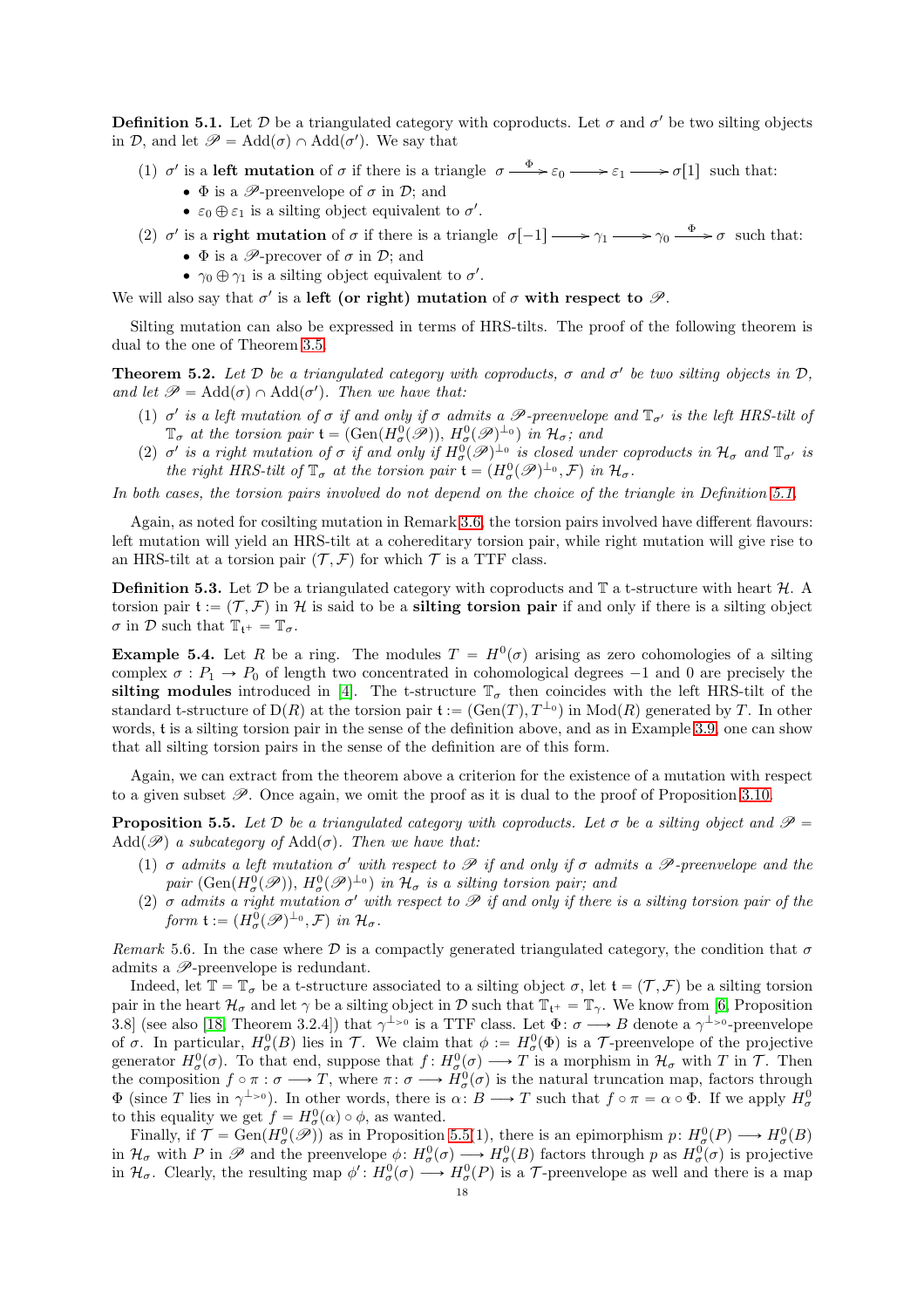**Definition 5.1.** Let $\mathcal{D}$ be a triangulated category with coproducts. Let $\sigma$ and $\sigma'$ be two silting objects in $\mathcal{D}$, and let $\mathscr{P} = \mathrm{Add}(\sigma) \cap \mathrm{Add}(\sigma')$. We say that

(1) $\sigma'$ is a **left mutation** of $\sigma$ if there is a triangle $\sigma \xrightarrow{\Phi} \varepsilon_0 \longrightarrow \varepsilon_1 \longrightarrow \sigma[1]$ such that:
- $\Phi$ is a $\mathscr{P}$-preenvelope of $\sigma$ in $\mathcal{D}$; and
- $\varepsilon_0 \oplus \varepsilon_1$ is a silting object equivalent to $\sigma'$.

(2) $\sigma'$ is a **right mutation** of $\sigma$ if there is a triangle $\sigma[-1] \longrightarrow \gamma_1 \longrightarrow \gamma_0 \xrightarrow{\Phi} \sigma$ such that:
- $\Phi$ is a $\mathscr{P}$-precover of $\sigma$ in $\mathcal{D}$; and
- $\gamma_0 \oplus \gamma_1$ is a silting object equivalent to $\sigma'$.

We will also say that $\sigma'$ is a **left (or right) mutation** of $\sigma$ **with respect to** $\mathscr{P}$.

Silting mutation can also be expressed in terms of HRS-tilts. The proof of the following theorem is dual to the one of Theorem 3.5.

**Theorem 5.2.** *Let $\mathcal{D}$ be a triangulated category with coproducts, $\sigma$ and $\sigma'$ be two silting objects in $\mathcal{D}$, and let $\mathscr{P} = \mathrm{Add}(\sigma) \cap \mathrm{Add}(\sigma')$. Then we have that:*

*(1) $\sigma'$ is a left mutation of $\sigma$ if and only if $\sigma$ admits a $\mathscr{P}$-preenvelope and $\mathbb{T}_{\sigma'}$ is the left HRS-tilt of $\mathbb{T}_\sigma$ at the torsion pair $\mathfrak{t} = (\mathrm{Gen}(H^0_\sigma(\mathscr{P})), H^0_\sigma(\mathscr{P})^{\perp_0})$ in $\mathcal{H}_\sigma$; and*

*(2) $\sigma'$ is a right mutation of $\sigma$ if and only if $H^0_\sigma(\mathscr{P})^{\perp_0}$ is closed under coproducts in $\mathcal{H}_\sigma$ and $\mathbb{T}_{\sigma'}$ is the right HRS-tilt of $\mathbb{T}_\sigma$ at the torsion pair $\mathfrak{t} = (H^0_\sigma(\mathscr{P})^{\perp_0}, \mathcal{F})$ in $\mathcal{H}_\sigma$.*

*In both cases, the torsion pairs involved do not depend on the choice of the triangle in Definition 5.1.*

Again, as noted for cosilting mutation in Remark 3.6, the torsion pairs involved have different flavours: left mutation will yield an HRS-tilt at a cohereditary torsion pair, while right mutation will give rise to an HRS-tilt at a torsion pair $(\mathcal{T}, \mathcal{F})$ for which $\mathcal{T}$ is a TTF class.

**Definition 5.3.** Let $\mathcal{D}$ be a triangulated category with coproducts and $\mathbb{T}$ a t-structure with heart $\mathcal{H}$. A torsion pair $\mathfrak{t} := (\mathcal{T}, \mathcal{F})$ in $\mathcal{H}$ is said to be a **silting torsion pair** if and only if there is a silting object $\sigma$ in $\mathcal{D}$ such that $\mathbb{T}_{\mathfrak{t}^+} = \mathbb{T}_\sigma$.

**Example 5.4.** Let $R$ be a ring. The modules $T = H^0(\sigma)$ arising as zero cohomologies of a silting complex $\sigma : P_1 \to P_0$ of length two concentrated in cohomological degrees $-1$ and $0$ are precisely the **silting modules** introduced in [4]. The t-structure $\mathbb{T}_\sigma$ then coincides with the left HRS-tilt of the standard t-structure of $\mathrm{D}(R)$ at the torsion pair $\mathfrak{t} := (\mathrm{Gen}(T), T^{\perp_0})$ in $\mathrm{Mod}(R)$ generated by $T$. In other words, $\mathfrak{t}$ is a silting torsion pair in the sense of the definition above, and as in Example 3.9, one can show that all silting torsion pairs in the sense of the definition are of this form.

Again, we can extract from the theorem above a criterion for the existence of a mutation with respect to a given subset $\mathscr{P}$. Once again, we omit the proof as it is dual to the proof of Proposition 3.10.

**Proposition 5.5.** *Let $\mathcal{D}$ be a triangulated category with coproducts. Let $\sigma$ be a silting object and $\mathscr{P} = \mathrm{Add}(\mathscr{P})$ a subcategory of $\mathrm{Add}(\sigma)$. Then we have that:*

*(1) $\sigma$ admits a left mutation $\sigma'$ with respect to $\mathscr{P}$ if and only if $\sigma$ admits a $\mathscr{P}$-preenvelope and the pair $(\mathrm{Gen}(H^0_\sigma(\mathscr{P})), H^0_\sigma(\mathscr{P})^{\perp_0})$ in $\mathcal{H}_\sigma$ is a silting torsion pair; and*

*(2) $\sigma$ admits a right mutation $\sigma'$ with respect to $\mathscr{P}$ if and only if there is a silting torsion pair of the form $\mathfrak{t} := (H^0_\sigma(\mathscr{P})^{\perp_0}, \mathcal{F})$ in $\mathcal{H}_\sigma$.*

*Remark* 5.6. In the case where $\mathcal{D}$ is a compactly generated triangulated category, the condition that $\sigma$ admits a $\mathscr{P}$-preenvelope is redundant.

Indeed, let $\mathbb{T} = \mathbb{T}_\sigma$ be a t-structure associated to a silting object $\sigma$, let $\mathfrak{t} = (\mathcal{T}, \mathcal{F})$ be a silting torsion pair in the heart $\mathcal{H}_\sigma$ and let $\gamma$ be a silting object in $\mathcal{D}$ such that $\mathbb{T}_{\mathfrak{t}^+} = \mathbb{T}_\gamma$. We know from [6, Proposition 3.8] (see also [18, Theorem 3.2.4]) that $\gamma^{\perp_{>0}}$ is a TTF class. Let $\Phi \colon \sigma \longrightarrow B$ denote a $\gamma^{\perp_{>0}}$-preenvelope of $\sigma$. In particular, $H^0_\sigma(B)$ lies in $\mathcal{T}$. We claim that $\phi := H^0_\sigma(\Phi)$ is a $\mathcal{T}$-preenvelope of the projective generator $H^0_\sigma(\sigma)$. To that end, suppose that $f \colon H^0_\sigma(\sigma) \longrightarrow T$ is a morphism in $\mathcal{H}_\sigma$ with $T$ in $\mathcal{T}$. Then the composition $f \circ \pi : \sigma \longrightarrow T$, where $\pi \colon \sigma \longrightarrow H^0_\sigma(\sigma)$ is the natural truncation map, factors through $\Phi$ (since $T$ lies in $\gamma^{\perp_{>0}}$). In other words, there is $\alpha \colon B \longrightarrow T$ such that $f \circ \pi = \alpha \circ \Phi$. If we apply $H^0_\sigma$ to this equality we get $f = H^0_\sigma(\alpha) \circ \phi$, as wanted.

Finally, if $\mathcal{T} = \mathrm{Gen}(H^0_\sigma(\mathscr{P}))$ as in Proposition 5.5(1), there is an epimorphism $p \colon H^0_\sigma(P) \longrightarrow H^0_\sigma(B)$ in $\mathcal{H}_\sigma$ with $P$ in $\mathscr{P}$ and the preenvelope $\phi \colon H^0_\sigma(\sigma) \longrightarrow H^0_\sigma(B)$ factors through $p$ as $H^0_\sigma(\sigma)$ is projective in $\mathcal{H}_\sigma$. Clearly, the resulting map $\phi' \colon H^0_\sigma(\sigma) \longrightarrow H^0_\sigma(P)$ is a $\mathcal{T}$-preenvelope as well and there is a map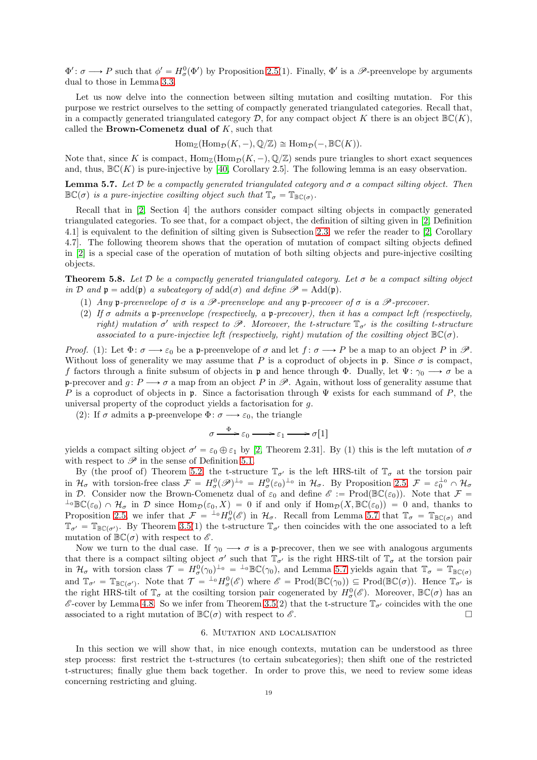$\Phi'\colon \sigma \longrightarrow P$ such that $\phi' = H^0_\sigma(\Phi')$ by Proposition 2.5(1). Finally, $\Phi'$ is a $\mathscr{P}$-preenvelope by arguments dual to those in Lemma 3.3.

Let us now delve into the connection between silting mutation and cosilting mutation. For this purpose we restrict ourselves to the setting of compactly generated triangulated categories. Recall that, in a compactly generated triangulated category $\mathcal{D}$, for any compact object $K$ there is an object $\mathbb{BC}(K)$, called the **Brown-Comenetz dual of** $K$, such that

$$\mathrm{Hom}_{\mathbb{Z}}(\mathrm{Hom}_{\mathcal{D}}(K,-),\mathbb{Q}/\mathbb{Z}) \cong \mathrm{Hom}_{\mathcal{D}}(-,\mathbb{BC}(K)).$$

Note that, since $K$ is compact, $\mathrm{Hom}_{\mathbb{Z}}(\mathrm{Hom}_{\mathcal{D}}(K,-),\mathbb{Q}/\mathbb{Z})$ sends pure triangles to short exact sequences and, thus, $\mathbb{BC}(K)$ is pure-injective by [40, Corollary 2.5]. The following lemma is an easy observation.

**Lemma 5.7.** *Let $\mathcal{D}$ be a compactly generated triangulated category and $\sigma$ a compact silting object. Then $\mathbb{BC}(\sigma)$ is a pure-injective cosilting object such that $\mathbb{T}_\sigma = \mathbb{T}_{\mathbb{BC}(\sigma)}$.*

Recall that in [2, Section 4] the authors consider compact silting objects in compactly generated triangulated categories. To see that, for a compact object, the definition of silting given in [2, Definition 4.1] is equivalent to the definition of silting given is Subsection 2.3, we refer the reader to [2, Corollary 4.7]. The following theorem shows that the operation of mutation of compact silting objects defined in [2] is a special case of the operation of mutation of both silting objects and pure-injective cosilting objects.

**Theorem 5.8.** *Let $\mathcal{D}$ be a compactly generated triangulated category. Let $\sigma$ be a compact silting object in $\mathcal{D}$ and $\mathfrak{p} = \mathrm{add}(\mathfrak{p})$ a subcategory of $\mathrm{add}(\sigma)$ and define $\mathscr{P} = \mathrm{Add}(\mathfrak{p})$.*

1. *Any $\mathfrak{p}$-preenvelope of $\sigma$ is a $\mathscr{P}$-preenvelope and any $\mathfrak{p}$-precover of $\sigma$ is a $\mathscr{P}$-precover.*
2. *If $\sigma$ admits a $\mathfrak{p}$-preenvelope (respectively, a $\mathfrak{p}$-precover), then it has a compact left (respectively, right) mutation $\sigma'$ with respect to $\mathscr{P}$. Moreover, the t-structure $\mathbb{T}_{\sigma'}$ is the cosilting t-structure associated to a pure-injective left (respectively, right) mutation of the cosilting object $\mathbb{BC}(\sigma)$.*

*Proof.* (1): Let $\Phi\colon \sigma \longrightarrow \varepsilon_0$ be a $\mathfrak{p}$-preenvelope of $\sigma$ and let $f\colon \sigma \longrightarrow P$ be a map to an object $P$ in $\mathscr{P}$. Without loss of generality we may assume that $P$ is a coproduct of objects in $\mathfrak{p}$. Since $\sigma$ is compact, $f$ factors through a finite subsum of objects in $\mathfrak{p}$ and hence through $\Phi$. Dually, let $\Psi\colon \gamma_0 \longrightarrow \sigma$ be a $\mathfrak{p}$-precover and $g\colon P \longrightarrow \sigma$ a map from an object $P$ in $\mathscr{P}$. Again, without loss of generality assume that $P$ is a coproduct of objects in $\mathfrak{p}$. Since a factorisation through $\Psi$ exists for each summand of $P$, the universal property of the coproduct yields a factorisation for $g$.

(2): If $\sigma$ admits a $\mathfrak{p}$-preenvelope $\Phi\colon \sigma \longrightarrow \varepsilon_0$, the triangle

$$\sigma \xrightarrow{\ \Phi\ } \varepsilon_0 \longrightarrow \varepsilon_1 \longrightarrow \sigma[1]$$

yields a compact silting object $\sigma' = \varepsilon_0 \oplus \varepsilon_1$ by [2, Theorem 2.31]. By (1) this is the left mutation of $\sigma$ with respect to $\mathscr{P}$ in the sense of Definition 5.1.

By (the proof of) Theorem 5.2, the t-structure $\mathbb{T}_{\sigma'}$ is the left HRS-tilt of $\mathbb{T}_\sigma$ at the torsion pair in $\mathcal{H}_\sigma$ with torsion-free class $\mathcal{F} = H^0_\sigma(\mathscr{P})^{\perp_0} = H^0_\sigma(\varepsilon_0)^{\perp_0}$ in $\mathcal{H}_\sigma$. By Proposition 2.5, $\mathcal{F} = \varepsilon_0^{\perp_0} \cap \mathcal{H}_\sigma$ in $\mathcal{D}$. Consider now the Brown-Comenetz dual of $\varepsilon_0$ and define $\mathscr{E} := \mathrm{Prod}(\mathbb{BC}(\varepsilon_0))$. Note that $\mathcal{F} = {}^{\perp_0}\mathbb{BC}(\varepsilon_0) \cap \mathcal{H}_\sigma$ in $\mathcal{D}$ since $\mathrm{Hom}_{\mathcal{D}}(\varepsilon_0, X) = 0$ if and only if $\mathrm{Hom}_{\mathcal{D}}(X, \mathbb{BC}(\varepsilon_0)) = 0$ and, thanks to Proposition 2.5, we infer that $\mathcal{F} = {}^{\perp_0}H^0_\sigma(\mathscr{E})$ in $\mathcal{H}_\sigma$. Recall from Lemma 5.7 that $\mathbb{T}_\sigma = \mathbb{T}_{\mathbb{BC}(\sigma)}$ and $\mathbb{T}_{\sigma'} = \mathbb{T}_{\mathbb{BC}(\sigma')}$. By Theorem 3.5(1) the t-structure $\mathbb{T}_{\sigma'}$ then coincides with the one associated to a left mutation of $\mathbb{BC}(\sigma)$ with respect to $\mathscr{E}$.

Now we turn to the dual case. If $\gamma_0 \longrightarrow \sigma$ is a $\mathfrak{p}$-precover, then we see with analogous arguments that there is a compact silting object $\sigma'$ such that $\mathbb{T}_{\sigma'}$ is the right HRS-tilt of $\mathbb{T}_\sigma$ at the torsion pair in $\mathcal{H}_\sigma$ with torsion class $\mathcal{T} = H^0_\sigma(\gamma_0)^{\perp_0} = {}^{\perp_0}\mathbb{BC}(\gamma_0)$, and Lemma 5.7 yields again that $\mathbb{T}_\sigma = \mathbb{T}_{\mathbb{BC}(\sigma)}$ and $\mathbb{T}_{\sigma'} = \mathbb{T}_{\mathbb{BC}(\sigma')}$. Note that $\mathcal{T} = {}^{\perp_0}H^0_\sigma(\mathscr{E})$ where $\mathscr{E} = \mathrm{Prod}(\mathbb{BC}(\gamma_0)) \subseteq \mathrm{Prod}(\mathbb{BC}(\sigma))$. Hence $\mathbb{T}_{\sigma'}$ is the right HRS-tilt of $\mathbb{T}_\sigma$ at the cosilting torsion pair cogenerated by $H^0_\sigma(\mathscr{E})$. Moreover, $\mathbb{BC}(\sigma)$ has an $\mathscr{E}$-cover by Lemma 4.8. So we infer from Theorem 3.5(2) that the t-structure $\mathbb{T}_{\sigma'}$ coincides with the one associated to a right mutation of $\mathbb{BC}(\sigma)$ with respect to $\mathscr{E}$. $\square$

## 6. Mutation and localisation

In this section we will show that, in nice enough contexts, mutation can be understood as three step process: first restrict the t-structures (to certain subcategories); then shift one of the restricted t-structures; finally glue them back together. In order to prove this, we need to review some ideas concerning restricting and gluing.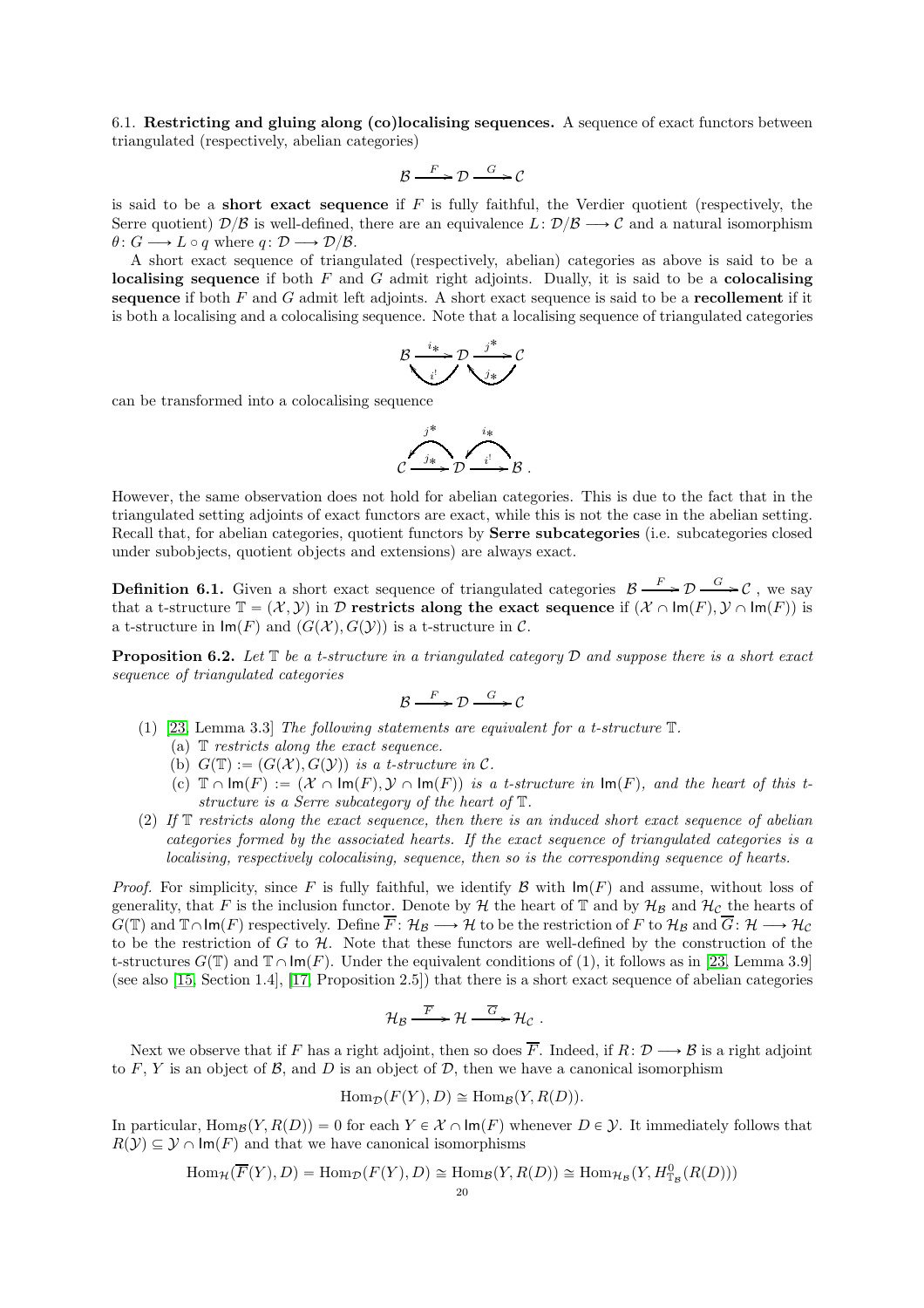6.1. **Restricting and gluing along (co)localising sequences.** A sequence of exact functors between triangulated (respectively, abelian categories)

$$\mathcal{B} \xrightarrow{F} \mathcal{D} \xrightarrow{G} \mathcal{C}$$

is said to be a **short exact sequence** if $F$ is fully faithful, the Verdier quotient (respectively, the Serre quotient) $\mathcal{D}/\mathcal{B}$ is well-defined, there are an equivalence $L\colon \mathcal{D}/\mathcal{B} \longrightarrow \mathcal{C}$ and a natural isomorphism $\theta\colon G \longrightarrow L \circ q$ where $q\colon \mathcal{D} \longrightarrow \mathcal{D}/\mathcal{B}$.

A short exact sequence of triangulated (respectively, abelian) categories as above is said to be a **localising sequence** if both $F$ and $G$ admit right adjoints. Dually, it is said to be a **colocalising sequence** if both $F$ and $G$ admit left adjoints. A short exact sequence is said to be a **recollement** if it is both a localising and a colocalising sequence. Note that a localising sequence of triangulated categories

$$\mathcal{B} \underset{i^!}{\overset{i_*}{\rightleftarrows}} \mathcal{D} \underset{j_*}{\overset{j^*}{\rightleftarrows}} \mathcal{C}$$

can be transformed into a colocalising sequence

$$\mathcal{C} \underset{j_*}{\overset{j^*}{\leftrightarrows}} \mathcal{D} \underset{i^!}{\overset{i_*}{\leftrightarrows}} \mathcal{B}\ .$$

However, the same observation does not hold for abelian categories. This is due to the fact that in the triangulated setting adjoints of exact functors are exact, while this is not the case in the abelian setting. Recall that, for abelian categories, quotient functors by **Serre subcategories** (i.e. subcategories closed under subobjects, quotient objects and extensions) are always exact.

**Definition 6.1.** Given a short exact sequence of triangulated categories $\mathcal{B} \xrightarrow{F} \mathcal{D} \xrightarrow{G} \mathcal{C}$ , we say that a t-structure $\mathbb{T} = (\mathcal{X}, \mathcal{Y})$ in $\mathcal{D}$ **restricts along the exact sequence** if $(\mathcal{X} \cap \mathsf{Im}(F), \mathcal{Y} \cap \mathsf{Im}(F))$ is a t-structure in $\mathsf{Im}(F)$ and $(G(\mathcal{X}), G(\mathcal{Y}))$ is a t-structure in $\mathcal{C}$.

**Proposition 6.2.** *Let $\mathbb{T}$ be a t-structure in a triangulated category $\mathcal{D}$ and suppose there is a short exact sequence of triangulated categories*

$$\mathcal{B} \xrightarrow{F} \mathcal{D} \xrightarrow{G} \mathcal{C}$$

1. [23, Lemma 3.3] *The following statements are equivalent for a t-structure $\mathbb{T}$.*
   (a) *$\mathbb{T}$ restricts along the exact sequence.*
   (b) *$G(\mathbb{T}) := (G(\mathcal{X}), G(\mathcal{Y}))$ is a t-structure in $\mathcal{C}$.*
   (c) *$\mathbb{T} \cap \mathsf{Im}(F) := (\mathcal{X} \cap \mathsf{Im}(F), \mathcal{Y} \cap \mathsf{Im}(F))$ is a t-structure in $\mathsf{Im}(F)$, and the heart of this t-structure is a Serre subcategory of the heart of $\mathbb{T}$.*
2. *If $\mathbb{T}$ restricts along the exact sequence, then there is an induced short exact sequence of abelian categories formed by the associated hearts. If the exact sequence of triangulated categories is a localising, respectively colocalising, sequence, then so is the corresponding sequence of hearts.*

*Proof.* For simplicity, since $F$ is fully faithful, we identify $\mathcal{B}$ with $\mathsf{Im}(F)$ and assume, without loss of generality, that $F$ is the inclusion functor. Denote by $\mathcal{H}$ the heart of $\mathbb{T}$ and by $\mathcal{H}_{\mathcal{B}}$ and $\mathcal{H}_{\mathcal{C}}$ the hearts of $G(\mathbb{T})$ and $\mathbb{T} \cap \mathsf{Im}(F)$ respectively. Define $\overline{F}\colon \mathcal{H}_{\mathcal{B}} \longrightarrow \mathcal{H}$ to be the restriction of $F$ to $\mathcal{H}_{\mathcal{B}}$ and $\overline{G}\colon \mathcal{H} \longrightarrow \mathcal{H}_{\mathcal{C}}$ to be the restriction of $G$ to $\mathcal{H}$. Note that these functors are well-defined by the construction of the t-structures $G(\mathbb{T})$ and $\mathbb{T} \cap \mathsf{Im}(F)$. Under the equivalent conditions of (1), it follows as in [23, Lemma 3.9] (see also [15, Section 1.4], [17, Proposition 2.5]) that there is a short exact sequence of abelian categories

$$\mathcal{H}_{\mathcal{B}} \xrightarrow{\overline{F}} \mathcal{H} \xrightarrow{\overline{G}} \mathcal{H}_{\mathcal{C}}\ .$$

Next we observe that if $F$ has a right adjoint, then so does $\overline{F}$. Indeed, if $R\colon \mathcal{D} \longrightarrow \mathcal{B}$ is a right adjoint to $F$, $Y$ is an object of $\mathcal{B}$, and $D$ is an object of $\mathcal{D}$, then we have a canonical isomorphism

$$\mathrm{Hom}_{\mathcal{D}}(F(Y), D) \cong \mathrm{Hom}_{\mathcal{B}}(Y, R(D)).$$

In particular, $\mathrm{Hom}_{\mathcal{B}}(Y, R(D)) = 0$ for each $Y \in \mathcal{X} \cap \mathsf{Im}(F)$ whenever $D \in \mathcal{Y}$. It immediately follows that $R(\mathcal{Y}) \subseteq \mathcal{Y} \cap \mathsf{Im}(F)$ and that we have canonical isomorphisms

$$\mathrm{Hom}_{\mathcal{H}}(\overline{F}(Y), D) = \mathrm{Hom}_{\mathcal{D}}(F(Y), D) \cong \mathrm{Hom}_{\mathcal{B}}(Y, R(D)) \cong \mathrm{Hom}_{\mathcal{H}_{\mathcal{B}}}(Y, H^0_{\mathbb{T}_{\mathcal{B}}}(R(D)))$$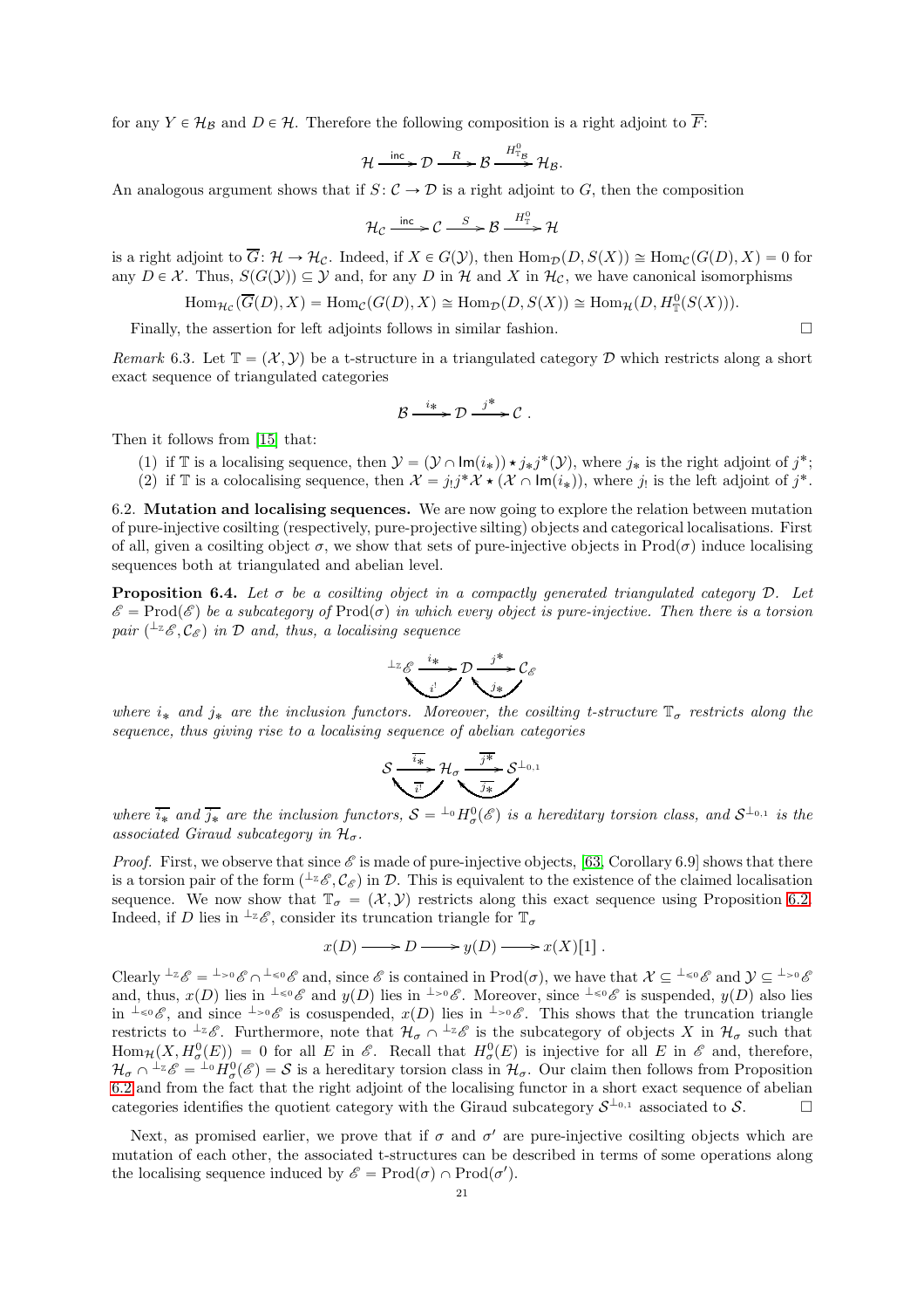for any $Y \in \mathcal{H}_\mathcal{B}$ and $D \in \mathcal{H}$. Therefore the following composition is a right adjoint to $\overline{F}$:

$$\mathcal{H} \xrightarrow{\mathsf{inc}} \mathcal{D} \xrightarrow{R} \mathcal{B} \xrightarrow{H^0_{\mathbb{T}_\mathcal{B}}} \mathcal{H}_\mathcal{B}.$$

An analogous argument shows that if $S\colon \mathcal{C} \to \mathcal{D}$ is a right adjoint to $G$, then the composition

$$\mathcal{H}_\mathcal{C} \xrightarrow{\mathsf{inc}} \mathcal{C} \xrightarrow{S} \mathcal{B} \xrightarrow{H^0_\mathbb{T}} \mathcal{H}$$

is a right adjoint to $\overline{G}\colon \mathcal{H} \to \mathcal{H}_\mathcal{C}$. Indeed, if $X \in G(\mathcal{Y})$, then $\mathrm{Hom}_\mathcal{D}(D, S(X)) \cong \mathrm{Hom}_\mathcal{C}(G(D), X) = 0$ for any $D \in \mathcal{X}$. Thus, $S(G(\mathcal{Y})) \subseteq \mathcal{Y}$ and, for any $D$ in $\mathcal{H}$ and $X$ in $\mathcal{H}_\mathcal{C}$, we have canonical isomorphisms

$$\mathrm{Hom}_{\mathcal{H}_\mathcal{C}}(\overline{G}(D), X) = \mathrm{Hom}_\mathcal{C}(G(D), X) \cong \mathrm{Hom}_\mathcal{D}(D, S(X)) \cong \mathrm{Hom}_\mathcal{H}(D, H^0_\mathbb{T}(S(X))).$$

Finally, the assertion for left adjoints follows in similar fashion. □

*Remark* 6.3. Let $\mathbb{T} = (\mathcal{X}, \mathcal{Y})$ be a t-structure in a triangulated category $\mathcal{D}$ which restricts along a short exact sequence of triangulated categories

$$\mathcal{B} \xrightarrow{i_*} \mathcal{D} \xrightarrow{j^*} \mathcal{C}\ .$$

Then it follows from [15] that:

(1) if $\mathbb{T}$ is a localising sequence, then $\mathcal{Y} = (\mathcal{Y} \cap \mathsf{Im}(i_*)) \star j_*j^*(\mathcal{Y})$, where $j_*$ is the right adjoint of $j^*$;
(2) if $\mathbb{T}$ is a colocalising sequence, then $\mathcal{X} = j_!j^*\mathcal{X} \star (\mathcal{X} \cap \mathsf{Im}(i_*))$, where $j_!$ is the left adjoint of $j^*$.

6.2. **Mutation and localising sequences.** We are now going to explore the relation between mutation of pure-injective cosilting (respectively, pure-projective silting) objects and categorical localisations. First of all, given a cosilting object $\sigma$, we show that sets of pure-injective objects in $\mathrm{Prod}(\sigma)$ induce localising sequences both at triangulated and abelian level.

**Proposition 6.4.** *Let $\sigma$ be a cosilting object in a compactly generated triangulated category $\mathcal{D}$. Let $\mathscr{E} = \mathrm{Prod}(\mathscr{E})$ be a subcategory of $\mathrm{Prod}(\sigma)$ in which every object is pure-injective. Then there is a torsion pair $({}^{\perp_\mathbb{Z}}\mathscr{E}, \mathcal{C}_\mathscr{E})$ in $\mathcal{D}$ and, thus, a localising sequence*

$$ {}^{\perp_\mathbb{Z}}\mathscr{E} \underset{i^!}{\overset{i_*}{\rightleftarrows}} \mathcal{D} \underset{j_*}{\overset{j^*}{\rightleftarrows}} \mathcal{C}_\mathscr{E}$$

*where $i_*$ and $j_*$ are the inclusion functors. Moreover, the cosilting t-structure $\mathbb{T}_\sigma$ restricts along the sequence, thus giving rise to a localising sequence of abelian categories*

$$\mathcal{S} \underset{\overline{i^!}}{\overset{\overline{i_*}}{\rightleftarrows}} \mathcal{H}_\sigma \underset{\overline{j_*}}{\overset{\overline{j^*}}{\rightleftarrows}} \mathcal{S}^{\perp_{0,1}}$$

*where $\overline{i_*}$ and $\overline{j_*}$ are the inclusion functors, $\mathcal{S} = {}^{\perp_0}H^0_\sigma(\mathscr{E})$ is a hereditary torsion class, and $\mathcal{S}^{\perp_{0,1}}$ is the associated Giraud subcategory in $\mathcal{H}_\sigma$.*

*Proof.* First, we observe that since $\mathscr{E}$ is made of pure-injective objects, [63, Corollary 6.9] shows that there is a torsion pair of the form $({}^{\perp_\mathbb{Z}}\mathscr{E}, \mathcal{C}_\mathscr{E})$ in $\mathcal{D}$. This is equivalent to the existence of the claimed localisation sequence. We now show that $\mathbb{T}_\sigma = (\mathcal{X}, \mathcal{Y})$ restricts along this exact sequence using Proposition 6.2. Indeed, if $D$ lies in ${}^{\perp_\mathbb{Z}}\mathscr{E}$, consider its truncation triangle for $\mathbb{T}_\sigma$

$$x(D) \longrightarrow D \longrightarrow y(D) \longrightarrow x(X)[1]\ .$$

Clearly ${}^{\perp_\mathbb{Z}}\mathscr{E} = {}^{\perp_{>0}}\mathscr{E} \cap {}^{\perp_{\leqslant 0}}\mathscr{E}$ and, since $\mathscr{E}$ is contained in $\mathrm{Prod}(\sigma)$, we have that $\mathcal{X} \subseteq {}^{\perp_{\leqslant 0}}\mathscr{E}$ and $\mathcal{Y} \subseteq {}^{\perp_{>0}}\mathscr{E}$ and, thus, $x(D)$ lies in ${}^{\perp_{\leqslant 0}}\mathscr{E}$ and $y(D)$ lies in ${}^{\perp_{>0}}\mathscr{E}$. Moreover, since ${}^{\perp_{\leqslant 0}}\mathscr{E}$ is suspended, $y(D)$ also lies in ${}^{\perp_{\leqslant 0}}\mathscr{E}$, and since ${}^{\perp_{>0}}\mathscr{E}$ is cosuspended, $x(D)$ lies in ${}^{\perp_{>0}}\mathscr{E}$. This shows that the truncation triangle restricts to ${}^{\perp_\mathbb{Z}}\mathscr{E}$. Furthermore, note that $\mathcal{H}_\sigma \cap {}^{\perp_\mathbb{Z}}\mathscr{E}$ is the subcategory of objects $X$ in $\mathcal{H}_\sigma$ such that $\mathrm{Hom}_\mathcal{H}(X, H^0_\sigma(E)) = 0$ for all $E$ in $\mathscr{E}$. Recall that $H^0_\sigma(E)$ is injective for all $E$ in $\mathscr{E}$ and, therefore, $\mathcal{H}_\sigma \cap {}^{\perp_\mathbb{Z}}\mathscr{E} = {}^{\perp_0}H^0_\sigma(\mathscr{E}) = \mathcal{S}$ is a hereditary torsion class in $\mathcal{H}_\sigma$. Our claim then follows from Proposition 6.2 and from the fact that the right adjoint of the localising functor in a short exact sequence of abelian categories identifies the quotient category with the Giraud subcategory $\mathcal{S}^{\perp_{0,1}}$ associated to $\mathcal{S}$. □

Next, as promised earlier, we prove that if $\sigma$ and $\sigma'$ are pure-injective cosilting objects which are mutation of each other, the associated t-structures can be described in terms of some operations along the localising sequence induced by $\mathscr{E} = \mathrm{Prod}(\sigma) \cap \mathrm{Prod}(\sigma')$.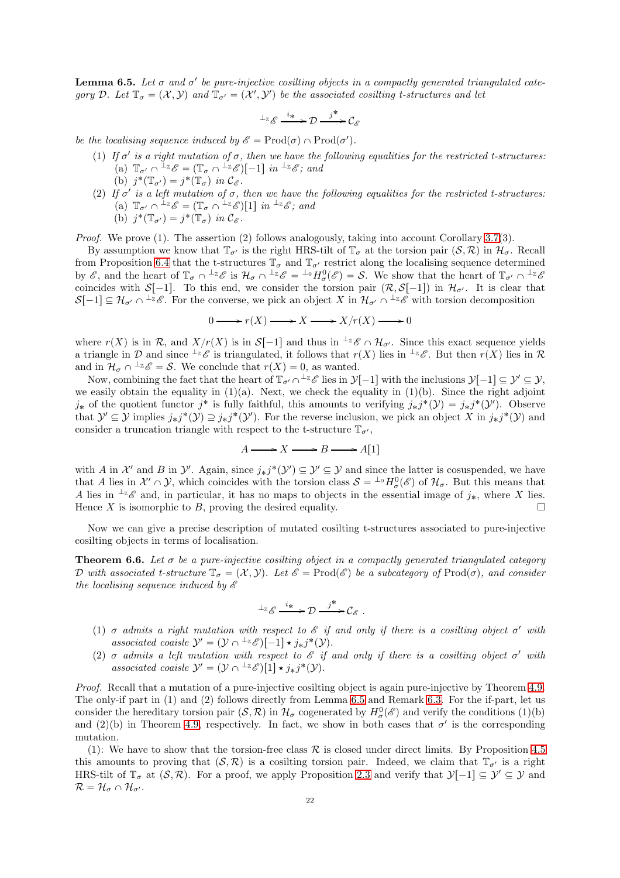**Lemma 6.5.** *Let $\sigma$ and $\sigma'$ be pure-injective cosilting objects in a compactly generated triangulated category $\mathcal{D}$. Let $\mathbb{T}_\sigma = (\mathcal{X}, \mathcal{Y})$ and $\mathbb{T}_{\sigma'} = (\mathcal{X}', \mathcal{Y}')$ be the associated cosilting t-structures and let*

$$^{\perp_{\mathbb{Z}}}\mathscr{E} \xrightarrow{i_*} \mathcal{D} \xrightarrow{j^*} \mathcal{C}_{\mathscr{E}}$$

*be the localising sequence induced by $\mathscr{E} = \mathrm{Prod}(\sigma) \cap \mathrm{Prod}(\sigma')$.*

(1) *If $\sigma'$ is a right mutation of $\sigma$, then we have the following equalities for the restricted t-structures:*
  (a) *$\mathbb{T}_{\sigma'} \cap {}^{\perp_{\mathbb{Z}}}\mathscr{E} = (\mathbb{T}_\sigma \cap {}^{\perp_{\mathbb{Z}}}\mathscr{E})[-1]$ in ${}^{\perp_{\mathbb{Z}}}\mathscr{E}$; and*
  (b) *$j^*(\mathbb{T}_{\sigma'}) = j^*(\mathbb{T}_\sigma)$ in $\mathcal{C}_{\mathscr{E}}$.*

(2) *If $\sigma'$ is a left mutation of $\sigma$, then we have the following equalities for the restricted t-structures:*
  (a) *$\mathbb{T}_{\sigma'} \cap {}^{\perp_{\mathbb{Z}}}\mathscr{E} = (\mathbb{T}_\sigma \cap {}^{\perp_{\mathbb{Z}}}\mathscr{E})[1]$ in ${}^{\perp_{\mathbb{Z}}}\mathscr{E}$; and*
  (b) *$j^*(\mathbb{T}_{\sigma'}) = j^*(\mathbb{T}_\sigma)$ in $\mathcal{C}_{\mathscr{E}}$.*

*Proof.* We prove (1). The assertion (2) follows analogously, taking into account Corollary 3.7(3).

By assumption we know that $\mathbb{T}_{\sigma'}$ is the right HRS-tilt of $\mathbb{T}_\sigma$ at the torsion pair $(\mathcal{S}, \mathcal{R})$ in $\mathcal{H}_\sigma$. Recall from Proposition 6.4 that the t-structures $\mathbb{T}_\sigma$ and $\mathbb{T}_{\sigma'}$ restrict along the localising sequence determined by $\mathscr{E}$, and the heart of $\mathbb{T}_\sigma \cap {}^{\perp_{\mathbb{Z}}}\mathscr{E}$ is $\mathcal{H}_\sigma \cap {}^{\perp_{\mathbb{Z}}}\mathscr{E} = {}^{\perp_0}H^0_\sigma(\mathscr{E}) = \mathcal{S}$. We show that the heart of $\mathbb{T}_{\sigma'} \cap {}^{\perp_{\mathbb{Z}}}\mathscr{E}$ coincides with $\mathcal{S}[-1]$. To this end, we consider the torsion pair $(\mathcal{R}, \mathcal{S}[-1])$ in $\mathcal{H}_{\sigma'}$. It is clear that $\mathcal{S}[-1] \subseteq \mathcal{H}_{\sigma'} \cap {}^{\perp_{\mathbb{Z}}}\mathscr{E}$. For the converse, we pick an object $X$ in $\mathcal{H}_{\sigma'} \cap {}^{\perp_{\mathbb{Z}}}\mathscr{E}$ with torsion decomposition

$$0 \longrightarrow r(X) \longrightarrow X \longrightarrow X/r(X) \longrightarrow 0$$

where $r(X)$ is in $\mathcal{R}$, and $X/r(X)$ is in $\mathcal{S}[-1]$ and thus in ${}^{\perp_{\mathbb{Z}}}\mathscr{E} \cap \mathcal{H}_{\sigma'}$. Since this exact sequence yields a triangle in $\mathcal{D}$ and since ${}^{\perp_{\mathbb{Z}}}\mathscr{E}$ is triangulated, it follows that $r(X)$ lies in ${}^{\perp_{\mathbb{Z}}}\mathscr{E}$. But then $r(X)$ lies in $\mathcal{R}$ and in $\mathcal{H}_\sigma \cap {}^{\perp_{\mathbb{Z}}}\mathscr{E} = \mathcal{S}$. We conclude that $r(X) = 0$, as wanted.

Now, combining the fact that the heart of $\mathbb{T}_{\sigma'} \cap {}^{\perp_{\mathbb{Z}}}\mathscr{E}$ lies in $\mathcal{Y}[-1]$ with the inclusions $\mathcal{Y}[-1] \subseteq \mathcal{Y}' \subseteq \mathcal{Y}$, we easily obtain the equality in (1)(a). Next, we check the equality in (1)(b). Since the right adjoint $j_*$ of the quotient functor $j^*$ is fully faithful, this amounts to verifying $j_*j^*(\mathcal{Y}) = j_*j^*(\mathcal{Y}')$. Observe that $\mathcal{Y}' \subseteq \mathcal{Y}$ implies $j_*j^*(\mathcal{Y}) \supseteq j_*j^*(\mathcal{Y}')$. For the reverse inclusion, we pick an object $X$ in $j_*j^*(\mathcal{Y})$ and consider a truncation triangle with respect to the t-structure $\mathbb{T}_{\sigma'}$,

$$A \longrightarrow X \longrightarrow B \longrightarrow A[1]$$

with $A$ in $\mathcal{X}'$ and $B$ in $\mathcal{Y}'$. Again, since $j_*j^*(\mathcal{Y}') \subseteq \mathcal{Y}' \subseteq \mathcal{Y}$ and since the latter is cosuspended, we have that $A$ lies in $\mathcal{X}' \cap \mathcal{Y}$, which coincides with the torsion class $\mathcal{S} = {}^{\perp_0}H^0_\sigma(\mathscr{E})$ of $\mathcal{H}_\sigma$. But this means that $A$ lies in ${}^{\perp_{\mathbb{Z}}}\mathscr{E}$ and, in particular, it has no maps to objects in the essential image of $j_*$, where $X$ lies. Hence $X$ is isomorphic to $B$, proving the desired equality. $\square$

Now we can give a precise description of mutated cosilting t-structures associated to pure-injective cosilting objects in terms of localisation.

**Theorem 6.6.** *Let $\sigma$ be a pure-injective cosilting object in a compactly generated triangulated category $\mathcal{D}$ with associated t-structure $\mathbb{T}_\sigma = (\mathcal{X}, \mathcal{Y})$. Let $\mathscr{E} = \mathrm{Prod}(\mathscr{E})$ be a subcategory of $\mathrm{Prod}(\sigma)$, and consider the localising sequence induced by $\mathscr{E}$*

$$^{\perp_{\mathbb{Z}}}\mathscr{E} \xrightarrow{i_*} \mathcal{D} \xrightarrow{j^*} \mathcal{C}_{\mathscr{E}} \ .$$

(1) *$\sigma$ admits a right mutation with respect to $\mathscr{E}$ if and only if there is a cosilting object $\sigma'$ with associated coaisle $\mathcal{Y}' = (\mathcal{Y} \cap {}^{\perp_{\mathbb{Z}}}\mathscr{E})[-1] \star j_*j^*(\mathcal{Y})$.*

(2) *$\sigma$ admits a left mutation with respect to $\mathscr{E}$ if and only if there is a cosilting object $\sigma'$ with associated coaisle $\mathcal{Y}' = (\mathcal{Y} \cap {}^{\perp_{\mathbb{Z}}}\mathscr{E})[1] \star j_*j^*(\mathcal{Y})$.*

*Proof.* Recall that a mutation of a pure-injective cosilting object is again pure-injective by Theorem 4.9. The only-if part in (1) and (2) follows directly from Lemma 6.5 and Remark 6.3. For the if-part, let us consider the hereditary torsion pair $(\mathcal{S}, \mathcal{R})$ in $\mathcal{H}_\sigma$ cogenerated by $H^0_\sigma(\mathscr{E})$ and verify the conditions (1)(b) and (2)(b) in Theorem 4.9, respectively. In fact, we show in both cases that $\sigma'$ is the corresponding mutation.

(1): We have to show that the torsion-free class $\mathcal{R}$ is closed under direct limits. By Proposition 4.5 this amounts to proving that $(\mathcal{S}, \mathcal{R})$ is a cosilting torsion pair. Indeed, we claim that $\mathbb{T}_{\sigma'}$ is a right HRS-tilt of $\mathbb{T}_\sigma$ at $(\mathcal{S}, \mathcal{R})$. For a proof, we apply Proposition 2.3 and verify that $\mathcal{Y}[-1] \subseteq \mathcal{Y}' \subseteq \mathcal{Y}$ and $\mathcal{R} = \mathcal{H}_\sigma \cap \mathcal{H}_{\sigma'}$.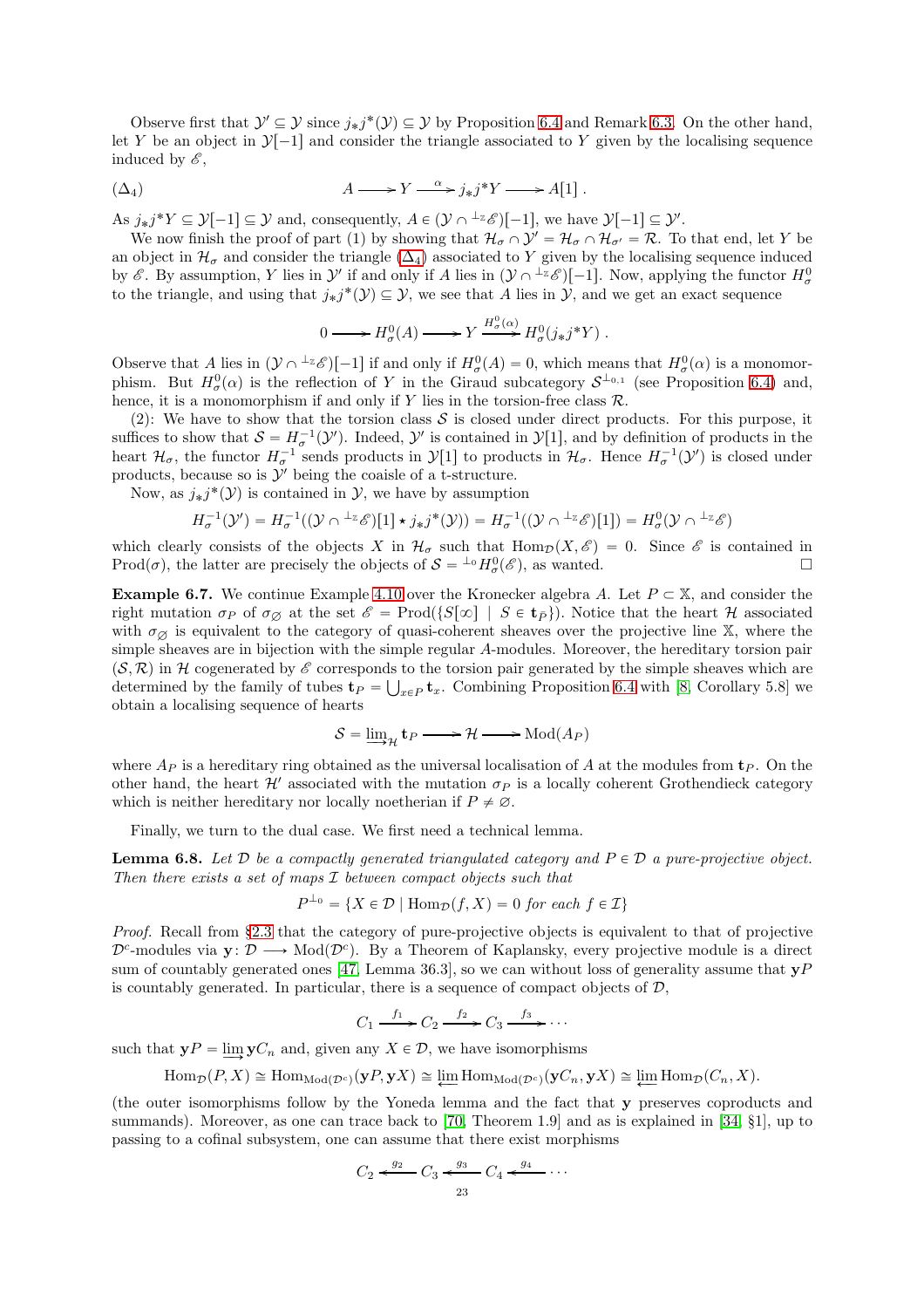Observe first that $\mathcal{Y}' \subseteq \mathcal{Y}$ since $j_*j^*(\mathcal{Y}) \subseteq \mathcal{Y}$ by Proposition 6.4 and Remark 6.3. On the other hand, let $Y$ be an object in $\mathcal{Y}[-1]$ and consider the triangle associated to $Y$ given by the localising sequence induced by $\mathscr{E}$,

$$(\Delta_4) \qquad A \longrightarrow Y \xrightarrow{\alpha} j_*j^*Y \longrightarrow A[1]\,.$$

As $j_*j^*Y \subseteq \mathcal{Y}[-1] \subseteq \mathcal{Y}$ and, consequently, $A \in (\mathcal{Y} \cap {}^{\perp_{\mathbb{Z}}}\mathscr{E})[-1]$, we have $\mathcal{Y}[-1] \subseteq \mathcal{Y}'$.

We now finish the proof of part (1) by showing that $\mathcal{H}_\sigma \cap \mathcal{Y}' = \mathcal{H}_\sigma \cap \mathcal{H}_{\sigma'} = \mathcal{R}$. To that end, let $Y$ be an object in $\mathcal{H}_\sigma$ and consider the triangle $(\Delta_4)$ associated to $Y$ given by the localising sequence induced by $\mathscr{E}$. By assumption, $Y$ lies in $\mathcal{Y}'$ if and only if $A$ lies in $(\mathcal{Y} \cap {}^{\perp_{\mathbb{Z}}}\mathscr{E})[-1]$. Now, applying the functor $H^0_\sigma$ to the triangle, and using that $j_*j^*(\mathcal{Y}) \subseteq \mathcal{Y}$, we see that $A$ lies in $\mathcal{Y}$, and we get an exact sequence

$$0 \longrightarrow H^0_\sigma(A) \longrightarrow Y \xrightarrow{H^0_\sigma(\alpha)} H^0_\sigma(j_*j^*Y)\,.$$

Observe that $A$ lies in $(\mathcal{Y} \cap {}^{\perp_{\mathbb{Z}}}\mathscr{E})[-1]$ if and only if $H^0_\sigma(A) = 0$, which means that $H^0_\sigma(\alpha)$ is a monomorphism. But $H^0_\sigma(\alpha)$ is the reflection of $Y$ in the Giraud subcategory $\mathcal{S}^{\perp_{0,1}}$ (see Proposition 6.4) and, hence, it is a monomorphism if and only if $Y$ lies in the torsion-free class $\mathcal{R}$.

(2): We have to show that the torsion class $\mathcal{S}$ is closed under direct products. For this purpose, it suffices to show that $\mathcal{S} = H^{-1}_\sigma(\mathcal{Y}')$. Indeed, $\mathcal{Y}'$ is contained in $\mathcal{Y}[1]$, and by definition of products in the heart $\mathcal{H}_\sigma$, the functor $H^{-1}_\sigma$ sends products in $\mathcal{Y}[1]$ to products in $\mathcal{H}_\sigma$. Hence $H^{-1}_\sigma(\mathcal{Y}')$ is closed under products, because so is $\mathcal{Y}'$ being the coaisle of a t-structure.

Now, as $j_*j^*(\mathcal{Y})$ is contained in $\mathcal{Y}$, we have by assumption

$$H^{-1}_\sigma(\mathcal{Y}') = H^{-1}_\sigma((\mathcal{Y} \cap {}^{\perp_{\mathbb{Z}}}\mathscr{E})[1] \star j_*j^*(\mathcal{Y})) = H^{-1}_\sigma((\mathcal{Y} \cap {}^{\perp_{\mathbb{Z}}}\mathscr{E})[1]) = H^0_\sigma(\mathcal{Y} \cap {}^{\perp_{\mathbb{Z}}}\mathscr{E})$$

which clearly consists of the objects $X$ in $\mathcal{H}_\sigma$ such that $\mathrm{Hom}_{\mathcal{D}}(X, \mathscr{E}) = 0$. Since $\mathscr{E}$ is contained in $\mathrm{Prod}(\sigma)$, the latter are precisely the objects of $\mathcal{S} = {}^{\perp_0}H^0_\sigma(\mathscr{E})$, as wanted. $\square$

**Example 6.7.** We continue Example 4.10 over the Kronecker algebra $A$. Let $P \subset \mathbb{X}$, and consider the right mutation $\sigma_P$ of $\sigma_\varnothing$ at the set $\mathscr{E} = \mathrm{Prod}(\{S[\infty] \mid S \in \mathbf{t}_{\bar{P}}\})$. Notice that the heart $\mathcal{H}$ associated with $\sigma_\varnothing$ is equivalent to the category of quasi-coherent sheaves over the projective line $\mathbb{X}$, where the simple sheaves are in bijection with the simple regular $A$-modules. Moreover, the hereditary torsion pair $(\mathcal{S}, \mathcal{R})$ in $\mathcal{H}$ cogenerated by $\mathscr{E}$ corresponds to the torsion pair generated by the simple sheaves which are determined by the family of tubes $\mathbf{t}_P = \bigcup_{x \in P} \mathbf{t}_x$. Combining Proposition 6.4 with [8, Corollary 5.8] we obtain a localising sequence of hearts

$$\mathcal{S} = \varinjlim\nolimits_{\mathcal{H}} \mathbf{t}_P \longrightarrow \mathcal{H} \longrightarrow \mathrm{Mod}(A_P)$$

where $A_P$ is a hereditary ring obtained as the universal localisation of $A$ at the modules from $\mathbf{t}_P$. On the other hand, the heart $\mathcal{H}'$ associated with the mutation $\sigma_P$ is a locally coherent Grothendieck category which is neither hereditary nor locally noetherian if $P \neq \varnothing$.

Finally, we turn to the dual case. We first need a technical lemma.

**Lemma 6.8.** *Let $\mathcal{D}$ be a compactly generated triangulated category and $P \in \mathcal{D}$ a pure-projective object. Then there exists a set of maps $\mathcal{I}$ between compact objects such that*

$$P^{\perp_0} = \{X \in \mathcal{D} \mid \mathrm{Hom}_{\mathcal{D}}(f, X) = 0 \text{ for each } f \in \mathcal{I}\}$$

*Proof.* Recall from §2.3 that the category of pure-projective objects is equivalent to that of projective $\mathcal{D}^c$-modules via $\mathbf{y}\colon \mathcal{D} \longrightarrow \mathrm{Mod}(\mathcal{D}^c)$. By a Theorem of Kaplansky, every projective module is a direct sum of countably generated ones [47, Lemma 36.3], so we can without loss of generality assume that $\mathbf{y}P$ is countably generated. In particular, there is a sequence of compact objects of $\mathcal{D}$,

$$C_1 \xrightarrow{f_1} C_2 \xrightarrow{f_2} C_3 \xrightarrow{f_3} \cdots$$

such that $\mathbf{y}P = \varinjlim \mathbf{y}C_n$ and, given any $X \in \mathcal{D}$, we have isomorphisms

$$\mathrm{Hom}_{\mathcal{D}}(P, X) \cong \mathrm{Hom}_{\mathrm{Mod}(\mathcal{D}^c)}(\mathbf{y}P, \mathbf{y}X) \cong \varprojlim \mathrm{Hom}_{\mathrm{Mod}(\mathcal{D}^c)}(\mathbf{y}C_n, \mathbf{y}X) \cong \varprojlim \mathrm{Hom}_{\mathcal{D}}(C_n, X).$$

(the outer isomorphisms follow by the Yoneda lemma and the fact that $\mathbf{y}$ preserves coproducts and summands). Moreover, as one can trace back to [70, Theorem 1.9] and as is explained in [34, §1], up to passing to a cofinal subsystem, one can assume that there exist morphisms

$$C_2 \xleftarrow{g_2} C_3 \xleftarrow{g_3} C_4 \xleftarrow{g_4} \cdots$$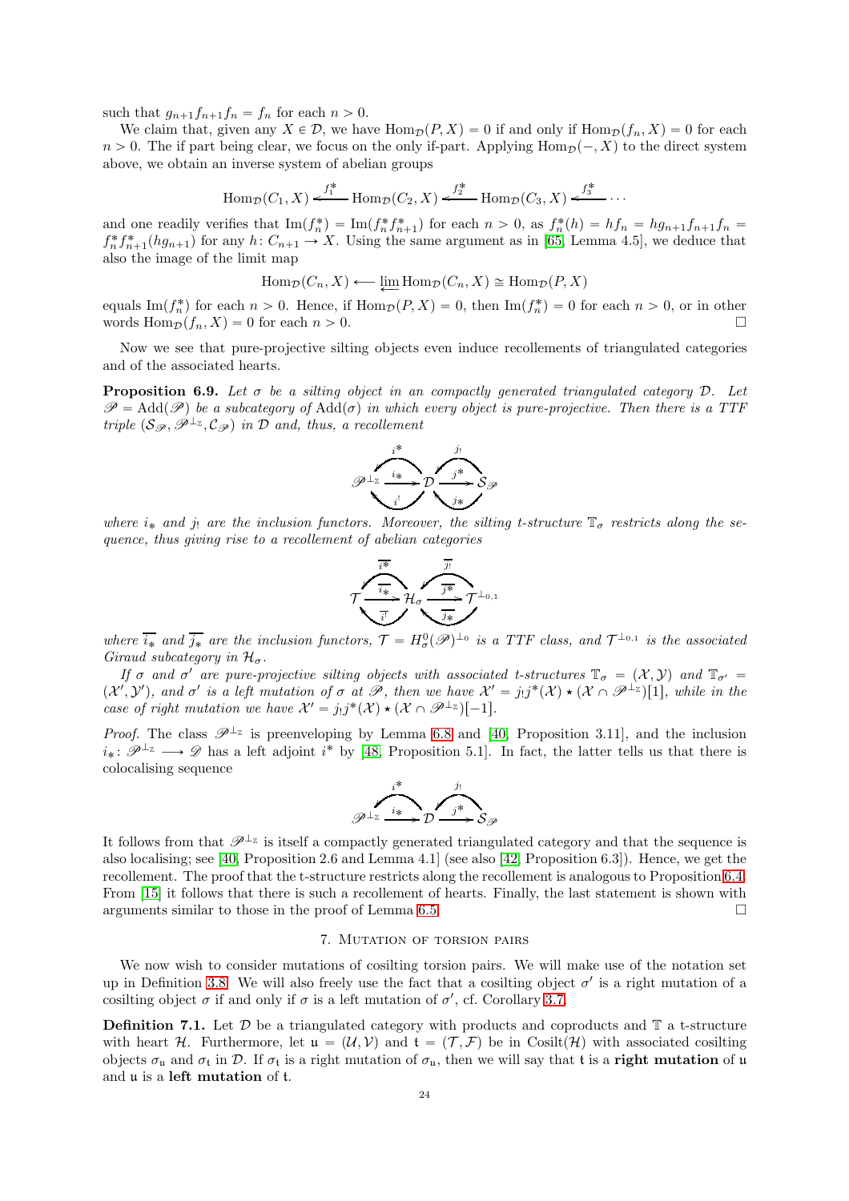such that $g_{n+1}f_{n+1}f_n = f_n$ for each $n > 0$.

We claim that, given any $X \in \mathcal{D}$, we have $\mathrm{Hom}_{\mathcal{D}}(P, X) = 0$ if and only if $\mathrm{Hom}_{\mathcal{D}}(f_n, X) = 0$ for each $n > 0$. The if part being clear, we focus on the only if-part. Applying $\mathrm{Hom}_{\mathcal{D}}(-, X)$ to the direct system above, we obtain an inverse system of abelian groups

$$\mathrm{Hom}_{\mathcal{D}}(C_1, X) \xleftarrow{f_1^*} \mathrm{Hom}_{\mathcal{D}}(C_2, X) \xleftarrow{f_2^*} \mathrm{Hom}_{\mathcal{D}}(C_3, X) \xleftarrow{f_3^*} \cdots$$

and one readily verifies that $\mathrm{Im}(f_n^*) = \mathrm{Im}(f_n^* f_{n+1}^*)$ for each $n > 0$, as $f_n^*(h) = hf_n = hg_{n+1}f_{n+1}f_n = f_n^* f_{n+1}^*(hg_{n+1})$ for any $h \colon C_{n+1} \to X$. Using the same argument as in [65, Lemma 4.5], we deduce that also the image of the limit map

$$\mathrm{Hom}_{\mathcal{D}}(C_n, X) \longleftarrow \varprojlim \mathrm{Hom}_{\mathcal{D}}(C_n, X) \cong \mathrm{Hom}_{\mathcal{D}}(P, X)$$

equals $\mathrm{Im}(f_n^*)$ for each $n > 0$. Hence, if $\mathrm{Hom}_{\mathcal{D}}(P, X) = 0$, then $\mathrm{Im}(f_n^*) = 0$ for each $n > 0$, or in other words $\mathrm{Hom}_{\mathcal{D}}(f_n, X) = 0$ for each $n > 0$. □

Now we see that pure-projective silting objects even induce recollements of triangulated categories and of the associated hearts.

**Proposition 6.9.** *Let $\sigma$ be a silting object in an compactly generated triangulated category $\mathcal{D}$. Let $\mathscr{P} = \mathrm{Add}(\mathscr{P})$ be a subcategory of $\mathrm{Add}(\sigma)$ in which every object is pure-projective. Then there is a TTF triple $(\mathcal{S}_{\mathscr{P}}, \mathscr{P}^{\perp_{\mathbb{Z}}}, \mathcal{C}_{\mathscr{P}})$ in $\mathcal{D}$ and, thus, a recollement*

$$\mathscr{P}^{\perp_{\mathbb{Z}}} \underset{i^!}{\overset{i^*}{\rightleftarrows}} \!\xrightarrow{i_*}\! \mathcal{D} \underset{j_*}{\overset{j_!}{\rightleftarrows}} \!\xrightarrow{j^*}\! \mathcal{S}_{\mathscr{P}}$$

*where $i_*$ and $j_!$ are the inclusion functors. Moreover, the silting t-structure $\mathbb{T}_\sigma$ restricts along the sequence, thus giving rise to a recollement of abelian categories*

$$\mathcal{T} \underset{\overline{i^!}}{\overset{\overline{i^*}}{\rightleftarrows}} \!\xrightarrow{\overline{i_*}}\! \mathcal{H}_\sigma \underset{\overline{j_*}}{\overset{\overline{j_!}}{\rightleftarrows}} \!\xrightarrow{\overline{j^*}}\! \mathcal{T}^{\perp_{0,1}}$$

*where $\overline{i_*}$ and $\overline{j_*}$ are the inclusion functors, $\mathcal{T} = H^0_\sigma(\mathscr{P})^{\perp_0}$ is a TTF class, and $\mathcal{T}^{\perp_{0,1}}$ is the associated Giraud subcategory in $\mathcal{H}_\sigma$.*

*If $\sigma$ and $\sigma'$ are pure-projective silting objects with associated t-structures $\mathbb{T}_\sigma = (\mathcal{X}, \mathcal{Y})$ and $\mathbb{T}_{\sigma'} = (\mathcal{X}', \mathcal{Y}')$, and $\sigma'$ is a left mutation of $\sigma$ at $\mathscr{P}$, then we have $\mathcal{X}' = j_! j^*(\mathcal{X}) \star (\mathcal{X} \cap \mathscr{P}^{\perp_{\mathbb{Z}}})[1]$, while in the case of right mutation we have $\mathcal{X}' = j_! j^*(\mathcal{X}) \star (\mathcal{X} \cap \mathscr{P}^{\perp_{\mathbb{Z}}})[-1]$.*

*Proof.* The class $\mathscr{P}^{\perp_{\mathbb{Z}}}$ is preenveloping by Lemma 6.8 and [40, Proposition 3.11], and the inclusion $i_* \colon \mathscr{P}^{\perp_{\mathbb{Z}}} \longrightarrow \mathscr{D}$ has a left adjoint $i^*$ by [48, Proposition 5.1]. In fact, the latter tells us that there is colocalising sequence

$$\mathscr{P}^{\perp_{\mathbb{Z}}} \overset{i^*}{\underset{i_*}{\leftrightarrows}} \mathcal{D} \overset{j_!}{\underset{j^*}{\leftrightarrows}} \mathcal{S}_{\mathscr{P}}$$

It follows that $\mathscr{P}^{\perp_{\mathbb{Z}}}$ is itself a compactly generated triangulated category and that the sequence is also localising; see [40, Proposition 2.6 and Lemma 4.1] (see also [42, Proposition 6.3]). Hence, we get the recollement. The proof that the t-structure restricts along the recollement is analogous to Proposition 6.4. From [15] it follows that there is such a recollement of hearts. Finally, the last statement is shown with arguments similar to those in the proof of Lemma 6.5. □

## 7. Mutation of torsion pairs

We now wish to consider mutations of cosilting torsion pairs. We will make use of the notation set up in Definition 3.8. We will also freely use the fact that a cosilting object $\sigma'$ is a right mutation of a cosilting object $\sigma$ if and only if $\sigma$ is a left mutation of $\sigma'$, cf. Corollary 3.7.

**Definition 7.1.** Let $\mathcal{D}$ be a triangulated category with products and coproducts and $\mathbb{T}$ a t-structure with heart $\mathcal{H}$. Furthermore, let $\mathfrak{u} = (\mathcal{U}, \mathcal{V})$ and $\mathfrak{t} = (\mathcal{T}, \mathcal{F})$ be in $\mathrm{Cosilt}(\mathcal{H})$ with associated cosilting objects $\sigma_{\mathfrak{u}}$ and $\sigma_{\mathfrak{t}}$ in $\mathcal{D}$. If $\sigma_{\mathfrak{t}}$ is a right mutation of $\sigma_{\mathfrak{u}}$, then we will say that $\mathfrak{t}$ is a **right mutation** of $\mathfrak{u}$ and $\mathfrak{u}$ is a **left mutation** of $\mathfrak{t}$.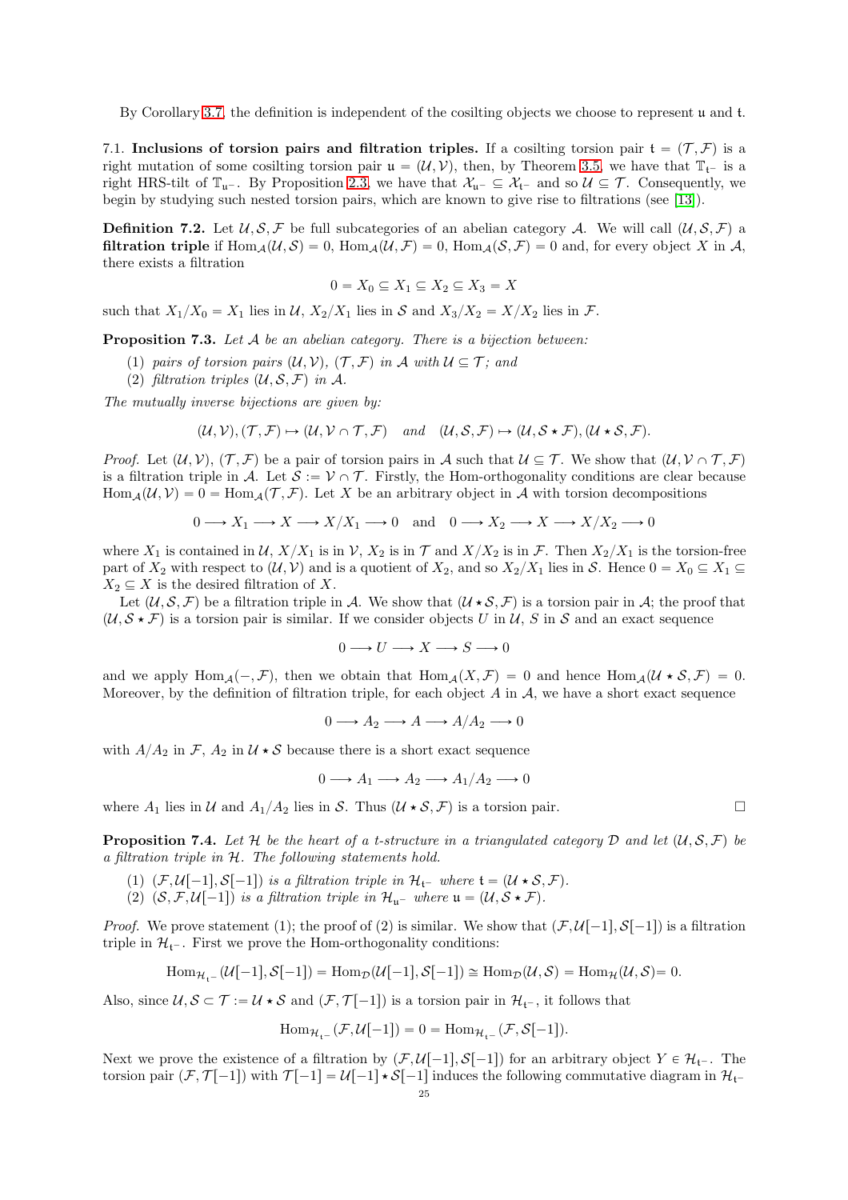By Corollary 3.7, the definition is independent of the cosilting objects we choose to represent $\mathfrak{u}$ and $\mathfrak{t}$.

7.1. **Inclusions of torsion pairs and filtration triples.** If a cosilting torsion pair $\mathfrak{t} = (\mathcal{T}, \mathcal{F})$ is a right mutation of some cosilting torsion pair $\mathfrak{u} = (\mathcal{U}, \mathcal{V})$, then, by Theorem 3.5, we have that $\mathbb{T}_{\mathfrak{t}^-}$ is a right HRS-tilt of $\mathbb{T}_{\mathfrak{u}^-}$. By Proposition 2.3, we have that $\mathcal{X}_{\mathfrak{u}^-} \subseteq \mathcal{X}_{\mathfrak{t}^-}$ and so $\mathcal{U} \subseteq \mathcal{T}$. Consequently, we begin by studying such nested torsion pairs, which are known to give rise to filtrations (see [13]).

**Definition 7.2.** Let $\mathcal{U}, \mathcal{S}, \mathcal{F}$ be full subcategories of an abelian category $\mathcal{A}$. We will call $(\mathcal{U}, \mathcal{S}, \mathcal{F})$ a **filtration triple** if $\mathrm{Hom}_{\mathcal{A}}(\mathcal{U}, \mathcal{S}) = 0$, $\mathrm{Hom}_{\mathcal{A}}(\mathcal{U}, \mathcal{F}) = 0$, $\mathrm{Hom}_{\mathcal{A}}(\mathcal{S}, \mathcal{F}) = 0$ and, for every object $X$ in $\mathcal{A}$, there exists a filtration

$$0 = X_0 \subseteq X_1 \subseteq X_2 \subseteq X_3 = X$$

such that $X_1/X_0 = X_1$ lies in $\mathcal{U}$, $X_2/X_1$ lies in $\mathcal{S}$ and $X_3/X_2 = X/X_2$ lies in $\mathcal{F}$.

**Proposition 7.3.** *Let $\mathcal{A}$ be an abelian category. There is a bijection between:*

(1) *pairs of torsion pairs $(\mathcal{U}, \mathcal{V})$, $(\mathcal{T}, \mathcal{F})$ in $\mathcal{A}$ with $\mathcal{U} \subseteq \mathcal{T}$; and*
(2) *filtration triples $(\mathcal{U}, \mathcal{S}, \mathcal{F})$ in $\mathcal{A}$.*

*The mutually inverse bijections are given by:*

$$(\mathcal{U}, \mathcal{V}), (\mathcal{T}, \mathcal{F}) \mapsto (\mathcal{U}, \mathcal{V} \cap \mathcal{T}, \mathcal{F}) \quad \text{and} \quad (\mathcal{U}, \mathcal{S}, \mathcal{F}) \mapsto (\mathcal{U}, \mathcal{S} \star \mathcal{F}), (\mathcal{U} \star \mathcal{S}, \mathcal{F}).$$

*Proof.* Let $(\mathcal{U}, \mathcal{V})$, $(\mathcal{T}, \mathcal{F})$ be a pair of torsion pairs in $\mathcal{A}$ such that $\mathcal{U} \subseteq \mathcal{T}$. We show that $(\mathcal{U}, \mathcal{V} \cap \mathcal{T}, \mathcal{F})$ is a filtration triple in $\mathcal{A}$. Let $\mathcal{S} := \mathcal{V} \cap \mathcal{T}$. Firstly, the Hom-orthogonality conditions are clear because $\mathrm{Hom}_{\mathcal{A}}(\mathcal{U}, \mathcal{V}) = 0 = \mathrm{Hom}_{\mathcal{A}}(\mathcal{T}, \mathcal{F})$. Let $X$ be an arbitrary object in $\mathcal{A}$ with torsion decompositions

$$0 \longrightarrow X_1 \longrightarrow X \longrightarrow X/X_1 \longrightarrow 0 \quad \text{and} \quad 0 \longrightarrow X_2 \longrightarrow X \longrightarrow X/X_2 \longrightarrow 0$$

where $X_1$ is contained in $\mathcal{U}$, $X/X_1$ is in $\mathcal{V}$, $X_2$ is in $\mathcal{T}$ and $X/X_2$ is in $\mathcal{F}$. Then $X_2/X_1$ is the torsion-free part of $X_2$ with respect to $(\mathcal{U}, \mathcal{V})$ and is a quotient of $X_2$, and so $X_2/X_1$ lies in $\mathcal{S}$. Hence $0 = X_0 \subseteq X_1 \subseteq X_2 \subseteq X$ is the desired filtration of $X$.

Let $(\mathcal{U}, \mathcal{S}, \mathcal{F})$ be a filtration triple in $\mathcal{A}$. We show that $(\mathcal{U} \star \mathcal{S}, \mathcal{F})$ is a torsion pair in $\mathcal{A}$; the proof that $(\mathcal{U}, \mathcal{S} \star \mathcal{F})$ is a torsion pair is similar. If we consider objects $U$ in $\mathcal{U}$, $S$ in $\mathcal{S}$ and an exact sequence

$$0 \longrightarrow U \longrightarrow X \longrightarrow S \longrightarrow 0$$

and we apply $\mathrm{Hom}_{\mathcal{A}}(-, \mathcal{F})$, then we obtain that $\mathrm{Hom}_{\mathcal{A}}(X, \mathcal{F}) = 0$ and hence $\mathrm{Hom}_{\mathcal{A}}(\mathcal{U} \star \mathcal{S}, \mathcal{F}) = 0$. Moreover, by the definition of filtration triple, for each object $A$ in $\mathcal{A}$, we have a short exact sequence

$$0 \longrightarrow A_2 \longrightarrow A \longrightarrow A/A_2 \longrightarrow 0$$

with $A/A_2$ in $\mathcal{F}$, $A_2$ in $\mathcal{U} \star \mathcal{S}$ because there is a short exact sequence

$$0 \longrightarrow A_1 \longrightarrow A_2 \longrightarrow A_1/A_2 \longrightarrow 0$$

where $A_1$ lies in $\mathcal{U}$ and $A_1/A_2$ lies in $\mathcal{S}$. Thus $(\mathcal{U} \star \mathcal{S}, \mathcal{F})$ is a torsion pair. $\square$

**Proposition 7.4.** *Let $\mathcal{H}$ be the heart of a t-structure in a triangulated category $\mathcal{D}$ and let $(\mathcal{U}, \mathcal{S}, \mathcal{F})$ be a filtration triple in $\mathcal{H}$. The following statements hold.*

(1) *$(\mathcal{F}, \mathcal{U}[-1], \mathcal{S}[-1])$ is a filtration triple in $\mathcal{H}_{\mathfrak{t}^-}$ where $\mathfrak{t} = (\mathcal{U} \star \mathcal{S}, \mathcal{F})$.*
(2) *$(\mathcal{S}, \mathcal{F}, \mathcal{U}[-1])$ is a filtration triple in $\mathcal{H}_{\mathfrak{u}^-}$ where $\mathfrak{u} = (\mathcal{U}, \mathcal{S} \star \mathcal{F})$.*

*Proof.* We prove statement (1); the proof of (2) is similar. We show that $(\mathcal{F}, \mathcal{U}[-1], \mathcal{S}[-1])$ is a filtration triple in $\mathcal{H}_{\mathfrak{t}^-}$. First we prove the Hom-orthogonality conditions:

$$\mathrm{Hom}_{\mathcal{H}_{\mathfrak{t}^-}}(\mathcal{U}[-1], \mathcal{S}[-1]) = \mathrm{Hom}_{\mathcal{D}}(\mathcal{U}[-1], \mathcal{S}[-1]) \cong \mathrm{Hom}_{\mathcal{D}}(\mathcal{U}, \mathcal{S}) = \mathrm{Hom}_{\mathcal{H}}(\mathcal{U}, \mathcal{S}) = 0.$$

Also, since $\mathcal{U}, \mathcal{S} \subset \mathcal{T} := \mathcal{U} \star \mathcal{S}$ and $(\mathcal{F}, \mathcal{T}[-1])$ is a torsion pair in $\mathcal{H}_{\mathfrak{t}^-}$, it follows that

$$\mathrm{Hom}_{\mathcal{H}_{\mathfrak{t}^-}}(\mathcal{F}, \mathcal{U}[-1]) = 0 = \mathrm{Hom}_{\mathcal{H}_{\mathfrak{t}^-}}(\mathcal{F}, \mathcal{S}[-1]).$$

Next we prove the existence of a filtration by $(\mathcal{F}, \mathcal{U}[-1], \mathcal{S}[-1])$ for an arbitrary object $Y \in \mathcal{H}_{\mathfrak{t}^-}$. The torsion pair $(\mathcal{F}, \mathcal{T}[-1])$ with $\mathcal{T}[-1] = \mathcal{U}[-1] \star \mathcal{S}[-1]$ induces the following commutative diagram in $\mathcal{H}_{\mathfrak{t}^-}$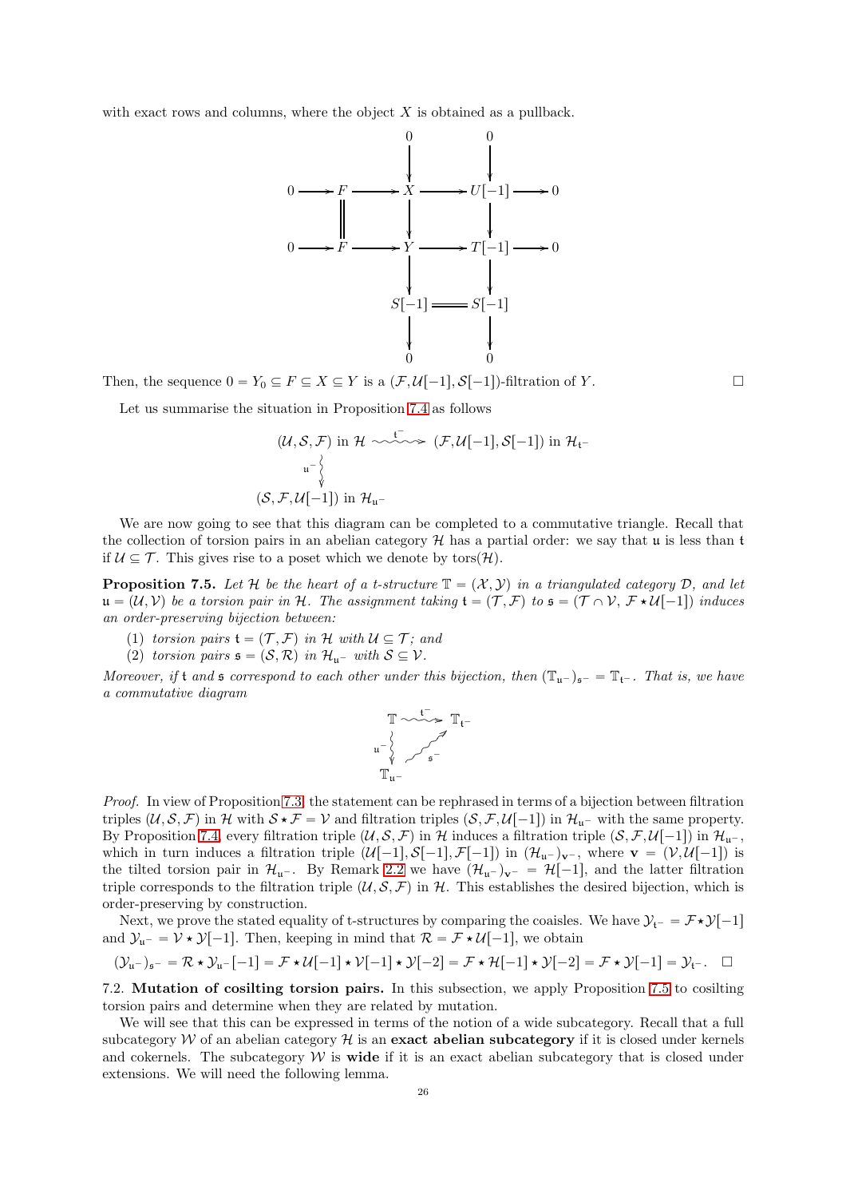with exact rows and columns, where the object $X$ is obtained as a pullback.

$$
\begin{array}{ccccccccc}
 & & & & 0 & & 0 & & \\
 & & & & \downarrow & & \downarrow & & \\
0 & \longrightarrow & F & \longrightarrow & X & \longrightarrow & U[-1] & \longrightarrow & 0 \\
 & & \| & & \downarrow & & \downarrow & & \\
0 & \longrightarrow & F & \longrightarrow & Y & \longrightarrow & T[-1] & \longrightarrow & 0 \\
 & & & & \downarrow & & \downarrow & & \\
 & & & & S[-1] & = & S[-1] & & \\
 & & & & \downarrow & & \downarrow & & \\
 & & & & 0 & & 0 & &
\end{array}
$$

Then, the sequence $0 = Y_0 \subseteq F \subseteq X \subseteq Y$ is a $(\mathcal{F}, \mathcal{U}[-1], \mathcal{S}[-1])$-filtration of $Y$. $\square$

Let us summarise the situation in Proposition 7.4 as follows

$$
\begin{array}{ccc}
(\mathcal{U}, \mathcal{S}, \mathcal{F}) \text{ in } \mathcal{H} & \overset{\mathfrak{t}^-}{\rightsquigarrow} & (\mathcal{F}, \mathcal{U}[-1], \mathcal{S}[-1]) \text{ in } \mathcal{H}_{\mathfrak{t}^-} \\
\mathfrak{u}^- \wr\downarrow & & \\
(\mathcal{S}, \mathcal{F}, \mathcal{U}[-1]) \text{ in } \mathcal{H}_{\mathfrak{u}^-} & &
\end{array}
$$

We are now going to see that this diagram can be completed to a commutative triangle. Recall that the collection of torsion pairs in an abelian category $\mathcal{H}$ has a partial order: we say that $\mathfrak{u}$ is less than $\mathfrak{t}$ if $\mathcal{U} \subseteq \mathcal{T}$. This gives rise to a poset which we denote by $\operatorname{tors}(\mathcal{H})$.

**Proposition 7.5.** *Let $\mathcal{H}$ be the heart of a t-structure $\mathbb{T} = (\mathcal{X}, \mathcal{Y})$ in a triangulated category $\mathcal{D}$, and let $\mathfrak{u} = (\mathcal{U}, \mathcal{V})$ be a torsion pair in $\mathcal{H}$. The assignment taking $\mathfrak{t} = (\mathcal{T}, \mathcal{F})$ to $\mathfrak{s} = (\mathcal{T} \cap \mathcal{V},\ \mathcal{F} \star \mathcal{U}[-1])$ induces an order-preserving bijection between:*

1. *torsion pairs $\mathfrak{t} = (\mathcal{T}, \mathcal{F})$ in $\mathcal{H}$ with $\mathcal{U} \subseteq \mathcal{T}$; and*
2. *torsion pairs $\mathfrak{s} = (\mathcal{S}, \mathcal{R})$ in $\mathcal{H}_{\mathfrak{u}^-}$ with $\mathcal{S} \subseteq \mathcal{V}$.*

*Moreover, if $\mathfrak{t}$ and $\mathfrak{s}$ correspond to each other under this bijection, then $(\mathbb{T}_{\mathfrak{u}^-})_{\mathfrak{s}^-} = \mathbb{T}_{\mathfrak{t}^-}$. That is, we have a commutative diagram*

$$
\begin{array}{ccc}
\mathbb{T} & \overset{\mathfrak{t}^-}{\rightsquigarrow} & \mathbb{T}_{\mathfrak{t}^-} \\
\mathfrak{u}^- \wr\downarrow & \nearrow_{\mathfrak{s}^-} & \\
\mathbb{T}_{\mathfrak{u}^-} & &
\end{array}
$$

*Proof.* In view of Proposition 7.3, the statement can be rephrased in terms of a bijection between filtration triples $(\mathcal{U}, \mathcal{S}, \mathcal{F})$ in $\mathcal{H}$ with $\mathcal{S} \star \mathcal{F} = \mathcal{V}$ and filtration triples $(\mathcal{S}, \mathcal{F}, \mathcal{U}[-1])$ in $\mathcal{H}_{\mathfrak{u}^-}$ with the same property. By Proposition 7.4, every filtration triple $(\mathcal{U}, \mathcal{S}, \mathcal{F})$ in $\mathcal{H}$ induces a filtration triple $(\mathcal{S}, \mathcal{F}, \mathcal{U}[-1])$ in $\mathcal{H}_{\mathfrak{u}^-}$, which in turn induces a filtration triple $(\mathcal{U}[-1], \mathcal{S}[-1], \mathcal{F}[-1])$ in $(\mathcal{H}_{\mathfrak{u}^-})_{\mathbf{v}^-}$, where $\mathbf{v} = (\mathcal{V}, \mathcal{U}[-1])$ is the tilted torsion pair in $\mathcal{H}_{\mathfrak{u}^-}$. By Remark 2.2 we have $(\mathcal{H}_{\mathfrak{u}^-})_{\mathbf{v}^-} = \mathcal{H}[-1]$, and the latter filtration triple corresponds to the filtration triple $(\mathcal{U}, \mathcal{S}, \mathcal{F})$ in $\mathcal{H}$. This establishes the desired bijection, which is order-preserving by construction.

Next, we prove the stated equality of t-structures by comparing the coaisles. We have $\mathcal{Y}_{\mathfrak{t}^-} = \mathcal{F} \star \mathcal{Y}[-1]$ and $\mathcal{Y}_{\mathfrak{u}^-} = \mathcal{V} \star \mathcal{Y}[-1]$. Then, keeping in mind that $\mathcal{R} = \mathcal{F} \star \mathcal{U}[-1]$, we obtain

$$(\mathcal{Y}_{\mathfrak{u}^-})_{\mathfrak{s}^-} = \mathcal{R} \star \mathcal{Y}_{\mathfrak{u}^-}[-1] = \mathcal{F} \star \mathcal{U}[-1] \star \mathcal{V}[-1] \star \mathcal{Y}[-2] = \mathcal{F} \star \mathcal{H}[-1] \star \mathcal{Y}[-2] = \mathcal{F} \star \mathcal{Y}[-1] = \mathcal{Y}_{\mathfrak{t}^-}. \quad \square$$

7.2. **Mutation of cosilting torsion pairs.** In this subsection, we apply Proposition 7.5 to cosilting torsion pairs and determine when they are related by mutation.

We will see that this can be expressed in terms of the notion of a wide subcategory. Recall that a full subcategory $\mathcal{W}$ of an abelian category $\mathcal{H}$ is an **exact abelian subcategory** if it is closed under kernels and cokernels. The subcategory $\mathcal{W}$ is **wide** if it is an exact abelian subcategory that is closed under extensions. We will need the following lemma.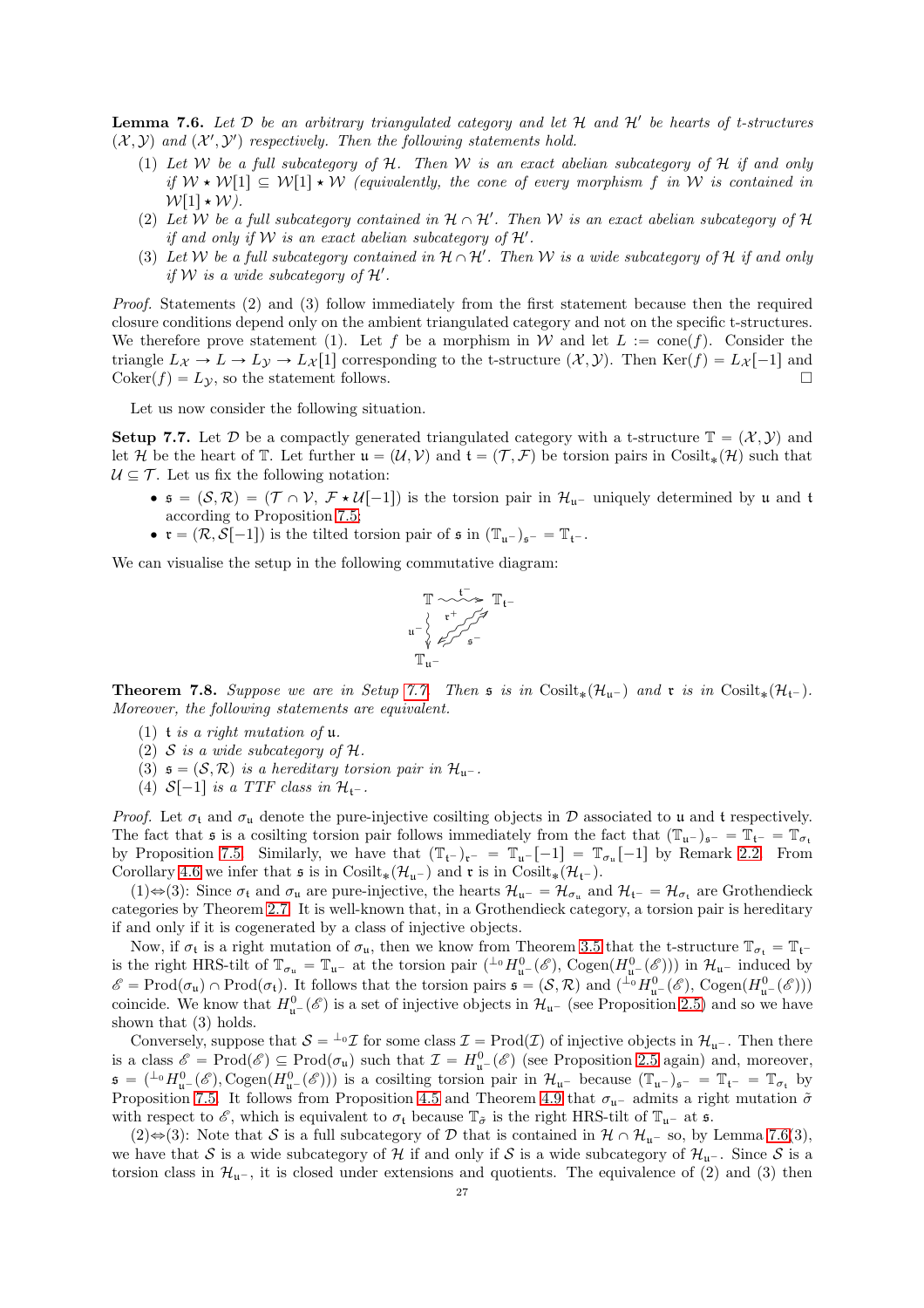**Lemma 7.6.** *Let $\mathcal{D}$ be an arbitrary triangulated category and let $\mathcal{H}$ and $\mathcal{H}'$ be hearts of t-structures $(\mathcal{X},\mathcal{Y})$ and $(\mathcal{X}',\mathcal{Y}')$ respectively. Then the following statements hold.*

1. *Let $\mathcal{W}$ be a full subcategory of $\mathcal{H}$. Then $\mathcal{W}$ is an exact abelian subcategory of $\mathcal{H}$ if and only if $\mathcal{W} \star \mathcal{W}[1] \subseteq \mathcal{W}[1] \star \mathcal{W}$ (equivalently, the cone of every morphism $f$ in $\mathcal{W}$ is contained in $\mathcal{W}[1] \star \mathcal{W}$).*
2. *Let $\mathcal{W}$ be a full subcategory contained in $\mathcal{H} \cap \mathcal{H}'$. Then $\mathcal{W}$ is an exact abelian subcategory of $\mathcal{H}$ if and only if $\mathcal{W}$ is an exact abelian subcategory of $\mathcal{H}'$.*
3. *Let $\mathcal{W}$ be a full subcategory contained in $\mathcal{H} \cap \mathcal{H}'$. Then $\mathcal{W}$ is a wide subcategory of $\mathcal{H}$ if and only if $\mathcal{W}$ is a wide subcategory of $\mathcal{H}'$.*

*Proof.* Statements (2) and (3) follow immediately from the first statement because then the required closure conditions depend only on the ambient triangulated category and not on the specific t-structures. We therefore prove statement (1). Let $f$ be a morphism in $\mathcal{W}$ and let $L := \mathrm{cone}(f)$. Consider the triangle $L_{\mathcal{X}} \to L \to L_{\mathcal{Y}} \to L_{\mathcal{X}}[1]$ corresponding to the t-structure $(\mathcal{X},\mathcal{Y})$. Then $\mathrm{Ker}(f) = L_{\mathcal{X}}[-1]$ and $\mathrm{Coker}(f) = L_{\mathcal{Y}}$, so the statement follows. $\square$

Let us now consider the following situation.

**Setup 7.7.** Let $\mathcal{D}$ be a compactly generated triangulated category with a t-structure $\mathbb{T} = (\mathcal{X},\mathcal{Y})$ and let $\mathcal{H}$ be the heart of $\mathbb{T}$. Let further $\mathfrak{u} = (\mathcal{U},\mathcal{V})$ and $\mathfrak{t} = (\mathcal{T},\mathcal{F})$ be torsion pairs in $\mathrm{Cosilt}_*(\mathcal{H})$ such that $\mathcal{U} \subseteq \mathcal{T}$. Let us fix the following notation:

- $\mathfrak{s} = (\mathcal{S},\mathcal{R}) = (\mathcal{T} \cap \mathcal{V},\ \mathcal{F} \star \mathcal{U}[-1])$ is the torsion pair in $\mathcal{H}_{\mathfrak{u}^-}$ uniquely determined by $\mathfrak{u}$ and $\mathfrak{t}$ according to Proposition 7.5;
- $\mathfrak{r} = (\mathcal{R}, \mathcal{S}[-1])$ is the tilted torsion pair of $\mathfrak{s}$ in $(\mathbb{T}_{\mathfrak{u}^-})_{\mathfrak{s}^-} = \mathbb{T}_{\mathfrak{t}^-}$.

We can visualise the setup in the following commutative diagram:

$$\begin{array}{ccc} \mathbb{T} & \overset{\mathfrak{t}^-}{\rightsquigarrow} & \mathbb{T}_{\mathfrak{t}^-} \\ {\scriptstyle \mathfrak{u}^-}\wr & \overset{\mathfrak{r}^+}{\nearrow}\!\!\swarrow_{\mathfrak{s}^-} & \\ \mathbb{T}_{\mathfrak{u}^-} & & \end{array}$$

**Theorem 7.8.** *Suppose we are in Setup 7.7. Then $\mathfrak{s}$ is in $\mathrm{Cosilt}_*(\mathcal{H}_{\mathfrak{u}^-})$ and $\mathfrak{r}$ is in $\mathrm{Cosilt}_*(\mathcal{H}_{\mathfrak{t}^-})$. Moreover, the following statements are equivalent.*

1. *$\mathfrak{t}$ is a right mutation of $\mathfrak{u}$.*
2. *$\mathcal{S}$ is a wide subcategory of $\mathcal{H}$.*
3. *$\mathfrak{s} = (\mathcal{S},\mathcal{R})$ is a hereditary torsion pair in $\mathcal{H}_{\mathfrak{u}^-}$.*
4. *$\mathcal{S}[-1]$ is a TTF class in $\mathcal{H}_{\mathfrak{t}^-}$.*

*Proof.* Let $\sigma_{\mathfrak{t}}$ and $\sigma_{\mathfrak{u}}$ denote the pure-injective cosilting objects in $\mathcal{D}$ associated to $\mathfrak{u}$ and $\mathfrak{t}$ respectively. The fact that $\mathfrak{s}$ is a cosilting torsion pair follows immediately from the fact that $(\mathbb{T}_{\mathfrak{u}^-})_{\mathfrak{s}^-} = \mathbb{T}_{\mathfrak{t}^-} = \mathbb{T}_{\sigma_{\mathfrak{t}}}$ by Proposition 7.5. Similarly, we have that $(\mathbb{T}_{\mathfrak{t}^-})_{\mathfrak{r}^-} = \mathbb{T}_{\mathfrak{u}^-}[-1] = \mathbb{T}_{\sigma_{\mathfrak{u}}}[-1]$ by Remark 2.2. From Corollary 4.6 we infer that $\mathfrak{s}$ is in $\mathrm{Cosilt}_*(\mathcal{H}_{\mathfrak{u}^-})$ and $\mathfrak{r}$ is in $\mathrm{Cosilt}_*(\mathcal{H}_{\mathfrak{t}^-})$.

(1)$\Leftrightarrow$(3): Since $\sigma_{\mathfrak{t}}$ and $\sigma_{\mathfrak{u}}$ are pure-injective, the hearts $\mathcal{H}_{\mathfrak{u}^-} = \mathcal{H}_{\sigma_{\mathfrak{u}}}$ and $\mathcal{H}_{\mathfrak{t}^-} = \mathcal{H}_{\sigma_{\mathfrak{t}}}$ are Grothendieck categories by Theorem 2.7. It is well-known that, in a Grothendieck category, a torsion pair is hereditary if and only if it is cogenerated by a class of injective objects.

Now, if $\sigma_{\mathfrak{t}}$ is a right mutation of $\sigma_{\mathfrak{u}}$, then we know from Theorem 3.5 that the t-structure $\mathbb{T}_{\sigma_{\mathfrak{t}}} = \mathbb{T}_{\mathfrak{t}^-}$ is the right HRS-tilt of $\mathbb{T}_{\sigma_{\mathfrak{u}}} = \mathbb{T}_{\mathfrak{u}^-}$ at the torsion pair $({}^{\perp_0}H^0_{\mathfrak{u}^-}(\mathscr{E}), \mathrm{Cogen}(H^0_{\mathfrak{u}^-}(\mathscr{E})))$ in $\mathcal{H}_{\mathfrak{u}^-}$ induced by $\mathscr{E} = \mathrm{Prod}(\sigma_{\mathfrak{u}}) \cap \mathrm{Prod}(\sigma_{\mathfrak{t}})$. It follows that the torsion pairs $\mathfrak{s} = (\mathcal{S},\mathcal{R})$ and $({}^{\perp_0}H^0_{\mathfrak{u}^-}(\mathscr{E}), \mathrm{Cogen}(H^0_{\mathfrak{u}^-}(\mathscr{E})))$ coincide. We know that $H^0_{\mathfrak{u}^-}(\mathscr{E})$ is a set of injective objects in $\mathcal{H}_{\mathfrak{u}^-}$ (see Proposition 2.5) and so we have shown that (3) holds.

Conversely, suppose that $\mathcal{S} = {}^{\perp_0}\mathcal{I}$ for some class $\mathcal{I} = \mathrm{Prod}(\mathcal{I})$ of injective objects in $\mathcal{H}_{\mathfrak{u}^-}$. Then there is a class $\mathscr{E} = \mathrm{Prod}(\mathscr{E}) \subseteq \mathrm{Prod}(\sigma_{\mathfrak{u}})$ such that $\mathcal{I} = H^0_{\mathfrak{u}^-}(\mathscr{E})$ (see Proposition 2.5 again) and, moreover, $\mathfrak{s} = ({}^{\perp_0}H^0_{\mathfrak{u}^-}(\mathscr{E}), \mathrm{Cogen}(H^0_{\mathfrak{u}^-}(\mathscr{E})))$ is a cosilting torsion pair in $\mathcal{H}_{\mathfrak{u}^-}$ because $(\mathbb{T}_{\mathfrak{u}^-})_{\mathfrak{s}^-} = \mathbb{T}_{\mathfrak{t}^-} = \mathbb{T}_{\sigma_{\mathfrak{t}}}$ by Proposition 7.5. It follows from Proposition 4.5 and Theorem 4.9 that $\sigma_{\mathfrak{u}^-}$ admits a right mutation $\tilde{\sigma}$ with respect to $\mathscr{E}$, which is equivalent to $\sigma_{\mathfrak{t}}$ because $\mathbb{T}_{\tilde{\sigma}}$ is the right HRS-tilt of $\mathbb{T}_{\mathfrak{u}^-}$ at $\mathfrak{s}$.

(2)$\Leftrightarrow$(3): Note that $\mathcal{S}$ is a full subcategory of $\mathcal{D}$ that is contained in $\mathcal{H} \cap \mathcal{H}_{\mathfrak{u}^-}$ so, by Lemma 7.6(3), we have that $\mathcal{S}$ is a wide subcategory of $\mathcal{H}$ if and only if $\mathcal{S}$ is a wide subcategory of $\mathcal{H}_{\mathfrak{u}^-}$. Since $\mathcal{S}$ is a torsion class in $\mathcal{H}_{\mathfrak{u}^-}$, it is closed under extensions and quotients. The equivalence of (2) and (3) then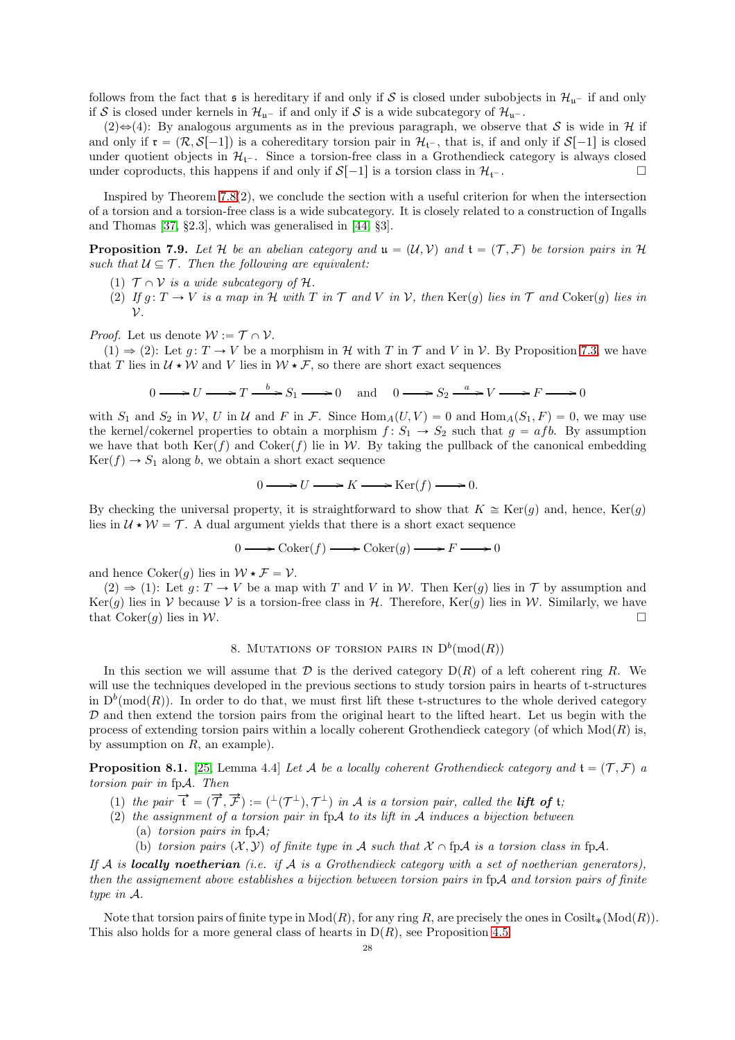follows from the fact that $\mathfrak{s}$ is hereditary if and only if $\mathcal{S}$ is closed under subobjects in $\mathcal{H}_{\mathfrak{u}^-}$ if and only if $\mathcal{S}$ is closed under kernels in $\mathcal{H}_{\mathfrak{u}^-}$ if and only if $\mathcal{S}$ is a wide subcategory of $\mathcal{H}_{\mathfrak{u}^-}$.

(2)⇔(4): By analogous arguments as in the previous paragraph, we observe that $\mathcal{S}$ is wide in $\mathcal{H}$ if and only if $\mathfrak{r} = (\mathcal{R}, \mathcal{S}[-1])$ is a cohereditary torsion pair in $\mathcal{H}_{\mathfrak{t}^-}$, that is, if and only if $\mathcal{S}[-1]$ is closed under quotient objects in $\mathcal{H}_{\mathfrak{t}^-}$. Since a torsion-free class in a Grothendieck category is always closed under coproducts, this happens if and only if $\mathcal{S}[-1]$ is a torsion class in $\mathcal{H}_{\mathfrak{t}^-}$. □

Inspired by Theorem 7.8(2), we conclude the section with a useful criterion for when the intersection of a torsion and a torsion-free class is a wide subcategory. It is closely related to a construction of Ingalls and Thomas [37, §2.3], which was generalised in [44, §3].

**Proposition 7.9.** *Let $\mathcal{H}$ be an abelian category and $\mathfrak{u} = (\mathcal{U}, \mathcal{V})$ and $\mathfrak{t} = (\mathcal{T}, \mathcal{F})$ be torsion pairs in $\mathcal{H}$ such that $\mathcal{U} \subseteq \mathcal{T}$. Then the following are equivalent:*

1. *$\mathcal{T} \cap \mathcal{V}$ is a wide subcategory of $\mathcal{H}$.*
2. *If $g\colon T \to V$ is a map in $\mathcal{H}$ with $T$ in $\mathcal{T}$ and $V$ in $\mathcal{V}$, then $\operatorname{Ker}(g)$ lies in $\mathcal{T}$ and $\operatorname{Coker}(g)$ lies in $\mathcal{V}$.*

*Proof.* Let us denote $\mathcal{W} := \mathcal{T} \cap \mathcal{V}$.

(1) ⇒ (2): Let $g\colon T \to V$ be a morphism in $\mathcal{H}$ with $T$ in $\mathcal{T}$ and $V$ in $\mathcal{V}$. By Proposition 7.3, we have that $T$ lies in $\mathcal{U} \star \mathcal{W}$ and $V$ lies in $\mathcal{W} \star \mathcal{F}$, so there are short exact sequences

$$0 \longrightarrow U \longrightarrow T \xrightarrow{\ b\ } S_1 \longrightarrow 0 \quad \text{and} \quad 0 \longrightarrow S_2 \xrightarrow{\ a\ } V \longrightarrow F \longrightarrow 0$$

with $S_1$ and $S_2$ in $\mathcal{W}$, $U$ in $\mathcal{U}$ and $F$ in $\mathcal{F}$. Since $\operatorname{Hom}_A(U, V) = 0$ and $\operatorname{Hom}_A(S_1, F) = 0$, we may use the kernel/cokernel properties to obtain a morphism $f\colon S_1 \to S_2$ such that $g = afb$. By assumption we have that both $\operatorname{Ker}(f)$ and $\operatorname{Coker}(f)$ lie in $\mathcal{W}$. By taking the pullback of the canonical embedding $\operatorname{Ker}(f) \to S_1$ along $b$, we obtain a short exact sequence

$$0 \longrightarrow U \longrightarrow K \longrightarrow \operatorname{Ker}(f) \longrightarrow 0.$$

By checking the universal property, it is straightforward to show that $K \cong \operatorname{Ker}(g)$ and, hence, $\operatorname{Ker}(g)$ lies in $\mathcal{U} \star \mathcal{W} = \mathcal{T}$. A dual argument yields that there is a short exact sequence

$$0 \longrightarrow \operatorname{Coker}(f) \longrightarrow \operatorname{Coker}(g) \longrightarrow F \longrightarrow 0$$

and hence $\operatorname{Coker}(g)$ lies in $\mathcal{W} \star \mathcal{F} = \mathcal{V}$.

(2) ⇒ (1): Let $g\colon T \to V$ be a map with $T$ and $V$ in $\mathcal{W}$. Then $\operatorname{Ker}(g)$ lies in $\mathcal{T}$ by assumption and $\operatorname{Ker}(g)$ lies in $\mathcal{V}$ because $\mathcal{V}$ is a torsion-free class in $\mathcal{H}$. Therefore, $\operatorname{Ker}(g)$ lies in $\mathcal{W}$. Similarly, we have that $\operatorname{Coker}(g)$ lies in $\mathcal{W}$. □

## 8. Mutations of torsion pairs in $\mathrm{D}^b(\mathrm{mod}(R))$

In this section we will assume that $\mathcal{D}$ is the derived category $\mathrm{D}(R)$ of a left coherent ring $R$. We will use the techniques developed in the previous sections to study torsion pairs in hearts of t-structures in $\mathrm{D}^b(\mathrm{mod}(R))$. In order to do that, we must first lift these t-structures to the whole derived category $\mathcal{D}$ and then extend the torsion pairs from the original heart to the lifted heart. Let us begin with the process of extending torsion pairs within a locally coherent Grothendieck category (of which $\mathrm{Mod}(R)$ is, by assumption on $R$, an example).

**Proposition 8.1.** [25, Lemma 4.4] *Let $\mathcal{A}$ be a locally coherent Grothendieck category and $\mathfrak{t} = (\mathcal{T}, \mathcal{F})$ a torsion pair in $\mathrm{fp}\mathcal{A}$. Then*

1. *the pair $\overrightarrow{\mathfrak{t}} = (\overrightarrow{\mathcal{T}}, \overrightarrow{\mathcal{F}}) := ({}^{\perp}(\mathcal{T}^{\perp}), \mathcal{T}^{\perp})$ in $\mathcal{A}$ is a torsion pair, called the* ***lift of*** $\mathfrak{t}$*;*
2. *the assignment of a torsion pair in $\mathrm{fp}\mathcal{A}$ to its lift in $\mathcal{A}$ induces a bijection between*
   - (a) *torsion pairs in $\mathrm{fp}\mathcal{A}$;*
   - (b) *torsion pairs $(\mathcal{X}, \mathcal{Y})$ of finite type in $\mathcal{A}$ such that $\mathcal{X} \cap \mathrm{fp}\mathcal{A}$ is a torsion class in $\mathrm{fp}\mathcal{A}$.*

*If $\mathcal{A}$ is* ***locally noetherian*** *(i.e. if $\mathcal{A}$ is a Grothendieck category with a set of noetherian generators), then the assignement above establishes a bijection between torsion pairs in $\mathrm{fp}\mathcal{A}$ and torsion pairs of finite type in $\mathcal{A}$.*

Note that torsion pairs of finite type in $\mathrm{Mod}(R)$, for any ring $R$, are precisely the ones in $\mathrm{Cosilt}_*(\mathrm{Mod}(R))$. This also holds for a more general class of hearts in $\mathrm{D}(R)$, see Proposition 4.5.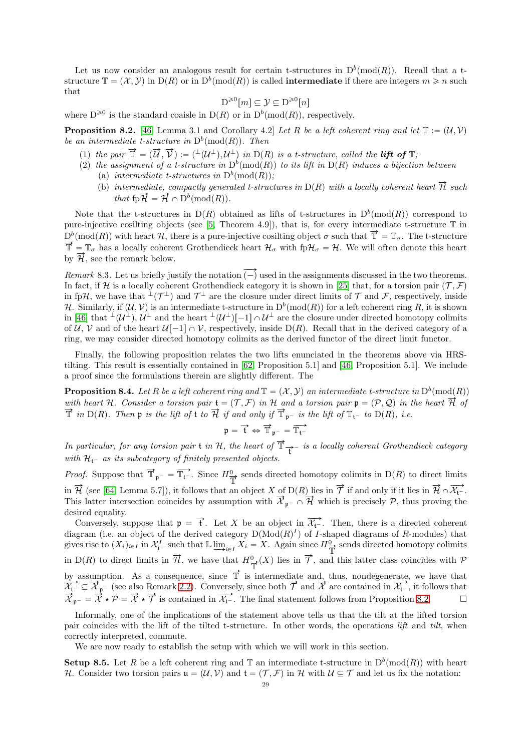Let us now consider an analogous result for certain t-structures in $\mathrm{D}^b(\mathrm{mod}(R))$. Recall that a t-structure $\mathbb{T} = (\mathcal{X}, \mathcal{Y})$ in $\mathrm{D}(R)$ or in $\mathrm{D}^b(\mathrm{mod}(R))$ is called **intermediate** if there are integers $m \geqslant n$ such that

$$\mathrm{D}^{\geqslant 0}[m] \subseteq \mathcal{Y} \subseteq \mathrm{D}^{\geqslant 0}[n]$$

where $\mathrm{D}^{\geqslant 0}$ is the standard coaisle in $\mathrm{D}(R)$ or in $\mathrm{D}^b(\mathrm{mod}(R))$, respectively.

**Proposition 8.2.** [46, Lemma 3.1 and Corollary 4.2] *Let $R$ be a left coherent ring and let $\mathbb{T} := (\mathcal{U}, \mathcal{V})$ be an intermediate t-structure in $\mathrm{D}^b(\mathrm{mod}(R))$. Then*

1. *the pair $\overrightarrow{\mathbb{T}} = (\overrightarrow{\mathcal{U}}, \overrightarrow{\mathcal{V}}) := ({}^{\perp}(\mathcal{U}^{\perp}), \mathcal{U}^{\perp})$ in $\mathrm{D}(R)$ is a t-structure, called the **lift of** $\mathbb{T}$;*
2. *the assignment of a t-structure in $\mathrm{D}^b(\mathrm{mod}(R))$ to its lift in $\mathrm{D}(R)$ induces a bijection between*
   (a) *intermediate t-structures in $\mathrm{D}^b(\mathrm{mod}(R))$;*
   (b) *intermediate, compactly generated t-structures in $\mathrm{D}(R)$ with a locally coherent heart $\overrightarrow{\mathcal{H}}$ such that $\mathrm{fp}\overrightarrow{\mathcal{H}} = \overrightarrow{\mathcal{H}} \cap \mathrm{D}^b(\mathrm{mod}(R))$.*

Note that the t-structures in $\mathrm{D}(R)$ obtained as lifts of t-structures in $\mathrm{D}^b(\mathrm{mod}(R))$ correspond to pure-injective cosilting objects (see [5, Theorem 4.9]), that is, for every intermediate t-structure $\mathbb{T}$ in $\mathrm{D}^b(\mathrm{mod}(R))$ with heart $\mathcal{H}$, there is a pure-injective cosilting object $\sigma$ such that $\overrightarrow{\mathbb{T}} = \mathbb{T}_\sigma$. The t-structure $\overrightarrow{\mathbb{T}} = \mathbb{T}_\sigma$ has a locally coherent Grothendieck heart $\mathcal{H}_\sigma$ with $\mathrm{fp}\mathcal{H}_\sigma = \mathcal{H}$. We will often denote this heart by $\overrightarrow{\mathcal{H}}$, see the remark below.

*Remark* 8.3. Let us briefly justify the notation $\overrightarrow{(-)}$ used in the assignments discussed in the two theorems. In fact, if $\mathcal{H}$ is a locally coherent Grothendieck category it is shown in [25] that, for a torsion pair $(\mathcal{T}, \mathcal{F})$ in $\mathrm{fp}\mathcal{H}$, we have that ${}^{\perp}(\mathcal{T}^{\perp})$ and $\mathcal{T}^{\perp}$ are the closure under direct limits of $\mathcal{T}$ and $\mathcal{F}$, respectively, inside $\mathcal{H}$. Similarly, if $(\mathcal{U}, \mathcal{V})$ is an intermediate t-structure in $\mathrm{D}^b(\mathrm{mod}(R))$ for a left coherent ring $R$, it is shown in [46] that ${}^{\perp}(\mathcal{U}^{\perp})$, $\mathcal{U}^{\perp}$ and the heart ${}^{\perp}(\mathcal{U}^{\perp})[-1] \cap \mathcal{U}^{\perp}$ are the closure under directed homotopy colimits of $\mathcal{U}$, $\mathcal{V}$ and of the heart $\mathcal{U}[-1] \cap \mathcal{V}$, respectively, inside $\mathrm{D}(R)$. Recall that in the derived category of a ring, we may consider directed homotopy colimits as the derived functor of the direct limit functor.

Finally, the following proposition relates the two lifts enunciated in the theorems above via HRS-tilting. This result is essentially contained in [62, Proposition 5.1] and [46, Proposition 5.1]. We include a proof since the formulations therein are slightly different. The

**Proposition 8.4.** *Let $R$ be a left coherent ring and $\mathbb{T} = (\mathcal{X}, \mathcal{Y})$ an intermediate t-structure in $\mathrm{D}^b(\mathrm{mod}(R))$ with heart $\mathcal{H}$. Consider a torsion pair $\mathfrak{t} = (\mathcal{T}, \mathcal{F})$ in $\mathcal{H}$ and a torsion pair $\mathfrak{p} = (\mathcal{P}, \mathcal{Q})$ in the heart $\overrightarrow{\mathcal{H}}$ of $\overrightarrow{\mathbb{T}}$ in $\mathrm{D}(R)$. Then $\mathfrak{p}$ is the lift of $\mathfrak{t}$ to $\overrightarrow{\mathcal{H}}$ if and only if $\overrightarrow{\mathbb{T}}_{\mathfrak{p}^-}$ is the lift of $\mathbb{T}_{\mathfrak{t}^-}$ to $\mathrm{D}(R)$, i.e.*

$$\mathfrak{p} = \overrightarrow{\mathfrak{t}} \Leftrightarrow \overrightarrow{\mathbb{T}}_{\mathfrak{p}^-} = \overrightarrow{\mathbb{T}_{\mathfrak{t}^-}}$$

*In particular, for any torsion pair $\mathfrak{t}$ in $\mathcal{H}$, the heart of $\overrightarrow{\mathbb{T}}_{\overrightarrow{\mathfrak{t}}^-}$ is a locally coherent Grothendieck category with $\mathcal{H}_{\mathfrak{t}^-}$ as its subcategory of finitely presented objects.*

*Proof.* Suppose that $\overrightarrow{\mathbb{T}}_{\mathfrak{p}^-} = \overrightarrow{\mathbb{T}_{\mathfrak{t}^-}}$. Since $H^0_{\overrightarrow{\mathbb{T}}}$ sends directed homotopy colimits in $\mathrm{D}(R)$ to direct limits in $\overrightarrow{\mathcal{H}}$ (see [64, Lemma 5.7]), it follows that an object $X$ of $\mathrm{D}(R)$ lies in $\overrightarrow{\mathcal{T}}$ if and only if it lies in $\overrightarrow{\mathcal{H}} \cap \overrightarrow{\mathcal{X}_{\mathfrak{t}^-}}$. This latter intersection coincides by assumption with $\overrightarrow{\mathcal{X}}_{\mathfrak{p}^-} \cap \overrightarrow{\mathcal{H}}$ which is precisely $\mathcal{P}$, thus proving the desired equality.

Conversely, suppose that $\mathfrak{p} = \overrightarrow{\mathfrak{t}}$. Let $X$ be an object in $\overrightarrow{\mathcal{X}_{\mathfrak{t}^-}}$. Then, there is a directed coherent diagram (i.e. an object of the derived category $\mathrm{D}(\mathrm{Mod}(R)^I)$ of $I$-shaped diagrams of $R$-modules) that gives rise to $(X_i)_{i \in I}$ in $\mathcal{X}^I_{\mathfrak{t}^-}$ such that $\mathbb{L}\varinjlim_{i \in I} X_i = X$. Again since $H^0_{\overrightarrow{\mathbb{T}}}$ sends directed homotopy colimits in $\mathrm{D}(R)$ to direct limits in $\overrightarrow{\mathcal{H}}$, we have that $H^0_{\overrightarrow{\mathbb{T}}}(X)$ lies in $\overrightarrow{\mathcal{T}}$, and this latter class coincides with $\mathcal{P}$ by assumption. As a consequence, since $\overrightarrow{\mathbb{T}}$ is intermediate and, thus, nondegenerate, we have that $\overrightarrow{\mathcal{X}_{\mathfrak{t}^-}} \subseteq \overrightarrow{\mathcal{X}}_{\mathfrak{p}^-}$ (see also Remark 2.2). Conversely, since both $\overrightarrow{\mathcal{T}}$ and $\overrightarrow{\mathcal{X}}$ are contained in $\overrightarrow{\mathcal{X}_{\mathfrak{t}^-}}$, it follows that $\overrightarrow{\mathcal{X}}_{\mathfrak{p}^-} = \overrightarrow{\mathcal{X}} \star \mathcal{P} = \overrightarrow{\mathcal{X}} \star \overrightarrow{\mathcal{T}}$ is contained in $\overrightarrow{\mathcal{X}_{\mathfrak{t}^-}}$. The final statement follows from Proposition 8.2. $\square$

Informally, one of the implications of the statement above tells us that the tilt at the lifted torsion pair coincides with the lift of the tilted t-structure. In other words, the operations *lift* and *tilt*, when correctly interpreted, commute.

We are now ready to establish the setup with which we will work in this section.

**Setup 8.5.** Let $R$ be a left coherent ring and $\mathbb{T}$ an intermediate t-structure in $\mathrm{D}^b(\mathrm{mod}(R))$ with heart $\mathcal{H}$. Consider two torsion pairs $\mathfrak{u} = (\mathcal{U}, \mathcal{V})$ and $\mathfrak{t} = (\mathcal{T}, \mathcal{F})$ in $\mathcal{H}$ with $\mathcal{U} \subseteq \mathcal{T}$ and let us fix the notation: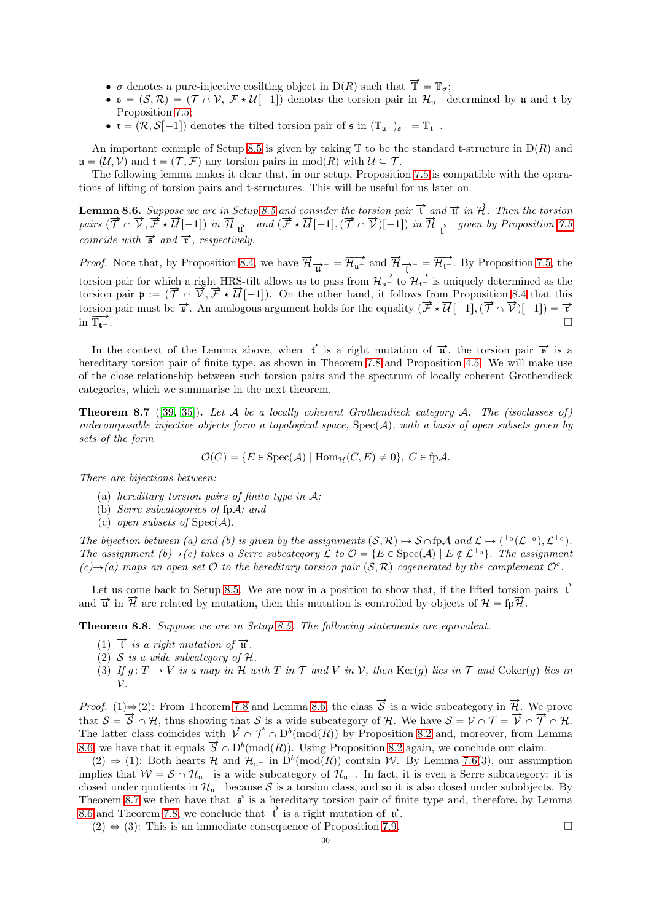- $\sigma$ denotes a pure-injective cosilting object in $\mathrm{D}(R)$ such that $\overrightarrow{\mathbb{T}} = \mathbb{T}_\sigma$;
- $\mathfrak{s} = (\mathcal{S}, \mathcal{R}) = (\mathcal{T} \cap \mathcal{V},\ \mathcal{F} \star \mathcal{U}[-1])$ denotes the torsion pair in $\mathcal{H}_{\mathfrak{u}^-}$ determined by $\mathfrak{u}$ and $\mathfrak{t}$ by Proposition 7.5;
- $\mathfrak{r} = (\mathcal{R}, \mathcal{S}[-1])$ denotes the tilted torsion pair of $\mathfrak{s}$ in $(\mathbb{T}_{\mathfrak{u}^-})_{\mathfrak{s}^-} = \mathbb{T}_{\mathfrak{t}^-}$.

An important example of Setup 8.5 is given by taking $\mathbb{T}$ to be the standard t-structure in $\mathrm{D}(R)$ and $\mathfrak{u} = (\mathcal{U}, \mathcal{V})$ and $\mathfrak{t} = (\mathcal{T}, \mathcal{F})$ any torsion pairs in $\mathrm{mod}(R)$ with $\mathcal{U} \subseteq \mathcal{T}$.

The following lemma makes it clear that, in our setup, Proposition 7.5 is compatible with the operations of lifting of torsion pairs and t-structures. This will be useful for us later on.

**Lemma 8.6.** *Suppose we are in Setup 8.5 and consider the torsion pair $\overrightarrow{\mathfrak{t}}$ and $\overrightarrow{\mathfrak{u}}$ in $\overrightarrow{\mathcal{H}}$. Then the torsion pairs $(\overrightarrow{\mathcal{T}} \cap \overrightarrow{\mathcal{V}}, \overrightarrow{\mathcal{F}} \star \overrightarrow{\mathcal{U}}[-1])$ in $\overrightarrow{\mathcal{H}}_{\overrightarrow{\mathfrak{u}}^-}$ and $(\overrightarrow{\mathcal{F}} \star \overrightarrow{\mathcal{U}}[-1], (\overrightarrow{\mathcal{T}} \cap \overrightarrow{\mathcal{V}})[-1])$ in $\overrightarrow{\mathcal{H}}_{\overrightarrow{\mathfrak{t}}^-}$ given by Proposition 7.5 coincide with $\overrightarrow{\mathfrak{s}}$ and $\overrightarrow{\mathfrak{r}}$, respectively.*

*Proof.* Note that, by Proposition 8.4, we have $\overrightarrow{\mathcal{H}}_{\overrightarrow{\mathfrak{u}}^-} = \overrightarrow{\mathcal{H}_{\mathfrak{u}^-}}$ and $\overrightarrow{\mathcal{H}}_{\overrightarrow{\mathfrak{t}}^-} = \overrightarrow{\mathcal{H}_{\mathfrak{t}^-}}$. By Proposition 7.5, the torsion pair for which a right HRS-tilt allows us to pass from $\overrightarrow{\mathcal{H}_{\mathfrak{u}^-}}$ to $\overrightarrow{\mathcal{H}_{\mathfrak{t}^-}}$ is uniquely determined as the torsion pair $\mathfrak{p} := (\overrightarrow{\mathcal{T}} \cap \overrightarrow{\mathcal{V}}, \overrightarrow{\mathcal{F}} \star \overrightarrow{\mathcal{U}}[-1])$. On the other hand, it follows from Proposition 8.4 that this torsion pair must be $\overrightarrow{\mathfrak{s}}$. An analogous argument holds for the equality $(\overrightarrow{\mathcal{F}} \star \overrightarrow{\mathcal{U}}[-1], (\overrightarrow{\mathcal{T}} \cap \overrightarrow{\mathcal{V}})[-1]) = \overrightarrow{\mathfrak{r}}$ in $\overrightarrow{\mathbb{T}_{\mathfrak{t}^-}}$. $\square$

In the context of the Lemma above, when $\overrightarrow{\mathfrak{t}}$ is a right mutation of $\overrightarrow{\mathfrak{u}}$, the torsion pair $\overrightarrow{\mathfrak{s}}$ is a hereditary torsion pair of finite type, as shown in Theorem 7.8 and Proposition 4.5. We will make use of the close relationship between such torsion pairs and the spectrum of locally coherent Grothendieck categories, which we summarise in the next theorem.

**Theorem 8.7** ([39, 35]). *Let $\mathcal{A}$ be a locally coherent Grothendieck category $\mathcal{A}$. The (isoclasses of) indecomposable injective objects form a topological space, $\mathrm{Spec}(\mathcal{A})$, with a basis of open subsets given by sets of the form*

$$\mathcal{O}(C) = \{E \in \mathrm{Spec}(\mathcal{A}) \mid \mathrm{Hom}_{\mathcal{H}}(C, E) \neq 0\},\ C \in \mathrm{fp}\mathcal{A}.$$

*There are bijections between:*

(a) *hereditary torsion pairs of finite type in $\mathcal{A}$;*
(b) *Serre subcategories of $\mathrm{fp}\mathcal{A}$; and*
(c) *open subsets of $\mathrm{Spec}(\mathcal{A})$.*

*The bijection between (a) and (b) is given by the assignments $(\mathcal{S}, \mathcal{R}) \mapsto \mathcal{S} \cap \mathrm{fp}\mathcal{A}$ and $\mathcal{L} \mapsto ({}^{\perp_0}(\mathcal{L}^{\perp_0}), \mathcal{L}^{\perp_0})$. The assignment (b)→(c) takes a Serre subcategory $\mathcal{L}$ to $\mathcal{O} = \{E \in \mathrm{Spec}(\mathcal{A}) \mid E \notin \mathcal{L}^{\perp_0}\}$. The assignment (c)→(a) maps an open set $\mathcal{O}$ to the hereditary torsion pair $(\mathcal{S}, \mathcal{R})$ cogenerated by the complement $\mathcal{O}^c$.*

Let us come back to Setup 8.5. We are now in a position to show that, if the lifted torsion pairs $\overrightarrow{\mathfrak{t}}$ and $\overrightarrow{\mathfrak{u}}$ in $\overrightarrow{\mathcal{H}}$ are related by mutation, then this mutation is controlled by objects of $\mathcal{H} = \mathrm{fp}\overrightarrow{\mathcal{H}}$.

**Theorem 8.8.** *Suppose we are in Setup 8.5. The following statements are equivalent.*

(1) *$\overrightarrow{\mathfrak{t}}$ is a right mutation of $\overrightarrow{\mathfrak{u}}$.*
(2) *$\mathcal{S}$ is a wide subcategory of $\mathcal{H}$.*
(3) *If $g\colon T \to V$ is a map in $\mathcal{H}$ with $T$ in $\mathcal{T}$ and $V$ in $\mathcal{V}$, then $\mathrm{Ker}(g)$ lies in $\mathcal{T}$ and $\mathrm{Coker}(g)$ lies in $\mathcal{V}$.*

*Proof.* (1)⇒(2): From Theorem 7.8 and Lemma 8.6, the class $\overrightarrow{\mathcal{S}}$ is a wide subcategory in $\overrightarrow{\mathcal{H}}$. We prove that $\mathcal{S} = \overrightarrow{\mathcal{S}} \cap \mathcal{H}$, thus showing that $\mathcal{S}$ is a wide subcategory of $\mathcal{H}$. We have $\mathcal{S} = \mathcal{V} \cap \mathcal{T} = \overrightarrow{\mathcal{V}} \cap \overrightarrow{\mathcal{T}} \cap \mathcal{H}$. The latter class coincides with $\overrightarrow{\mathcal{V}} \cap \overrightarrow{\mathcal{T}} \cap \mathrm{D}^b(\mathrm{mod}(R))$ by Proposition 8.2 and, moreover, from Lemma 8.6 we have that it equals $\overrightarrow{\mathcal{S}} \cap \mathrm{D}^b(\mathrm{mod}(R))$. Using Proposition 8.2 again, we conclude our claim.

(2) ⇒ (1): Both hearts $\mathcal{H}$ and $\mathcal{H}_{\mathfrak{u}^-}$ in $\mathrm{D}^b(\mathrm{mod}(R))$ contain $\mathcal{W}$. By Lemma 7.6(3), our assumption implies that $\mathcal{W} = \mathcal{S} \cap \mathcal{H}_{\mathfrak{u}^-}$ is a wide subcategory of $\mathcal{H}_{\mathfrak{u}^-}$. In fact, it is even a Serre subcategory: it is closed under quotients in $\mathcal{H}_{\mathfrak{u}^-}$ because $\mathcal{S}$ is a torsion class, and so it is also closed under subobjects. By Theorem 8.7 we then have that $\overrightarrow{\mathfrak{s}}$ is a hereditary torsion pair of finite type and, therefore, by Lemma 8.6 and Theorem 7.8, we conclude that $\overrightarrow{\mathfrak{t}}$ is a right mutation of $\overrightarrow{\mathfrak{u}}$.

(2) ⇔ (3): This is an immediate consequence of Proposition 7.9. $\square$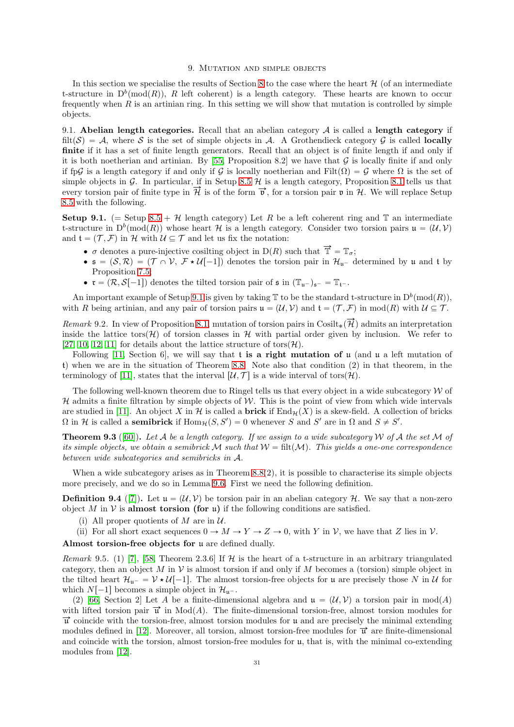# 9. Mutation and simple objects

In this section we specialise the results of Section 8 to the case where the heart $\mathcal{H}$ (of an intermediate t-structure in $\mathrm{D}^b(\mathrm{mod}(R))$, $R$ left coherent) is a length category. These hearts are known to occur frequently when $R$ is an artinian ring. In this setting we will show that mutation is controlled by simple objects.

9.1. **Abelian length categories.** Recall that an abelian category $\mathcal{A}$ is called a **length category** if $\mathrm{filt}(\mathcal{S}) = \mathcal{A}$, where $\mathcal{S}$ is the set of simple objects in $\mathcal{A}$. A Grothendieck category $\mathcal{G}$ is called **locally finite** if it has a set of finite length generators. Recall that an object is of finite length if and only if it is both noetherian and artinian. By [55, Proposition 8.2] we have that $\mathcal{G}$ is locally finite if and only if $\mathrm{fp}\mathcal{G}$ is a length category if and only if $\mathcal{G}$ is locally noetherian and $\mathrm{Filt}(\Omega) = \mathcal{G}$ where $\Omega$ is the set of simple objects in $\mathcal{G}$. In particular, if in Setup 8.5 $\mathcal{H}$ is a length category, Proposition 8.1 tells us that every torsion pair of finite type in $\overrightarrow{\mathcal{H}}$ is of the form $\overrightarrow{\mathfrak{v}}$, for a torsion pair $\mathfrak{v}$ in $\mathcal{H}$. We will replace Setup 8.5 with the following.

**Setup 9.1.** (= Setup 8.5 + $\mathcal{H}$ length category) Let $R$ be a left coherent ring and $\mathbb{T}$ an intermediate t-structure in $\mathrm{D}^b(\mathrm{mod}(R))$ whose heart $\mathcal{H}$ is a length category. Consider two torsion pairs $\mathfrak{u} = (\mathcal{U}, \mathcal{V})$ and $\mathfrak{t} = (\mathcal{T}, \mathcal{F})$ in $\mathcal{H}$ with $\mathcal{U} \subseteq \mathcal{T}$ and let us fix the notation:

- $\sigma$ denotes a pure-injective cosilting object in $\mathrm{D}(R)$ such that $\overrightarrow{\mathbb{T}} = \mathbb{T}_\sigma$;
- $\mathfrak{s} = (\mathcal{S}, \mathcal{R}) = (\mathcal{T} \cap \mathcal{V},\ \mathcal{F} \star \mathcal{U}[-1])$ denotes the torsion pair in $\mathcal{H}_{\mathfrak{u}^-}$ determined by $\mathfrak{u}$ and $\mathfrak{t}$ by Proposition 7.5;
- $\mathfrak{r} = (\mathcal{R}, \mathcal{S}[-1])$ denotes the tilted torsion pair of $\mathfrak{s}$ in $(\mathbb{T}_{\mathfrak{u}^-})_{\mathfrak{s}^-} = \mathbb{T}_{\mathfrak{t}^-}$.

An important example of Setup 9.1 is given by taking $\mathbb{T}$ to be the standard t-structure in $\mathrm{D}^b(\mathrm{mod}(R))$, with $R$ being artinian, and any pair of torsion pairs $\mathfrak{u} = (\mathcal{U}, \mathcal{V})$ and $\mathfrak{t} = (\mathcal{T}, \mathcal{F})$ in $\mathrm{mod}(R)$ with $\mathcal{U} \subseteq \mathcal{T}$.

*Remark* 9.2. In view of Proposition 8.1, mutation of torsion pairs in $\mathrm{Cosilt}_*(\overrightarrow{\mathcal{H}})$ admits an interpretation inside the lattice $\mathrm{tors}(\mathcal{H})$ of torsion classes in $\mathcal{H}$ with partial order given by inclusion. We refer to [27, 10, 12, 11] for details about the lattice structure of $\mathrm{tors}(\mathcal{H})$.

Following [11, Section 6], we will say that $\mathfrak{t}$ **is a right mutation of** $\mathfrak{u}$ (and $\mathfrak{u}$ a left mutation of $\mathfrak{t}$) when we are in the situation of Theorem 8.8. Note also that condition (2) in that theorem, in the terminology of [11], states that the interval $[\mathcal{U}, \mathcal{T}]$ is a wide interval of $\mathrm{tors}(\mathcal{H})$.

The following well-known theorem due to Ringel tells us that every object in a wide subcategory $\mathcal{W}$ of $\mathcal{H}$ admits a finite filtration by simple objects of $\mathcal{W}$. This is the point of view from which wide intervals are studied in [11]. An object $X$ in $\mathcal{H}$ is called a **brick** if $\mathrm{End}_{\mathcal{H}}(X)$ is a skew-field. A collection of bricks $\Omega$ in $\mathcal{H}$ is called a **semibrick** if $\mathrm{Hom}_{\mathcal{H}}(S, S') = 0$ whenever $S$ and $S'$ are in $\Omega$ and $S \neq S'$.

**Theorem 9.3** ([60])**.** *Let $\mathcal{A}$ be a length category. If we assign to a wide subcategory $\mathcal{W}$ of $\mathcal{A}$ the set $\mathcal{M}$ of its simple objects, we obtain a semibrick $\mathcal{M}$ such that $\mathcal{W} = \mathrm{filt}(\mathcal{M})$. This yields a one-one correspondence between wide subcategories and semibricks in $\mathcal{A}$.*

When a wide subcategory arises as in Theorem 8.8(2), it is possible to characterise its simple objects more precisely, and we do so in Lemma 9.6. First we need the following definition.

**Definition 9.4** ([7])**.** Let $\mathfrak{u} = (\mathcal{U}, \mathcal{V})$ be torsion pair in an abelian category $\mathcal{H}$. We say that a non-zero object $M$ in $\mathcal{V}$ is **almost torsion (for $\mathfrak{u}$)** if the following conditions are satisfied.

(i) All proper quotients of $M$ are in $\mathcal{U}$.

(ii) For all short exact sequences $0 \to M \to Y \to Z \to 0$, with $Y$ in $\mathcal{V}$, we have that $Z$ lies in $\mathcal{V}$.

**Almost torsion-free objects for** $\mathfrak{u}$ are defined dually.

*Remark* 9.5. (1) [7], [58, Theorem 2.3.6] If $\mathcal{H}$ is the heart of a t-structure in an arbitrary triangulated category, then an object $M$ in $\mathcal{V}$ is almost torsion if and only if $M$ becomes a (torsion) simple object in the tilted heart $\mathcal{H}_{\mathfrak{u}^-} = \mathcal{V} \star \mathcal{U}[-1]$. The almost torsion-free objects for $\mathfrak{u}$ are precisely those $N$ in $\mathcal{U}$ for which $N[-1]$ becomes a simple object in $\mathcal{H}_{\mathfrak{u}^-}$.

(2) [66, Section 2] Let $A$ be a finite-dimensional algebra and $\mathfrak{u} = (\mathcal{U}, \mathcal{V})$ a torsion pair in $\mathrm{mod}(A)$ with lifted torsion pair $\overrightarrow{\mathfrak{u}}$ in $\mathrm{Mod}(A)$. The finite-dimensional torsion-free, almost torsion modules for $\overrightarrow{\mathfrak{u}}$ coincide with the torsion-free, almost torsion modules for $\mathfrak{u}$ and are precisely the minimal extending modules defined in [12]. Moreover, all torsion, almost torsion-free modules for $\overrightarrow{\mathfrak{u}}$ are finite-dimensional and coincide with the torsion, almost torsion-free modules for $\mathfrak{u}$, that is, with the minimal co-extending modules from [12].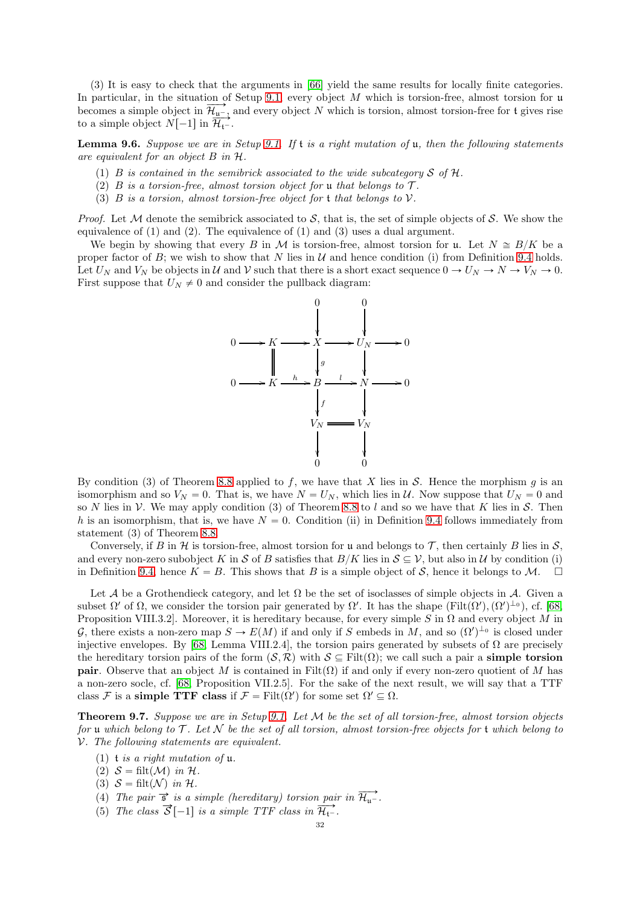(3) It is easy to check that the arguments in [66] yield the same results for locally finite categories. In particular, in the situation of Setup 9.1 every object $M$ which is torsion-free, almost torsion for $\mathfrak{u}$ becomes a simple object in $\overrightarrow{\mathcal{H}_{\mathfrak{u}^-}}$, and every object $N$ which is torsion, almost torsion-free for $\mathfrak{t}$ gives rise to a simple object $N[-1]$ in $\overrightarrow{\mathcal{H}_{\mathfrak{t}^-}}$.

**Lemma 9.6.** *Suppose we are in Setup 9.1. If $\mathfrak{t}$ is a right mutation of $\mathfrak{u}$, then the following statements are equivalent for an object $B$ in $\mathcal{H}$.*

1. *$B$ is contained in the semibrick associated to the wide subcategory $\mathcal{S}$ of $\mathcal{H}$.*
2. *$B$ is a torsion-free, almost torsion object for $\mathfrak{u}$ that belongs to $\mathcal{T}$.*
3. *$B$ is a torsion, almost torsion-free object for $\mathfrak{t}$ that belongs to $\mathcal{V}$.*

*Proof.* Let $\mathcal{M}$ denote the semibrick associated to $\mathcal{S}$, that is, the set of simple objects of $\mathcal{S}$. We show the equivalence of (1) and (2). The equivalence of (1) and (3) uses a dual argument.

We begin by showing that every $B$ in $\mathcal{M}$ is torsion-free, almost torsion for $\mathfrak{u}$. Let $N \cong B/K$ be a proper factor of $B$; we wish to show that $N$ lies in $\mathcal{U}$ and hence condition (i) from Definition 9.4 holds. Let $U_N$ and $V_N$ be objects in $\mathcal{U}$ and $\mathcal{V}$ such that there is a short exact sequence $0 \to U_N \to N \to V_N \to 0$. First suppose that $U_N \neq 0$ and consider the pullback diagram:

$$
\begin{array}{ccccccccc}
 & & & & 0 & & 0 & & \\
 & & & & \downarrow & & \downarrow & & \\
0 & \longrightarrow & K & \longrightarrow & X & \longrightarrow & U_N & \longrightarrow & 0 \\
 & & \| & & \downarrow g & & \downarrow & & \\
0 & \longrightarrow & K & \xrightarrow{h} & B & \xrightarrow{l} & N & \longrightarrow & 0 \\
 & & & & \downarrow f & & \downarrow & & \\
 & & & & V_N & = & V_N & & \\
 & & & & \downarrow & & \downarrow & & \\
 & & & & 0 & & 0 & &
\end{array}
$$

By condition (3) of Theorem 8.8 applied to $f$, we have that $X$ lies in $\mathcal{S}$. Hence the morphism $g$ is an isomorphism and so $V_N = 0$. That is, we have $N = U_N$, which lies in $\mathcal{U}$. Now suppose that $U_N = 0$ and so $N$ lies in $\mathcal{V}$. We may apply condition (3) of Theorem 8.8 to $l$ and so we have that $K$ lies in $\mathcal{S}$. Then $h$ is an isomorphism, that is, we have $N = 0$. Condition (ii) in Definition 9.4 follows immediately from statement (3) of Theorem 8.8.

Conversely, if $B$ in $\mathcal{H}$ is torsion-free, almost torsion for $\mathfrak{u}$ and belongs to $\mathcal{T}$, then certainly $B$ lies in $\mathcal{S}$, and every non-zero subobject $K$ in $\mathcal{S}$ of $B$ satisfies that $B/K$ lies in $\mathcal{S} \subseteq \mathcal{V}$, but also in $\mathcal{U}$ by condition (i) in Definition 9.4, hence $K = B$. This shows that $B$ is a simple object of $\mathcal{S}$, hence it belongs to $\mathcal{M}$. $\square$

Let $\mathcal{A}$ be a Grothendieck category, and let $\Omega$ be the set of isoclasses of simple objects in $\mathcal{A}$. Given a subset $\Omega'$ of $\Omega$, we consider the torsion pair generated by $\Omega'$. It has the shape $(\mathrm{Filt}(\Omega'), (\Omega')^{\perp_0})$, cf. [68, Proposition VIII.3.2]. Moreover, it is hereditary because, for every simple $S$ in $\Omega$ and every object $M$ in $\mathcal{G}$, there exists a non-zero map $S \to E(M)$ if and only if $S$ embeds in $M$, and so $(\Omega')^{\perp_0}$ is closed under injective envelopes. By [68, Lemma VIII.2.4], the torsion pairs generated by subsets of $\Omega$ are precisely the hereditary torsion pairs of the form $(\mathcal{S}, \mathcal{R})$ with $\mathcal{S} \subseteq \mathrm{Filt}(\Omega)$; we call such a pair a **simple torsion pair**. Observe that an object $M$ is contained in $\mathrm{Filt}(\Omega)$ if and only if every non-zero quotient of $M$ has a non-zero socle, cf. [68, Proposition VII.2.5]. For the sake of the next result, we will say that a TTF class $\mathcal{F}$ is a **simple TTF class** if $\mathcal{F} = \mathrm{Filt}(\Omega')$ for some set $\Omega' \subseteq \Omega$.

**Theorem 9.7.** *Suppose we are in Setup 9.1. Let $\mathcal{M}$ be the set of all torsion-free, almost torsion objects for $\mathfrak{u}$ which belong to $\mathcal{T}$. Let $\mathcal{N}$ be the set of all torsion, almost torsion-free objects for $\mathfrak{t}$ which belong to $\mathcal{V}$. The following statements are equivalent.*

1. *$\mathfrak{t}$ is a right mutation of $\mathfrak{u}$.*
2. *$\mathcal{S} = \mathrm{filt}(\mathcal{M})$ in $\mathcal{H}$.*
3. *$\mathcal{S} = \mathrm{filt}(\mathcal{N})$ in $\mathcal{H}$.*
4. *The pair $\overrightarrow{\mathfrak{s}}$ is a simple (hereditary) torsion pair in $\overrightarrow{\mathcal{H}_{\mathfrak{u}^-}}$.*
5. *The class $\overrightarrow{\mathcal{S}}[-1]$ is a simple TTF class in $\overrightarrow{\mathcal{H}_{\mathfrak{t}^-}}$.*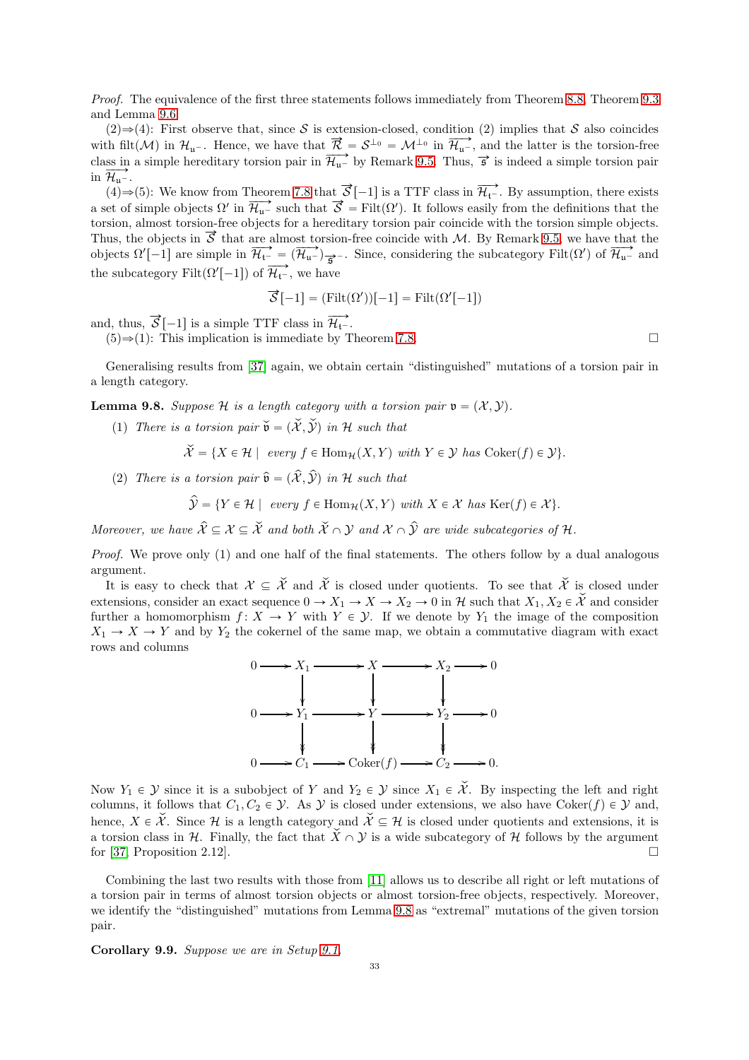*Proof.* The equivalence of the first three statements follows immediately from Theorem 8.8, Theorem 9.3 and Lemma 9.6.

(2)⇒(4): First observe that, since $\mathcal{S}$ is extension-closed, condition (2) implies that $\mathcal{S}$ also coincides with filt($\mathcal{M}$) in $\mathcal{H}_{\mathfrak{u}^-}$. Hence, we have that $\overrightarrow{\mathcal{R}} = \mathcal{S}^{\perp_0} = \mathcal{M}^{\perp_0}$ in $\overrightarrow{\mathcal{H}_{\mathfrak{u}^-}}$, and the latter is the torsion-free class in a simple hereditary torsion pair in $\overrightarrow{\mathcal{H}_{\mathfrak{u}^-}}$ by Remark 9.5. Thus, $\overrightarrow{\mathfrak{s}}$ is indeed a simple torsion pair in $\overrightarrow{\mathcal{H}_{\mathfrak{u}^-}}$.

(4)⇒(5): We know from Theorem 7.8 that $\overrightarrow{\mathcal{S}}[-1]$ is a TTF class in $\overrightarrow{\mathcal{H}_{\mathfrak{t}^-}}$. By assumption, there exists a set of simple objects $\Omega'$ in $\overrightarrow{\mathcal{H}_{\mathfrak{u}^-}}$ such that $\overrightarrow{\mathcal{S}} = \mathrm{Filt}(\Omega')$. It follows easily from the definitions that the torsion, almost torsion-free objects for a hereditary torsion pair coincide with the torsion simple objects. Thus, the objects in $\overrightarrow{\mathcal{S}}$ that are almost torsion-free coincide with $\mathcal{M}$. By Remark 9.5, we have that the objects $\Omega'[-1]$ are simple in $\overrightarrow{\mathcal{H}_{\mathfrak{t}^-}} = (\overrightarrow{\mathcal{H}_{\mathfrak{u}^-}})_{\overrightarrow{\mathfrak{s}}^-}$. Since, considering the subcategory $\mathrm{Filt}(\Omega')$ of $\overrightarrow{\mathcal{H}_{\mathfrak{u}^-}}$ and the subcategory $\mathrm{Filt}(\Omega'[-1])$ of $\overrightarrow{\mathcal{H}_{\mathfrak{t}^-}}$, we have

$$\overrightarrow{\mathcal{S}}[-1] = (\mathrm{Filt}(\Omega'))[-1] = \mathrm{Filt}(\Omega'[-1])$$

and, thus, $\overrightarrow{\mathcal{S}}[-1]$ is a simple TTF class in $\overrightarrow{\mathcal{H}_{\mathfrak{t}^-}}$.

(5)⇒(1): This implication is immediate by Theorem 7.8. □

Generalising results from [37] again, we obtain certain "distinguished" mutations of a torsion pair in a length category.

**Lemma 9.8.** *Suppose $\mathcal{H}$ is a length category with a torsion pair $\mathfrak{v} = (\mathcal{X}, \mathcal{Y})$.*

(1) *There is a torsion pair $\check{\mathfrak{v}} = (\check{\mathcal{X}}, \check{\mathcal{Y}})$ in $\mathcal{H}$ such that*

$$\check{\mathcal{X}} = \{X \in \mathcal{H} \mid \text{ every } f \in \mathrm{Hom}_{\mathcal{H}}(X, Y) \text{ with } Y \in \mathcal{Y} \text{ has } \mathrm{Coker}(f) \in \mathcal{Y}\}.$$

(2) *There is a torsion pair $\hat{\mathfrak{v}} = (\hat{\mathcal{X}}, \hat{\mathcal{Y}})$ in $\mathcal{H}$ such that*

$$\hat{\mathcal{Y}} = \{Y \in \mathcal{H} \mid \text{ every } f \in \mathrm{Hom}_{\mathcal{H}}(X, Y) \text{ with } X \in \mathcal{X} \text{ has } \mathrm{Ker}(f) \in \mathcal{X}\}.$$

*Moreover, we have $\hat{\mathcal{X}} \subseteq \mathcal{X} \subseteq \check{\mathcal{X}}$ and both $\check{\mathcal{X}} \cap \mathcal{Y}$ and $\mathcal{X} \cap \hat{\mathcal{Y}}$ are wide subcategories of $\mathcal{H}$.*

*Proof.* We prove only (1) and one half of the final statements. The others follow by a dual analogous argument.

It is easy to check that $\mathcal{X} \subseteq \check{\mathcal{X}}$ and $\check{\mathcal{X}}$ is closed under quotients. To see that $\check{\mathcal{X}}$ is closed under extensions, consider an exact sequence $0 \to X_1 \to X \to X_2 \to 0$ in $\mathcal{H}$ such that $X_1, X_2 \in \check{\mathcal{X}}$ and consider further a homomorphism $f\colon X \to Y$ with $Y \in \mathcal{Y}$. If we denote by $Y_1$ the image of the composition $X_1 \to X \to Y$ and by $Y_2$ the cokernel of the same map, we obtain a commutative diagram with exact rows and columns

$$\begin{array}{ccccccccc}
0 & \to & X_1 & \to & X & \to & X_2 & \to & 0 \\
 & & \downarrow & & \downarrow & & \downarrow & & \\
0 & \to & Y_1 & \to & Y & \to & Y_2 & \to & 0 \\
 & & \downarrow & & \downarrow & & \downarrow & & \\
0 & \to & C_1 & \to & \mathrm{Coker}(f) & \to & C_2 & \to & 0.
\end{array}$$

Now $Y_1 \in \mathcal{Y}$ since it is a subobject of $Y$ and $Y_2 \in \mathcal{Y}$ since $X_1 \in \check{\mathcal{X}}$. By inspecting the left and right columns, it follows that $C_1, C_2 \in \mathcal{Y}$. As $\mathcal{Y}$ is closed under extensions, we also have $\mathrm{Coker}(f) \in \mathcal{Y}$ and, hence, $X \in \check{\mathcal{X}}$. Since $\mathcal{H}$ is a length category and $\check{\mathcal{X}} \subseteq \mathcal{H}$ is closed under quotients and extensions, it is a torsion class in $\mathcal{H}$. Finally, the fact that $\check{\mathcal{X}} \cap \mathcal{Y}$ is a wide subcategory of $\mathcal{H}$ follows by the argument for [37, Proposition 2.12]. □

Combining the last two results with those from [11] allows us to describe all right or left mutations of a torsion pair in terms of almost torsion objects or almost torsion-free objects, respectively. Moreover, we identify the "distinguished" mutations from Lemma 9.8 as "extremal" mutations of the given torsion pair.

**Corollary 9.9.** *Suppose we are in Setup 9.1.*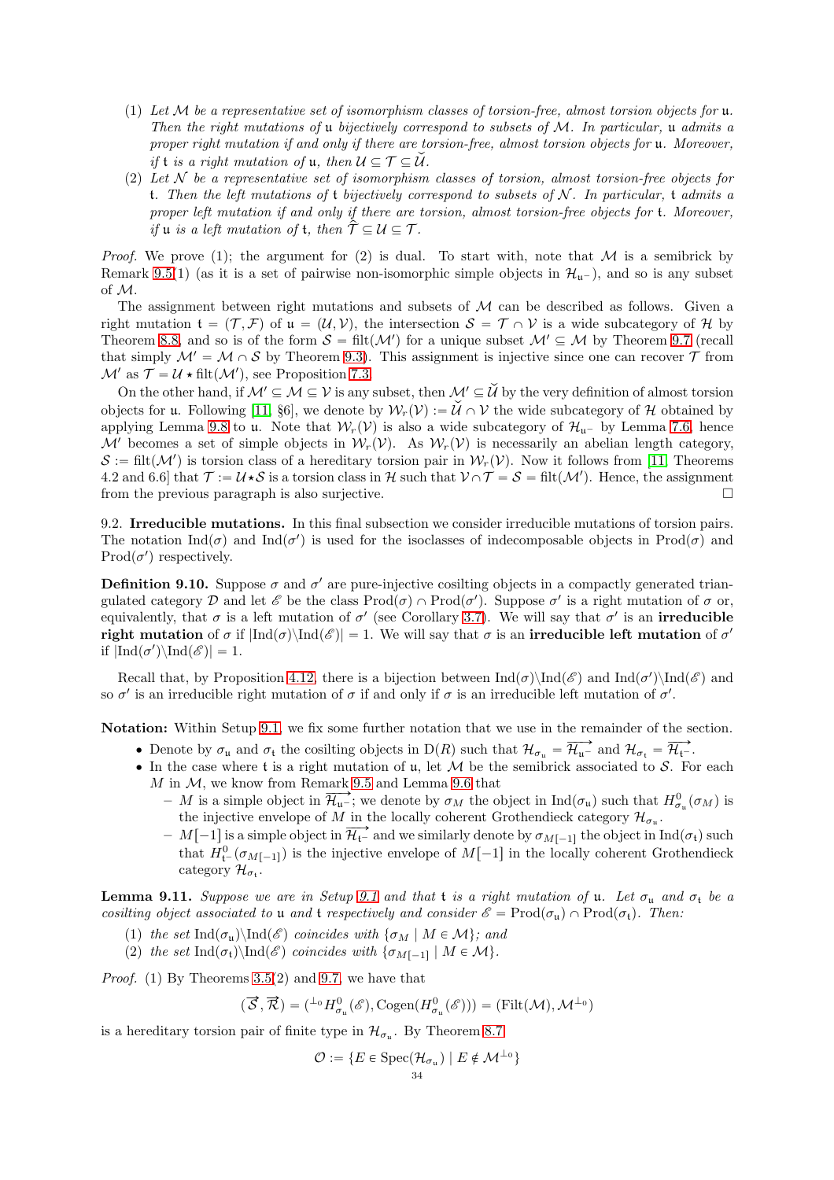(1) *Let $\mathcal{M}$ be a representative set of isomorphism classes of torsion-free, almost torsion objects for $\mathfrak{u}$. Then the right mutations of $\mathfrak{u}$ bijectively correspond to subsets of $\mathcal{M}$. In particular, $\mathfrak{u}$ admits a proper right mutation if and only if there are torsion-free, almost torsion objects for $\mathfrak{u}$. Moreover, if $\mathfrak{t}$ is a right mutation of $\mathfrak{u}$, then $\mathcal{U} \subseteq \mathcal{T} \subseteq \breve{\mathcal{U}}$.*

(2) *Let $\mathcal{N}$ be a representative set of isomorphism classes of torsion, almost torsion-free objects for $\mathfrak{t}$. Then the left mutations of $\mathfrak{t}$ bijectively correspond to subsets of $\mathcal{N}$. In particular, $\mathfrak{t}$ admits a proper left mutation if and only if there are torsion, almost torsion-free objects for $\mathfrak{t}$. Moreover, if $\mathfrak{u}$ is a left mutation of $\mathfrak{t}$, then $\widehat{\mathcal{T}} \subseteq \mathcal{U} \subseteq \mathcal{T}$.*

*Proof.* We prove (1); the argument for (2) is dual. To start with, note that $\mathcal{M}$ is a semibrick by Remark 9.5(1) (as it is a set of pairwise non-isomorphic simple objects in $\mathcal{H}_{\mathfrak{u}^-}$), and so is any subset of $\mathcal{M}$.

The assignment between right mutations and subsets of $\mathcal{M}$ can be described as follows. Given a right mutation $\mathfrak{t} = (\mathcal{T}, \mathcal{F})$ of $\mathfrak{u} = (\mathcal{U}, \mathcal{V})$, the intersection $\mathcal{S} = \mathcal{T} \cap \mathcal{V}$ is a wide subcategory of $\mathcal{H}$ by Theorem 8.8, and so is of the form $\mathcal{S} = \mathrm{filt}(\mathcal{M}')$ for a unique subset $\mathcal{M}' \subseteq \mathcal{M}$ by Theorem 9.7 (recall that simply $\mathcal{M}' = \mathcal{M} \cap \mathcal{S}$ by Theorem 9.3). This assignment is injective since one can recover $\mathcal{T}$ from $\mathcal{M}'$ as $\mathcal{T} = \mathcal{U} \star \mathrm{filt}(\mathcal{M}')$, see Proposition 7.3.

On the other hand, if $\mathcal{M}' \subseteq \mathcal{M} \subseteq \mathcal{V}$ is any subset, then $\mathcal{M}' \subseteq \breve{\mathcal{U}}$ by the very definition of almost torsion objects for $\mathfrak{u}$. Following [11, §6], we denote by $\mathcal{W}_r(\mathcal{V}) := \breve{\mathcal{U}} \cap \mathcal{V}$ the wide subcategory of $\mathcal{H}$ obtained by applying Lemma 9.8 to $\mathfrak{u}$. Note that $\mathcal{W}_r(\mathcal{V})$ is also a wide subcategory of $\mathcal{H}_{\mathfrak{u}^-}$ by Lemma 7.6, hence $\mathcal{M}'$ becomes a set of simple objects in $\mathcal{W}_r(\mathcal{V})$. As $\mathcal{W}_r(\mathcal{V})$ is necessarily an abelian length category, $\mathcal{S} := \mathrm{filt}(\mathcal{M}')$ is torsion class of a hereditary torsion pair in $\mathcal{W}_r(\mathcal{V})$. Now it follows from [11, Theorems 4.2 and 6.6] that $\mathcal{T} := \mathcal{U} \star \mathcal{S}$ is a torsion class in $\mathcal{H}$ such that $\mathcal{V} \cap \mathcal{T} = \mathcal{S} = \mathrm{filt}(\mathcal{M}')$. Hence, the assignment from the previous paragraph is also surjective. $\square$

## 9.2. Irreducible mutations.

In this final subsection we consider irreducible mutations of torsion pairs. The notation $\mathrm{Ind}(\sigma)$ and $\mathrm{Ind}(\sigma')$ is used for the isoclasses of indecomposable objects in $\mathrm{Prod}(\sigma)$ and $\mathrm{Prod}(\sigma')$ respectively.

**Definition 9.10.** Suppose $\sigma$ and $\sigma'$ are pure-injective cosilting objects in a compactly generated triangulated category $\mathcal{D}$ and let $\mathscr{E}$ be the class $\mathrm{Prod}(\sigma) \cap \mathrm{Prod}(\sigma')$. Suppose $\sigma'$ is a right mutation of $\sigma$ or, equivalently, that $\sigma$ is a left mutation of $\sigma'$ (see Corollary 3.7). We will say that $\sigma'$ is an **irreducible right mutation** of $\sigma$ if $|\mathrm{Ind}(\sigma) \backslash \mathrm{Ind}(\mathscr{E})| = 1$. We will say that $\sigma$ is an **irreducible left mutation** of $\sigma'$ if $|\mathrm{Ind}(\sigma') \backslash \mathrm{Ind}(\mathscr{E})| = 1$.

Recall that, by Proposition 4.12, there is a bijection between $\mathrm{Ind}(\sigma) \backslash \mathrm{Ind}(\mathscr{E})$ and $\mathrm{Ind}(\sigma') \backslash \mathrm{Ind}(\mathscr{E})$ and so $\sigma'$ is an irreducible right mutation of $\sigma$ if and only if $\sigma$ is an irreducible left mutation of $\sigma'$.

**Notation:** Within Setup 9.1, we fix some further notation that we use in the remainder of the section.

- Denote by $\sigma_{\mathfrak{u}}$ and $\sigma_{\mathfrak{t}}$ the cosilting objects in $\mathrm{D}(R)$ such that $\mathcal{H}_{\sigma_{\mathfrak{u}}} = \overrightarrow{\mathcal{H}_{\mathfrak{u}^-}}$ and $\mathcal{H}_{\sigma_{\mathfrak{t}}} = \overrightarrow{\mathcal{H}_{\mathfrak{t}^-}}$.
- In the case where $\mathfrak{t}$ is a right mutation of $\mathfrak{u}$, let $\mathcal{M}$ be the semibrick associated to $\mathcal{S}$. For each $M$ in $\mathcal{M}$, we know from Remark 9.5 and Lemma 9.6 that
  - $M$ is a simple object in $\overrightarrow{\mathcal{H}_{\mathfrak{u}^-}}$; we denote by $\sigma_M$ the object in $\mathrm{Ind}(\sigma_{\mathfrak{u}})$ such that $H^0_{\sigma_{\mathfrak{u}}}(\sigma_M)$ is the injective envelope of $M$ in the locally coherent Grothendieck category $\mathcal{H}_{\sigma_{\mathfrak{u}}}$.
  - $M[-1]$ is a simple object in $\overrightarrow{\mathcal{H}_{\mathfrak{t}^-}}$ and we similarly denote by $\sigma_{M[-1]}$ the object in $\mathrm{Ind}(\sigma_{\mathfrak{t}})$ such that $H^0_{\mathfrak{t}^-}(\sigma_{M[-1]})$ is the injective envelope of $M[-1]$ in the locally coherent Grothendieck category $\mathcal{H}_{\sigma_{\mathfrak{t}}}$.

**Lemma 9.11.** *Suppose we are in Setup 9.1 and that $\mathfrak{t}$ is a right mutation of $\mathfrak{u}$. Let $\sigma_{\mathfrak{u}}$ and $\sigma_{\mathfrak{t}}$ be a cosilting object associated to $\mathfrak{u}$ and $\mathfrak{t}$ respectively and consider $\mathscr{E} = \mathrm{Prod}(\sigma_{\mathfrak{u}}) \cap \mathrm{Prod}(\sigma_{\mathfrak{t}})$. Then:*

(1) *the set $\mathrm{Ind}(\sigma_{\mathfrak{u}}) \backslash \mathrm{Ind}(\mathscr{E})$ coincides with $\{\sigma_M \mid M \in \mathcal{M}\}$; and*

(2) *the set $\mathrm{Ind}(\sigma_{\mathfrak{t}}) \backslash \mathrm{Ind}(\mathscr{E})$ coincides with $\{\sigma_{M[-1]} \mid M \in \mathcal{M}\}$.*

*Proof.* (1) By Theorems 3.5(2) and 9.7, we have that

$$(\overrightarrow{\mathcal{S}}, \overrightarrow{\mathcal{R}}) = ({}^{\perp_0} H^0_{\sigma_{\mathfrak{u}}}(\mathscr{E}), \mathrm{Cogen}(H^0_{\sigma_{\mathfrak{u}}}(\mathscr{E}))) = (\mathrm{Filt}(\mathcal{M}), \mathcal{M}^{\perp_0})$$

is a hereditary torsion pair of finite type in $\mathcal{H}_{\sigma_{\mathfrak{u}}}$. By Theorem 8.7

$$\mathcal{O} := \{E \in \mathrm{Spec}(\mathcal{H}_{\sigma_{\mathfrak{u}}}) \mid E \notin \mathcal{M}^{\perp_0}\}$$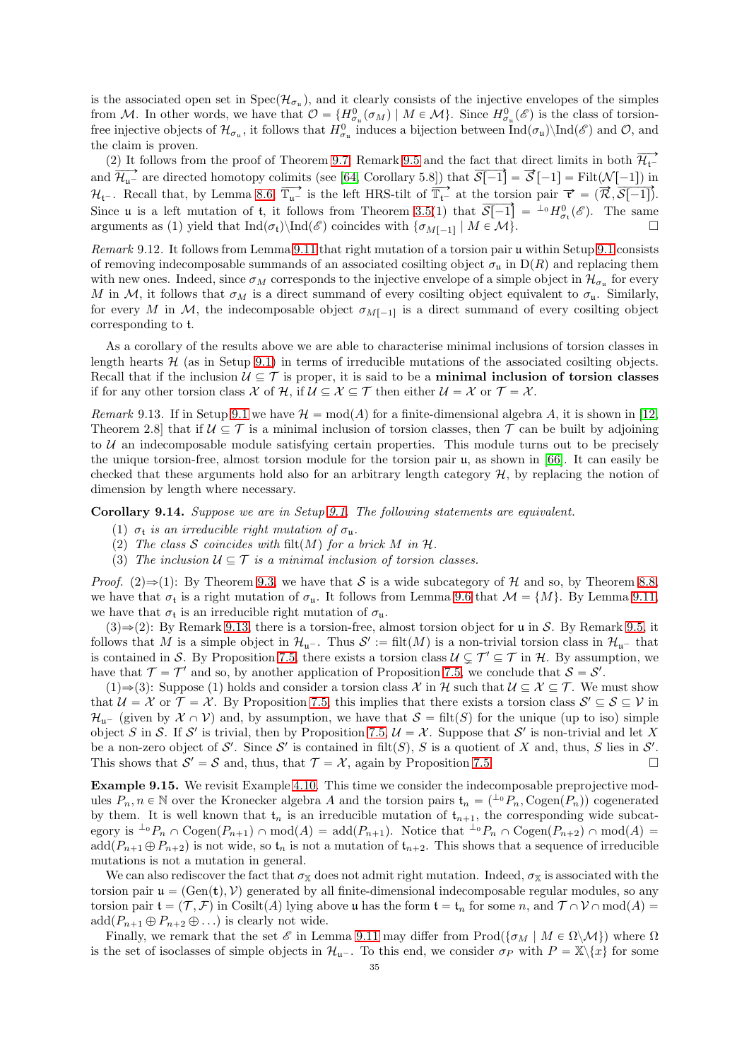is the associated open set in $\operatorname{Spec}(\mathcal{H}_{\sigma_\mathfrak{u}})$, and it clearly consists of the injective envelopes of the simples from $\mathcal{M}$. In other words, we have that $\mathcal{O} = \{H^0_{\sigma_\mathfrak{u}}(\sigma_M) \mid M \in \mathcal{M}\}$. Since $H^0_{\sigma_\mathfrak{u}}(\mathscr{E})$ is the class of torsion-free injective objects of $\mathcal{H}_{\sigma_\mathfrak{u}}$, it follows that $H^0_{\sigma_\mathfrak{u}}$ induces a bijection between $\operatorname{Ind}(\sigma_\mathfrak{u})\backslash\operatorname{Ind}(\mathscr{E})$ and $\mathcal{O}$, and the claim is proven.

(2) It follows from the proof of Theorem 9.7, Remark 9.5 and the fact that direct limits in both $\overrightarrow{\mathcal{H}_{\mathfrak{t}^-}}$ and $\overrightarrow{\mathcal{H}_{\mathfrak{u}^-}}$ are directed homotopy colimits (see [64, Corollary 5.8]) that $\overrightarrow{\mathcal{S}[-1]} = \overrightarrow{\mathcal{S}}[-1] = \operatorname{Filt}(\mathcal{N}[-1])$ in $\mathcal{H}_{\mathfrak{t}^-}$. Recall that, by Lemma 8.6, $\overrightarrow{\mathbb{T}_{\mathfrak{u}^-}}$ is the left HRS-tilt of $\overrightarrow{\mathbb{T}_{\mathfrak{t}^-}}$ at the torsion pair $\overrightarrow{\mathfrak{r}} = (\overrightarrow{\mathcal{R}}, \overrightarrow{\mathcal{S}[-1]})$. Since $\mathfrak{u}$ is a left mutation of $\mathfrak{t}$, it follows from Theorem 3.5(1) that $\overrightarrow{\mathcal{S}[-1]} = {}^{\perp_0}H^0_{\sigma_\mathfrak{t}}(\mathscr{E})$. The same arguments as (1) yield that $\operatorname{Ind}(\sigma_\mathfrak{t})\backslash\operatorname{Ind}(\mathscr{E})$ coincides with $\{\sigma_{M[-1]} \mid M \in \mathcal{M}\}$. $\square$

*Remark* 9.12. It follows from Lemma 9.11 that right mutation of a torsion pair $\mathfrak{u}$ within Setup 9.1 consists of removing indecomposable summands of an associated cosilting object $\sigma_\mathfrak{u}$ in $\mathrm{D}(R)$ and replacing them with new ones. Indeed, since $\sigma_M$ corresponds to the injective envelope of a simple object in $\mathcal{H}_{\sigma_\mathfrak{u}}$ for every $M$ in $\mathcal{M}$, it follows that $\sigma_M$ is a direct summand of every cosilting object equivalent to $\sigma_\mathfrak{u}$. Similarly, for every $M$ in $\mathcal{M}$, the indecomposable object $\sigma_{M[-1]}$ is a direct summand of every cosilting object corresponding to $\mathfrak{t}$.

As a corollary of the results above we are able to characterise minimal inclusions of torsion classes in length hearts $\mathcal{H}$ (as in Setup 9.1) in terms of irreducible mutations of the associated cosilting objects. Recall that if the inclusion $\mathcal{U} \subseteq \mathcal{T}$ is proper, it is said to be a **minimal inclusion of torsion classes** if for any other torsion class $\mathcal{X}$ of $\mathcal{H}$, if $\mathcal{U} \subseteq \mathcal{X} \subseteq \mathcal{T}$ then either $\mathcal{U} = \mathcal{X}$ or $\mathcal{T} = \mathcal{X}$.

*Remark* 9.13. If in Setup 9.1 we have $\mathcal{H} = \operatorname{mod}(A)$ for a finite-dimensional algebra $A$, it is shown in [12, Theorem 2.8] that if $\mathcal{U} \subseteq \mathcal{T}$ is a minimal inclusion of torsion classes, then $\mathcal{T}$ can be built by adjoining to $\mathcal{U}$ an indecomposable module satisfying certain properties. This module turns out to be precisely the unique torsion-free, almost torsion module for the torsion pair $\mathfrak{u}$, as shown in [66]. It can easily be checked that these arguments hold also for an arbitrary length category $\mathcal{H}$, by replacing the notion of dimension by length where necessary.

**Corollary 9.14.** *Suppose we are in Setup 9.1. The following statements are equivalent.*
1. *$\sigma_\mathfrak{t}$ is an irreducible right mutation of $\sigma_\mathfrak{u}$.*
2. *The class $\mathcal{S}$ coincides with $\operatorname{filt}(M)$ for a brick $M$ in $\mathcal{H}$.*
3. *The inclusion $\mathcal{U} \subseteq \mathcal{T}$ is a minimal inclusion of torsion classes.*

*Proof.* (2)⇒(1): By Theorem 9.3, we have that $\mathcal{S}$ is a wide subcategory of $\mathcal{H}$ and so, by Theorem 8.8, we have that $\sigma_\mathfrak{t}$ is a right mutation of $\sigma_\mathfrak{u}$. It follows from Lemma 9.6 that $\mathcal{M} = \{M\}$. By Lemma 9.11, we have that $\sigma_\mathfrak{t}$ is an irreducible right mutation of $\sigma_\mathfrak{u}$.

(3)⇒(2): By Remark 9.13, there is a torsion-free, almost torsion object for $\mathfrak{u}$ in $\mathcal{S}$. By Remark 9.5, it follows that $M$ is a simple object in $\mathcal{H}_{\mathfrak{u}^-}$. Thus $\mathcal{S}' := \operatorname{filt}(M)$ is a non-trivial torsion class in $\mathcal{H}_{\mathfrak{u}^-}$ that is contained in $\mathcal{S}$. By Proposition 7.5, there exists a torsion class $\mathcal{U} \subsetneq \mathcal{T}' \subseteq \mathcal{T}$ in $\mathcal{H}$. By assumption, we have that $\mathcal{T} = \mathcal{T}'$ and so, by another application of Proposition 7.5, we conclude that $\mathcal{S} = \mathcal{S}'$.

(1)⇒(3): Suppose (1) holds and consider a torsion class $\mathcal{X}$ in $\mathcal{H}$ such that $\mathcal{U} \subseteq \mathcal{X} \subseteq \mathcal{T}$. We must show that $\mathcal{U} = \mathcal{X}$ or $\mathcal{T} = \mathcal{X}$. By Proposition 7.5, this implies that there exists a torsion class $\mathcal{S}' \subseteq \mathcal{S} \subseteq \mathcal{V}$ in $\mathcal{H}_{\mathfrak{u}^-}$ (given by $\mathcal{X} \cap \mathcal{V}$) and, by assumption, we have that $\mathcal{S} = \operatorname{filt}(S)$ for the unique (up to iso) simple object $S$ in $\mathcal{S}$. If $\mathcal{S}'$ is trivial, then by Proposition 7.5, $\mathcal{U} = \mathcal{X}$. Suppose that $\mathcal{S}'$ is non-trivial and let $X$ be a non-zero object of $\mathcal{S}'$. Since $\mathcal{S}'$ is contained in $\operatorname{filt}(S)$, $S$ is a quotient of $X$ and, thus, $S$ lies in $\mathcal{S}'$. This shows that $\mathcal{S}' = \mathcal{S}$ and, thus, that $\mathcal{T} = \mathcal{X}$, again by Proposition 7.5. $\square$

**Example 9.15.** We revisit Example 4.10. This time we consider the indecomposable preprojective modules $P_n, n \in \mathbb{N}$ over the Kronecker algebra $A$ and the torsion pairs $\mathfrak{t}_n = ({}^{\perp_0}P_n, \operatorname{Cogen}(P_n))$ cogenerated by them. It is well known that $\mathfrak{t}_n$ is an irreducible mutation of $\mathfrak{t}_{n+1}$, the corresponding wide subcategory is ${}^{\perp_0}P_n \cap \operatorname{Cogen}(P_{n+1}) \cap \operatorname{mod}(A) = \operatorname{add}(P_{n+1})$. Notice that ${}^{\perp_0}P_n \cap \operatorname{Cogen}(P_{n+2}) \cap \operatorname{mod}(A) = \operatorname{add}(P_{n+1} \oplus P_{n+2})$ is not wide, so $\mathfrak{t}_n$ is not a mutation of $\mathfrak{t}_{n+2}$. This shows that a sequence of irreducible mutations is not a mutation in general.

We can also rediscover the fact that $\sigma_\mathbb{X}$ does not admit right mutation. Indeed, $\sigma_\mathbb{X}$ is associated with the torsion pair $\mathfrak{u} = (\operatorname{Gen}(\mathfrak{t}), \mathcal{V})$ generated by all finite-dimensional indecomposable regular modules, so any torsion pair $\mathfrak{t} = (\mathcal{T}, \mathcal{F})$ in $\operatorname{Cosilt}(A)$ lying above $\mathfrak{u}$ has the form $\mathfrak{t} = \mathfrak{t}_n$ for some $n$, and $\mathcal{T} \cap \mathcal{V} \cap \operatorname{mod}(A) = \operatorname{add}(P_{n+1} \oplus P_{n+2} \oplus \ldots)$ is clearly not wide.

Finally, we remark that the set $\mathscr{E}$ in Lemma 9.11 may differ from $\operatorname{Prod}(\{\sigma_M \mid M \in \Omega\backslash\mathcal{M}\})$ where $\Omega$ is the set of isoclasses of simple objects in $\mathcal{H}_{\mathfrak{u}^-}$. To this end, we consider $\sigma_P$ with $P = \mathbb{X}\backslash\{x\}$ for some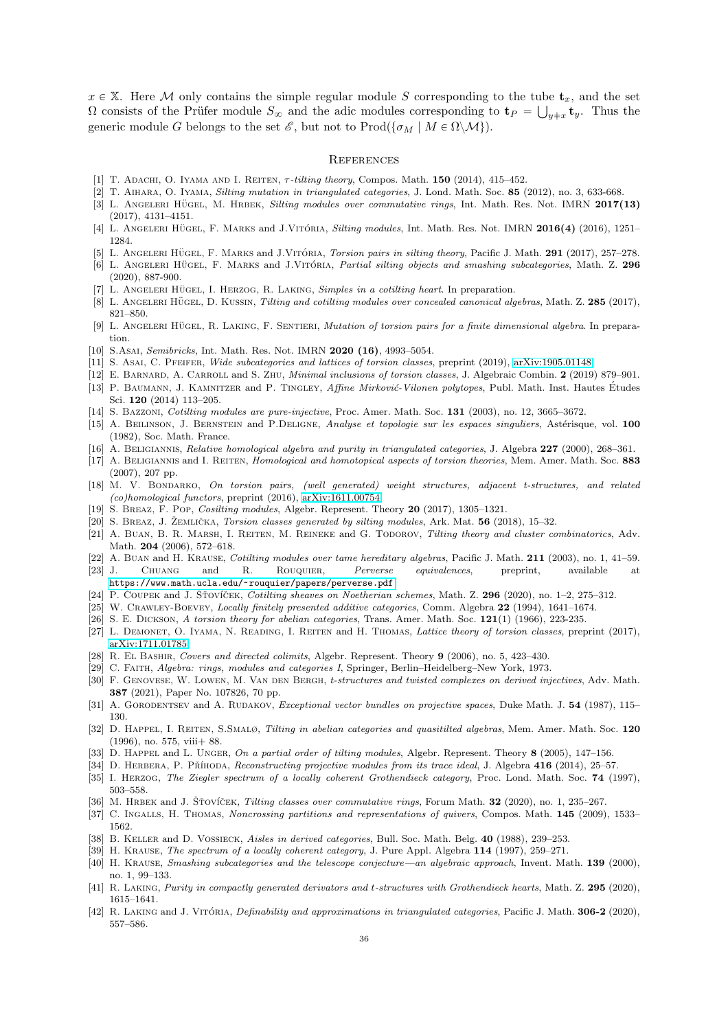$x \in \mathbb{X}$. Here $\mathcal{M}$ only contains the simple regular module $S$ corresponding to the tube $\mathbf{t}_x$, and the set $\Omega$ consists of the Prüfer module $S_\infty$ and the adic modules corresponding to $\mathbf{t}_P = \bigcup_{y \neq x} \mathbf{t}_y$. Thus the generic module $G$ belongs to the set $\mathscr{E}$, but not to $\mathrm{Prod}(\{\sigma_M \mid M \in \Omega \backslash \mathcal{M}\})$.

## References

[1] T. Adachi, O. Iyama and I. Reiten, *τ-tilting theory*, Compos. Math. **150** (2014), 415–452.

[2] T. Aihara, O. Iyama, *Silting mutation in triangulated categories*, J. Lond. Math. Soc. **85** (2012), no. 3, 633-668.

[3] L. Angeleri Hügel, M. Hrbek, *Silting modules over commutative rings*, Int. Math. Res. Not. IMRN **2017(13)** (2017), 4131–4151.

[4] L. Angeleri Hügel, F. Marks and J.Vitória, *Silting modules*, Int. Math. Res. Not. IMRN **2016(4)** (2016), 1251–1284.

[5] L. Angeleri Hügel, F. Marks and J.Vitória, *Torsion pairs in silting theory*, Pacific J. Math. **291** (2017), 257–278.

[6] L. Angeleri Hügel, F. Marks and J.Vitória, *Partial silting objects and smashing subcategories*, Math. Z. **296** (2020), 887-900.

[7] L. Angeleri Hügel, I. Herzog, R. Laking, *Simples in a cotilting heart*. In preparation.

[8] L. Angeleri Hügel, D. Kussin, *Tilting and cotilting modules over concealed canonical algebras*, Math. Z. **285** (2017), 821–850.

[9] L. Angeleri Hügel, R. Laking, F. Sentieri, *Mutation of torsion pairs for a finite dimensional algebra*. In preparation.

[10] S.Asai, *Semibricks*, Int. Math. Res. Not. IMRN **2020 (16)**, 4993–5054.

[11] S. Asai, C. Pfeifer, *Wide subcategories and lattices of torsion classes*, preprint (2019), arXiv:1905.01148.

[12] E. Barnard, A. Carroll and S. Zhu, *Minimal inclusions of torsion classes*, J. Algebraic Combin. **2** (2019) 879–901.

[13] P. Baumann, J. Kamnitzer and P. Tingley, *Affine Mirković-Vilonen polytopes*, Publ. Math. Inst. Hautes Études Sci. **120** (2014) 113–205.

[14] S. Bazzoni, *Cotilting modules are pure-injective*, Proc. Amer. Math. Soc. **131** (2003), no. 12, 3665–3672.

[15] A. Beilinson, J. Bernstein and P.Deligne, *Analyse et topologie sur les espaces singuliers*, Astérisque, vol. **100** (1982), Soc. Math. France.

[16] A. Beligiannis, *Relative homological algebra and purity in triangulated categories*, J. Algebra **227** (2000), 268–361.

[17] A. Beligiannis and I. Reiten, *Homological and homotopical aspects of torsion theories*, Mem. Amer. Math. Soc. **883** (2007), 207 pp.

[18] M. V. Bondarko, *On torsion pairs, (well generated) weight structures, adjacent t-structures, and related (co)homological functors*, preprint (2016), arXiv:1611.00754.

[19] S. Breaz, F. Pop, *Cosilting modules*, Algebr. Represent. Theory **20** (2017), 1305–1321.

[20] S. Breaz, J. Žemlička, *Torsion classes generated by silting modules*, Ark. Mat. **56** (2018), 15–32.

[21] A. Buan, B. R. Marsh, I. Reiten, M. Reineke and G. Todorov, *Tilting theory and cluster combinatorics*, Adv. Math. **204** (2006), 572–618.

[22] A. Buan and H. Krause, *Cotilting modules over tame hereditary algebras*, Pacific J. Math. **211** (2003), no. 1, 41–59.

[23] J. Chuang and R. Rouquier, *Perverse equivalences*, preprint, available at https://www.math.ucla.edu/~rouquier/papers/perverse.pdf.

[24] P. Coupek and J. Šťovíček, *Cotilting sheaves on Noetherian schemes*, Math. Z. **296** (2020), no. 1–2, 275–312.

[25] W. Crawley-Boevey, *Locally finitely presented additive categories*, Comm. Algebra **22** (1994), 1641–1674.

[26] S. E. Dickson, *A torsion theory for abelian categories*, Trans. Amer. Math. Soc. **121**(1) (1966), 223-235.

[27] L. Demonet, O. Iyama, N. Reading, I. Reiten and H. Thomas, *Lattice theory of torsion classes*, preprint (2017), arXiv:1711.01785.

[28] R. El Bashir, *Covers and directed colimits*, Algebr. Represent. Theory **9** (2006), no. 5, 423–430.

[29] C. Faith, *Algebra: rings, modules and categories I*, Springer, Berlin–Heidelberg–New York, 1973.

[30] F. Genovese, W. Lowen, M. Van den Bergh, *t-structures and twisted complexes on derived injectives*, Adv. Math. **387** (2021), Paper No. 107826, 70 pp.

[31] A. Gorodentsev and A. Rudakov, *Exceptional vector bundles on projective spaces*, Duke Math. J. **54** (1987), 115–130.

[32] D. Happel, I. Reiten, S.Smalø, *Tilting in abelian categories and quasitilted algebras*, Mem. Amer. Math. Soc. **120** (1996), no. 575, viii+ 88.

[33] D. Happel and L. Unger, *On a partial order of tilting modules*, Algebr. Represent. Theory **8** (2005), 147–156.

[34] D. Herbera, P. Příhoda, *Reconstructing projective modules from its trace ideal*, J. Algebra **416** (2014), 25–57.

[35] I. Herzog, *The Ziegler spectrum of a locally coherent Grothendieck category*, Proc. Lond. Math. Soc. **74** (1997), 503–558.

[36] M. Hrbek and J. Šťovíček, *Tilting classes over commutative rings*, Forum Math. **32** (2020), no. 1, 235–267.

[37] C. Ingalls, H. Thomas, *Noncrossing partitions and representations of quivers*, Compos. Math. **145** (2009), 1533–1562.

[38] B. Keller and D. Vossieck, *Aisles in derived categories*, Bull. Soc. Math. Belg. **40** (1988), 239–253.

[39] H. Krause, *The spectrum of a locally coherent category*, J. Pure Appl. Algebra **114** (1997), 259–271.

[40] H. Krause, *Smashing subcategories and the telescope conjecture—an algebraic approach*, Invent. Math. **139** (2000), no. 1, 99–133.

[41] R. Laking, *Purity in compactly generated derivators and t-structures with Grothendieck hearts*, Math. Z. **295** (2020), 1615–1641.

[42] R. Laking and J. Vitória, *Definability and approximations in triangulated categories*, Pacific J. Math. **306-2** (2020), 557–586.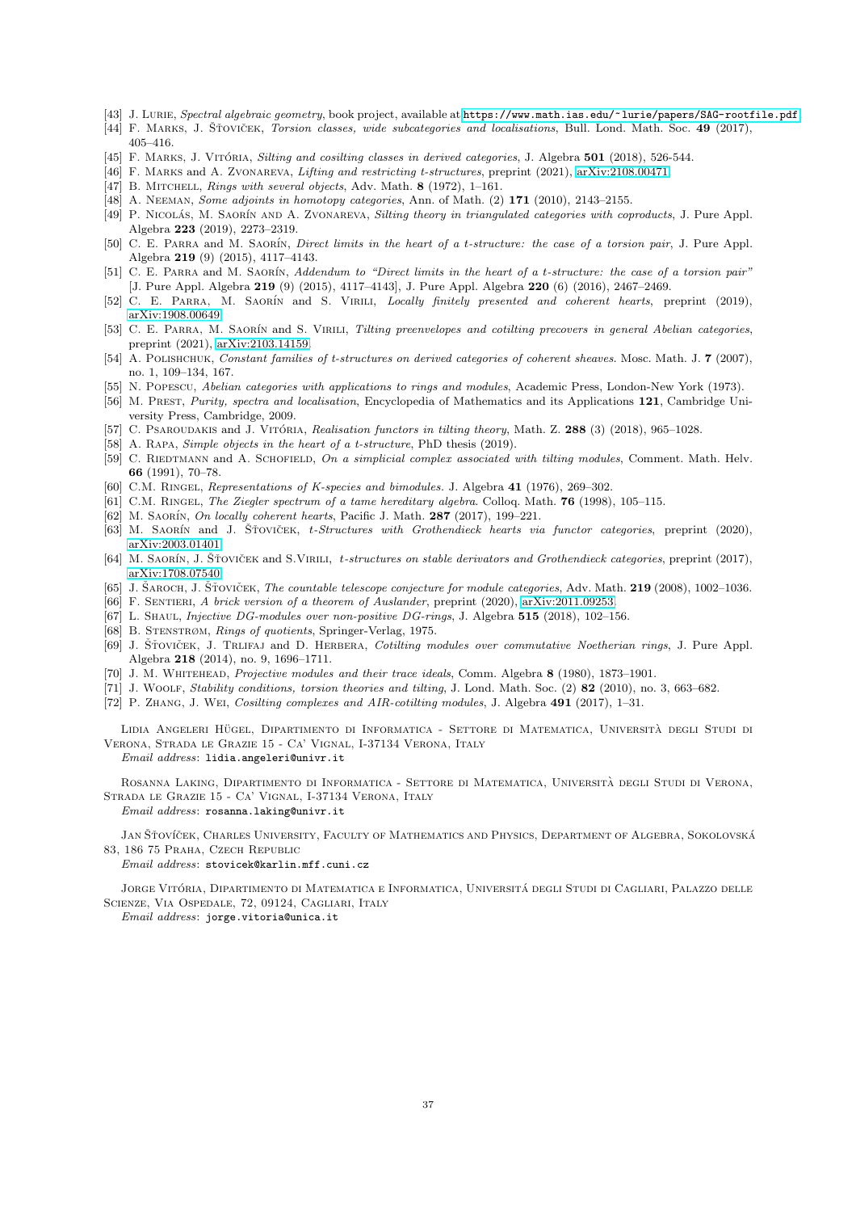[43] J. Lurie, *Spectral algebraic geometry*, book project, available at https://www.math.ias.edu/~lurie/papers/SAG-rootfile.pdf.

[44] F. Marks, J. Šťovíček, *Torsion classes, wide subcategories and localisations*, Bull. Lond. Math. Soc. **49** (2017), 405–416.

[45] F. Marks, J. Vitória, *Silting and cosilting classes in derived categories*, J. Algebra **501** (2018), 526-544.

[46] F. Marks and A. Zvonareva, *Lifting and restricting t-structures*, preprint (2021), arXiv:2108.00471.

[47] B. Mitchell, *Rings with several objects*, Adv. Math. **8** (1972), 1–161.

[48] A. Neeman, *Some adjoints in homotopy categories*, Ann. of Math. (2) **171** (2010), 2143–2155.

[49] P. Nicolás, M. Saorín and A. Zvonareva, *Silting theory in triangulated categories with coproducts*, J. Pure Appl. Algebra **223** (2019), 2273–2319.

[50] C. E. Parra and M. Saorín, *Direct limits in the heart of a t-structure: the case of a torsion pair*, J. Pure Appl. Algebra **219** (9) (2015), 4117–4143.

[51] C. E. Parra and M. Saorín, *Addendum to "Direct limits in the heart of a t-structure: the case of a torsion pair"* [J. Pure Appl. Algebra **219** (9) (2015), 4117–4143], J. Pure Appl. Algebra **220** (6) (2016), 2467–2469.

[52] C. E. Parra, M. Saorín and S. Virili, *Locally finitely presented and coherent hearts*, preprint (2019), arXiv:1908.00649.

[53] C. E. Parra, M. Saorín and S. Virili, *Tilting preenvelopes and cotilting precovers in general Abelian categories*, preprint (2021), arXiv:2103.14159.

[54] A. Polishchuk, *Constant families of t-structures on derived categories of coherent sheaves*. Mosc. Math. J. **7** (2007), no. 1, 109–134, 167.

[55] N. Popescu, *Abelian categories with applications to rings and modules*, Academic Press, London-New York (1973).

[56] M. Prest, *Purity, spectra and localisation*, Encyclopedia of Mathematics and its Applications **121**, Cambridge University Press, Cambridge, 2009.

[57] C. Psaroudakis and J. Vitória, *Realisation functors in tilting theory*, Math. Z. **288** (3) (2018), 965–1028.

[58] A. Rapa, *Simple objects in the heart of a t-structure*, PhD thesis (2019).

[59] C. Riedtmann and A. Schofield, *On a simplicial complex associated with tilting modules*, Comment. Math. Helv. **66** (1991), 70–78.

[60] C.M. Ringel, *Representations of K-species and bimodules.* J. Algebra **41** (1976), 269–302.

[61] C.M. Ringel, *The Ziegler spectrum of a tame hereditary algebra*. Colloq. Math. **76** (1998), 105–115.

[62] M. Saorín, *On locally coherent hearts*, Pacific J. Math. **287** (2017), 199–221.

[63] M. Saorín and J. Šťovíček, *t-Structures with Grothendieck hearts via functor categories*, preprint (2020), arXiv:2003.01401.

[64] M. Saorín, J. Šťovíček and S.Virili, *t-structures on stable derivators and Grothendieck categories*, preprint (2017), arXiv:1708.07540.

[65] J. Šaroch, J. Šťovíček, *The countable telescope conjecture for module categories*, Adv. Math. **219** (2008), 1002–1036.

[66] F. Sentieri, *A brick version of a theorem of Auslander*, preprint (2020), arXiv:2011.09253.

[67] L. Shaul, *Injective DG-modules over non-positive DG-rings*, J. Algebra **515** (2018), 102–156.

[68] B. Stenstrøm, *Rings of quotients*, Springer-Verlag, 1975.

[69] J. Šťovíček, J. Trlifaj and D. Herbera, *Cotilting modules over commutative Noetherian rings*, J. Pure Appl. Algebra **218** (2014), no. 9, 1696–1711.

[70] J. M. Whitehead, *Projective modules and their trace ideals*, Comm. Algebra **8** (1980), 1873–1901.

[71] J. Woolf, *Stability conditions, torsion theories and tilting*, J. Lond. Math. Soc. (2) **82** (2010), no. 3, 663–682.

[72] P. Zhang, J. Wei, *Cosilting complexes and AIR-cotilting modules*, J. Algebra **491** (2017), 1–31.

Lidia Angeleri Hügel, Dipartimento di Informatica - Settore di Matematica, Università degli Studi di Verona, Strada le Grazie 15 - Ca' Vignal, I-37134 Verona, Italy
*Email address*: lidia.angeleri@univr.it

Rosanna Laking, Dipartimento di Informatica - Settore di Matematica, Università degli Studi di Verona, Strada le Grazie 15 - Ca' Vignal, I-37134 Verona, Italy
*Email address*: rosanna.laking@univr.it

Jan Šťovíček, Charles University, Faculty of Mathematics and Physics, Department of Algebra, Sokolovská 83, 186 75 Praha, Czech Republic
*Email address*: stovicek@karlin.mff.cuni.cz

Jorge Vitória, Dipartimento di Matematica e Informatica, Universitá degli Studi di Cagliari, Palazzo delle Scienze, Via Ospedale, 72, 09124, Cagliari, Italy
*Email address*: jorge.vitoria@unica.it